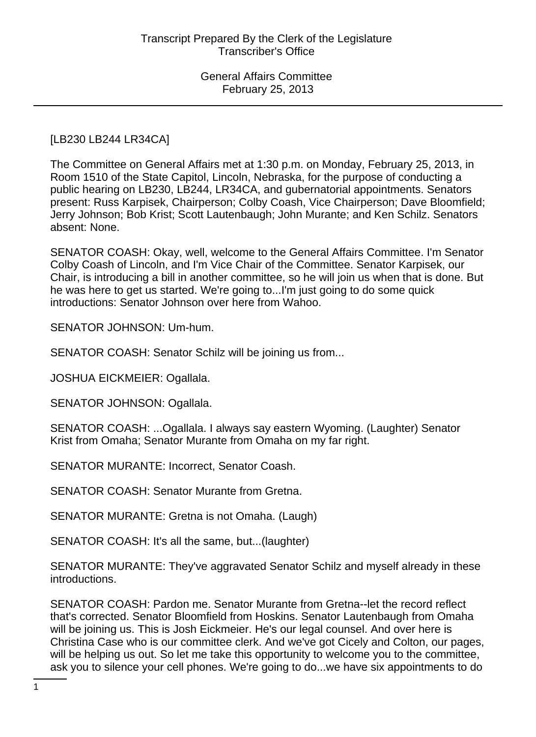[LB230 LB244 LR34CA]

The Committee on General Affairs met at 1:30 p.m. on Monday, February 25, 2013, in Room 1510 of the State Capitol, Lincoln, Nebraska, for the purpose of conducting a public hearing on LB230, LB244, LR34CA, and gubernatorial appointments. Senators present: Russ Karpisek, Chairperson; Colby Coash, Vice Chairperson; Dave Bloomfield; Jerry Johnson; Bob Krist; Scott Lautenbaugh; John Murante; and Ken Schilz. Senators absent: None.

SENATOR COASH: Okay, well, welcome to the General Affairs Committee. I'm Senator Colby Coash of Lincoln, and I'm Vice Chair of the Committee. Senator Karpisek, our Chair, is introducing a bill in another committee, so he will join us when that is done. But he was here to get us started. We're going to...I'm just going to do some quick introductions: Senator Johnson over here from Wahoo.

SENATOR JOHNSON: Um-hum.

SENATOR COASH: Senator Schilz will be joining us from...

JOSHUA EICKMEIER: Ogallala.

SENATOR JOHNSON: Ogallala.

SENATOR COASH: ...Ogallala. I always say eastern Wyoming. (Laughter) Senator Krist from Omaha; Senator Murante from Omaha on my far right.

SENATOR MURANTE: Incorrect, Senator Coash.

SENATOR COASH: Senator Murante from Gretna.

SENATOR MURANTE: Gretna is not Omaha. (Laugh)

SENATOR COASH: It's all the same, but...(laughter)

SENATOR MURANTE: They've aggravated Senator Schilz and myself already in these introductions.

SENATOR COASH: Pardon me. Senator Murante from Gretna--let the record reflect that's corrected. Senator Bloomfield from Hoskins. Senator Lautenbaugh from Omaha will be joining us. This is Josh Eickmeier. He's our legal counsel. And over here is Christina Case who is our committee clerk. And we've got Cicely and Colton, our pages, will be helping us out. So let me take this opportunity to welcome you to the committee, ask you to silence your cell phones. We're going to do...we have six appointments to do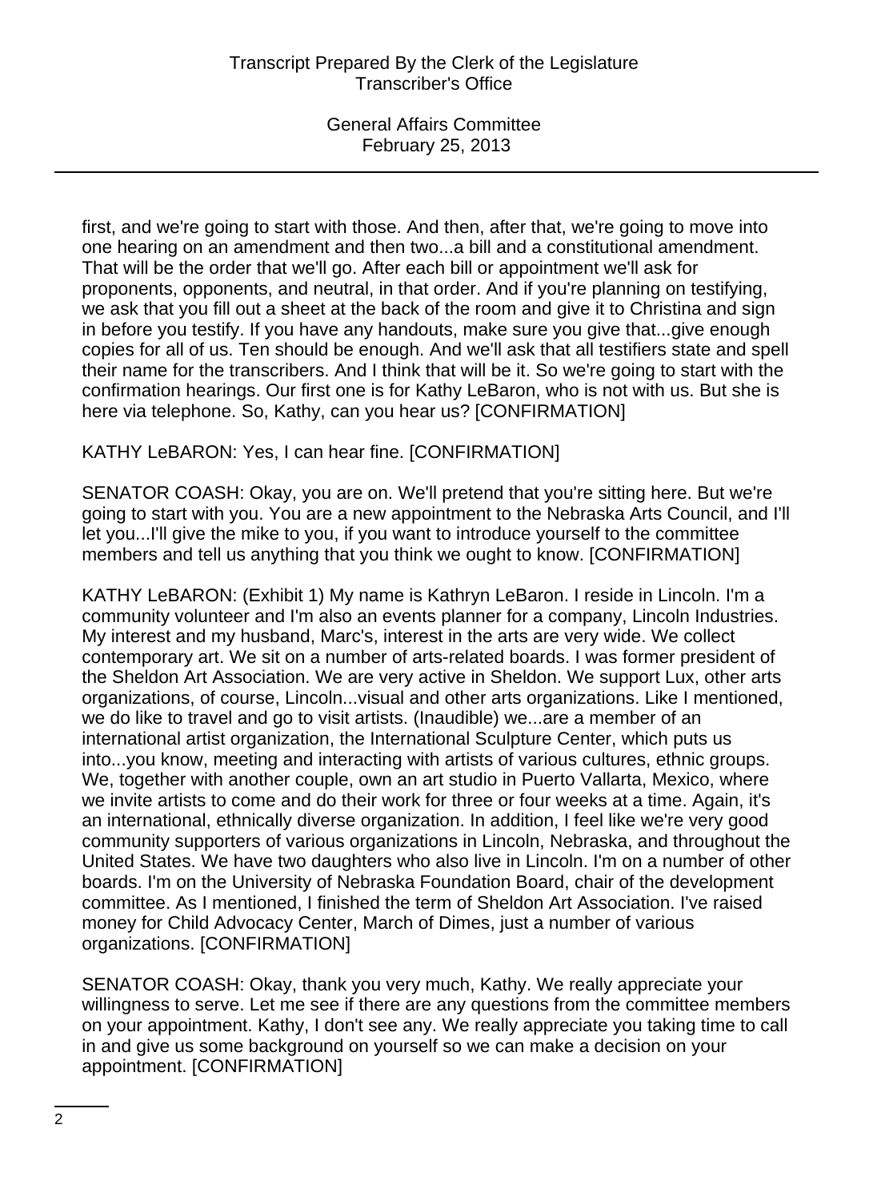first, and we're going to start with those. And then, after that, we're going to move into one hearing on an amendment and then two...a bill and a constitutional amendment. That will be the order that we'll go. After each bill or appointment we'll ask for proponents, opponents, and neutral, in that order. And if you're planning on testifying, we ask that you fill out a sheet at the back of the room and give it to Christina and sign in before you testify. If you have any handouts, make sure you give that...give enough copies for all of us. Ten should be enough. And we'll ask that all testifiers state and spell their name for the transcribers. And I think that will be it. So we're going to start with the confirmation hearings. Our first one is for Kathy LeBaron, who is not with us. But she is here via telephone. So, Kathy, can you hear us? [CONFIRMATION]

KATHY LeBARON: Yes, I can hear fine. [CONFIRMATION]

SENATOR COASH: Okay, you are on. We'll pretend that you're sitting here. But we're going to start with you. You are a new appointment to the Nebraska Arts Council, and I'll let you...I'll give the mike to you, if you want to introduce yourself to the committee members and tell us anything that you think we ought to know. [CONFIRMATION]

KATHY LeBARON: (Exhibit 1) My name is Kathryn LeBaron. I reside in Lincoln. I'm a community volunteer and I'm also an events planner for a company, Lincoln Industries. My interest and my husband, Marc's, interest in the arts are very wide. We collect contemporary art. We sit on a number of arts-related boards. I was former president of the Sheldon Art Association. We are very active in Sheldon. We support Lux, other arts organizations, of course, Lincoln...visual and other arts organizations. Like I mentioned, we do like to travel and go to visit artists. (Inaudible) we...are a member of an international artist organization, the International Sculpture Center, which puts us into...you know, meeting and interacting with artists of various cultures, ethnic groups. We, together with another couple, own an art studio in Puerto Vallarta, Mexico, where we invite artists to come and do their work for three or four weeks at a time. Again, it's an international, ethnically diverse organization. In addition, I feel like we're very good community supporters of various organizations in Lincoln, Nebraska, and throughout the United States. We have two daughters who also live in Lincoln. I'm on a number of other boards. I'm on the University of Nebraska Foundation Board, chair of the development committee. As I mentioned, I finished the term of Sheldon Art Association. I've raised money for Child Advocacy Center, March of Dimes, just a number of various organizations. [CONFIRMATION]

SENATOR COASH: Okay, thank you very much, Kathy. We really appreciate your willingness to serve. Let me see if there are any questions from the committee members on your appointment. Kathy, I don't see any. We really appreciate you taking time to call in and give us some background on yourself so we can make a decision on your appointment. [CONFIRMATION]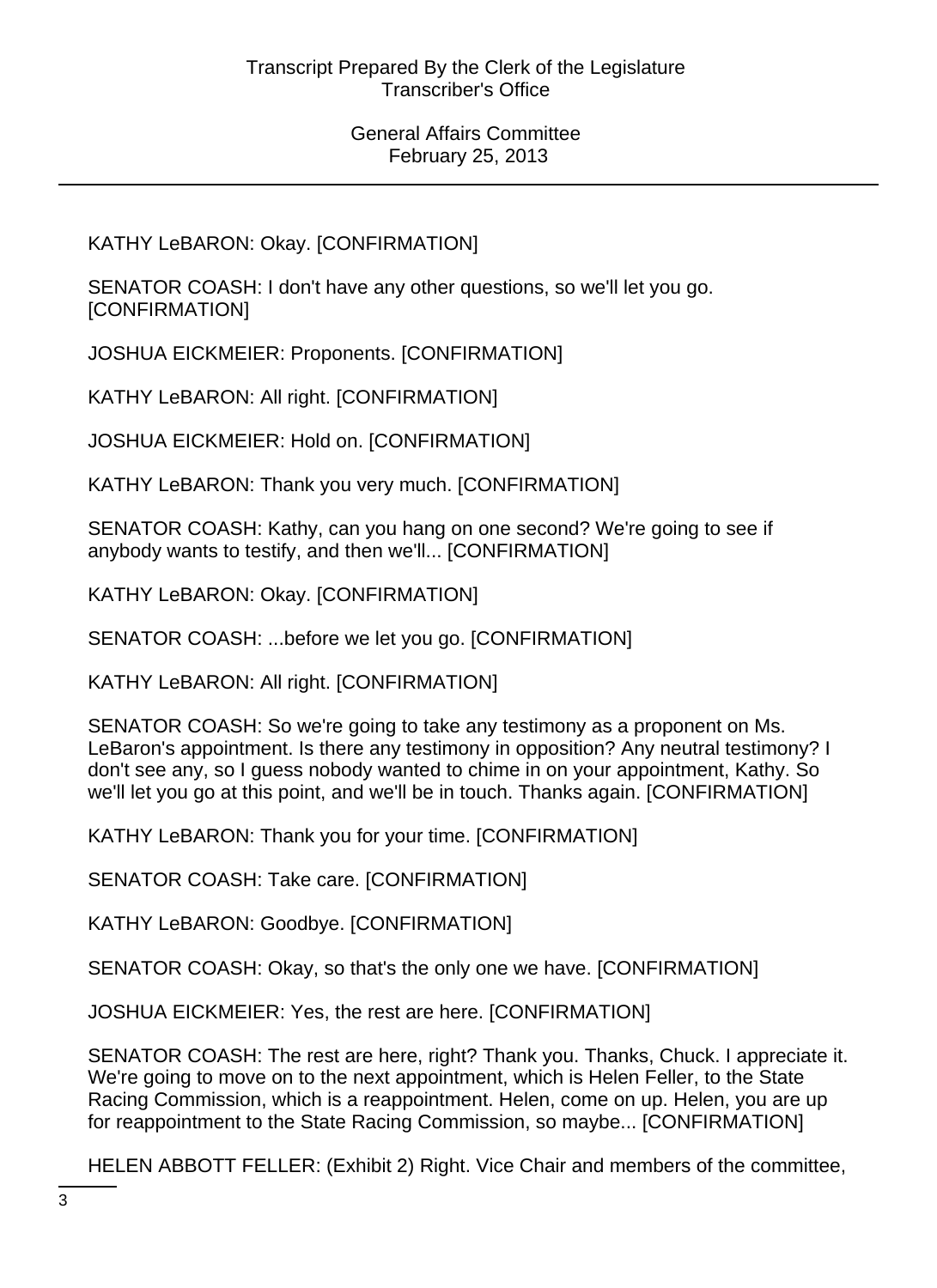KATHY LeBARON: Okay. [CONFIRMATION]

SENATOR COASH: I don't have any other questions, so we'll let you go. [CONFIRMATION]

JOSHUA EICKMEIER: Proponents. [CONFIRMATION]

KATHY LeBARON: All right. [CONFIRMATION]

JOSHUA EICKMEIER: Hold on. [CONFIRMATION]

KATHY LeBARON: Thank you very much. [CONFIRMATION]

SENATOR COASH: Kathy, can you hang on one second? We're going to see if anybody wants to testify, and then we'll... [CONFIRMATION]

KATHY LeBARON: Okay. [CONFIRMATION]

SENATOR COASH: ...before we let you go. [CONFIRMATION]

KATHY LeBARON: All right. [CONFIRMATION]

SENATOR COASH: So we're going to take any testimony as a proponent on Ms. LeBaron's appointment. Is there any testimony in opposition? Any neutral testimony? I don't see any, so I guess nobody wanted to chime in on your appointment, Kathy. So we'll let you go at this point, and we'll be in touch. Thanks again. [CONFIRMATION]

KATHY LeBARON: Thank you for your time. [CONFIRMATION]

SENATOR COASH: Take care. [CONFIRMATION]

KATHY LeBARON: Goodbye. [CONFIRMATION]

SENATOR COASH: Okay, so that's the only one we have. [CONFIRMATION]

JOSHUA EICKMEIER: Yes, the rest are here. [CONFIRMATION]

SENATOR COASH: The rest are here, right? Thank you. Thanks, Chuck. I appreciate it. We're going to move on to the next appointment, which is Helen Feller, to the State Racing Commission, which is a reappointment. Helen, come on up. Helen, you are up for reappointment to the State Racing Commission, so maybe... [CONFIRMATION]

HELEN ABBOTT FELLER: (Exhibit 2) Right. Vice Chair and members of the committee,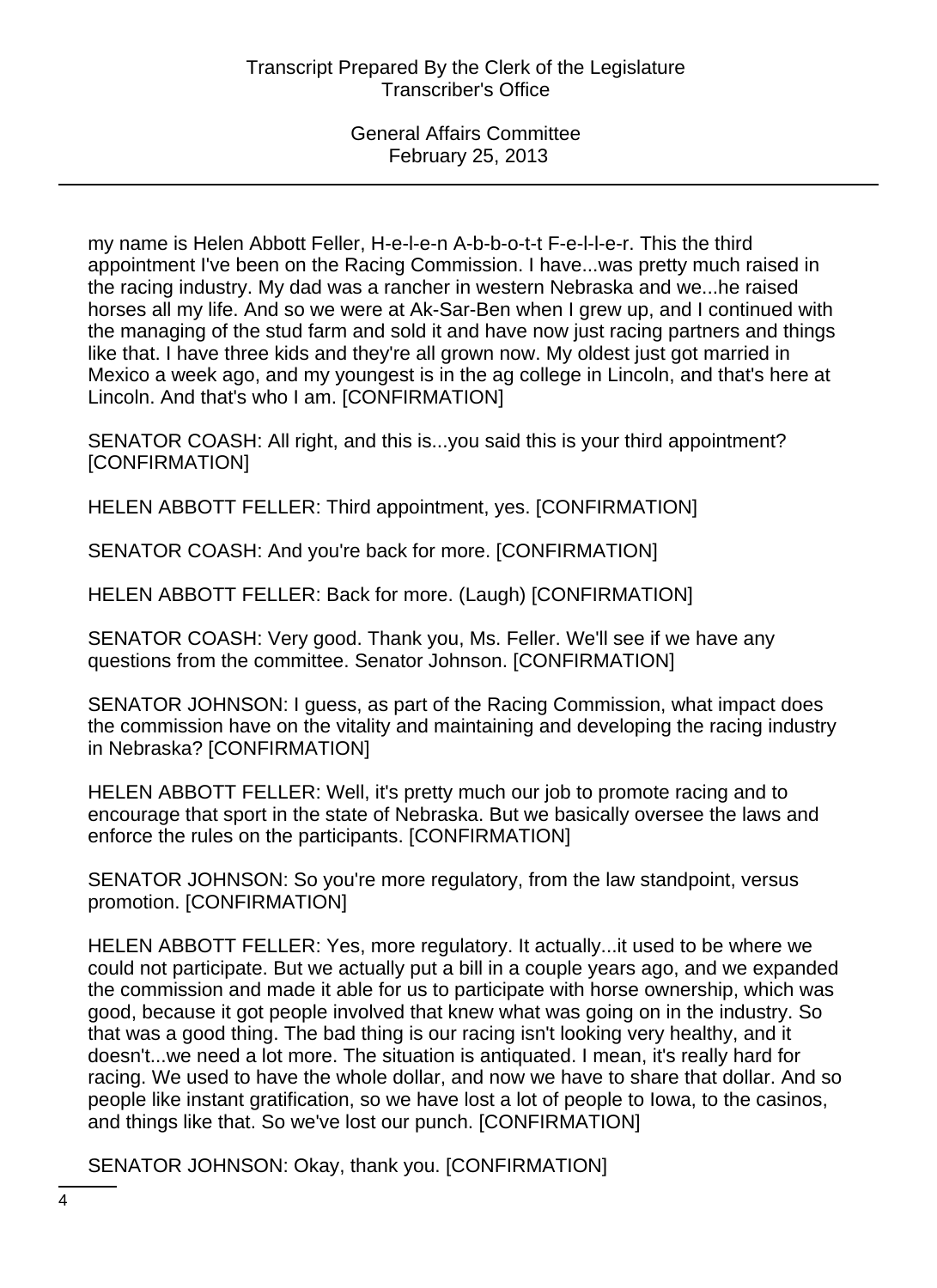my name is Helen Abbott Feller, H-e-l-e-n A-b-b-o-t-t F-e-l-l-e-r. This the third appointment I've been on the Racing Commission. I have...was pretty much raised in the racing industry. My dad was a rancher in western Nebraska and we...he raised horses all my life. And so we were at Ak-Sar-Ben when I grew up, and I continued with the managing of the stud farm and sold it and have now just racing partners and things like that. I have three kids and they're all grown now. My oldest just got married in Mexico a week ago, and my youngest is in the ag college in Lincoln, and that's here at Lincoln. And that's who I am. [CONFIRMATION]

SENATOR COASH: All right, and this is...you said this is your third appointment? [CONFIRMATION]

HELEN ABBOTT FELLER: Third appointment, yes. [CONFIRMATION]

SENATOR COASH: And you're back for more. [CONFIRMATION]

HELEN ABBOTT FELLER: Back for more. (Laugh) [CONFIRMATION]

SENATOR COASH: Very good. Thank you, Ms. Feller. We'll see if we have any questions from the committee. Senator Johnson. [CONFIRMATION]

SENATOR JOHNSON: I guess, as part of the Racing Commission, what impact does the commission have on the vitality and maintaining and developing the racing industry in Nebraska? [CONFIRMATION]

HELEN ABBOTT FELLER: Well, it's pretty much our job to promote racing and to encourage that sport in the state of Nebraska. But we basically oversee the laws and enforce the rules on the participants. [CONFIRMATION]

SENATOR JOHNSON: So you're more regulatory, from the law standpoint, versus promotion. [CONFIRMATION]

HELEN ABBOTT FELLER: Yes, more regulatory. It actually...it used to be where we could not participate. But we actually put a bill in a couple years ago, and we expanded the commission and made it able for us to participate with horse ownership, which was good, because it got people involved that knew what was going on in the industry. So that was a good thing. The bad thing is our racing isn't looking very healthy, and it doesn't...we need a lot more. The situation is antiquated. I mean, it's really hard for racing. We used to have the whole dollar, and now we have to share that dollar. And so people like instant gratification, so we have lost a lot of people to Iowa, to the casinos, and things like that. So we've lost our punch. [CONFIRMATION]

SENATOR JOHNSON: Okay, thank you. [CONFIRMATION]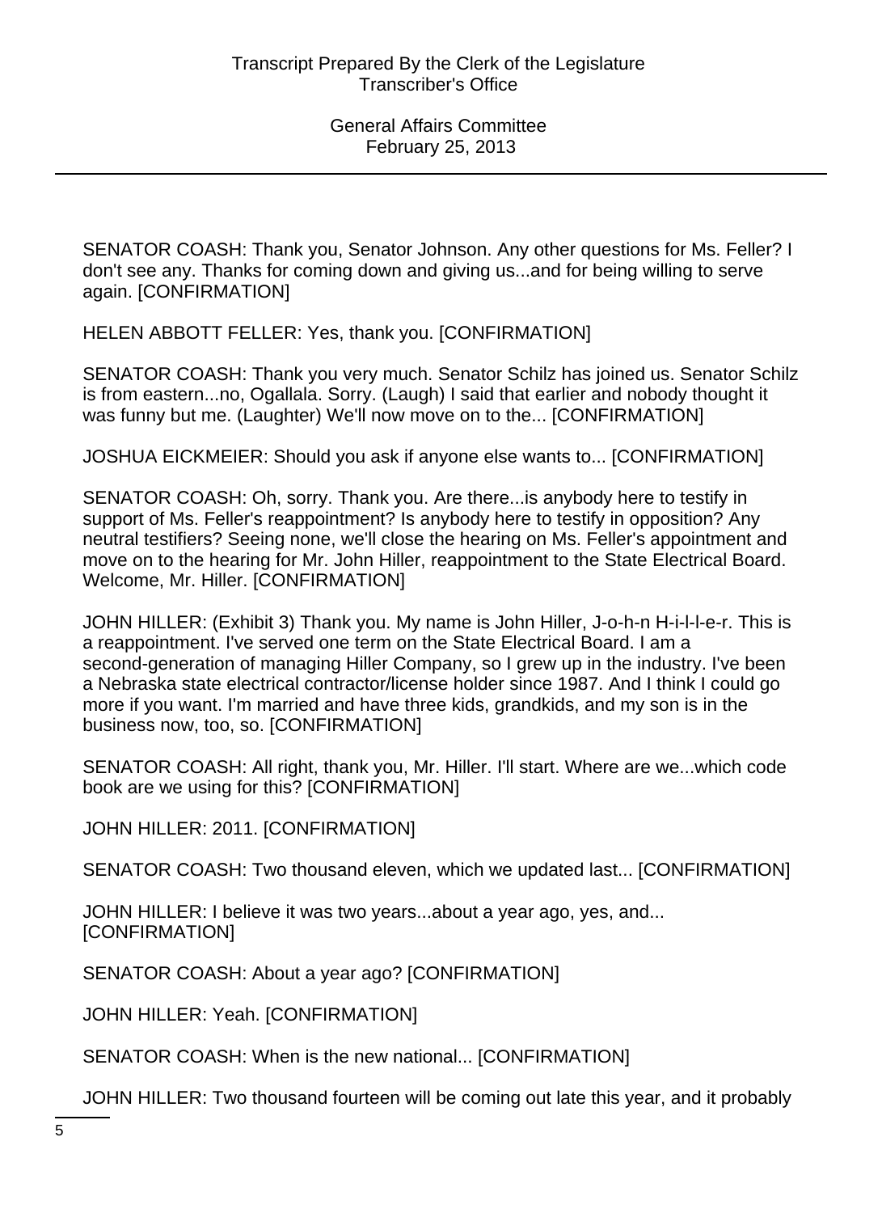SENATOR COASH: Thank you, Senator Johnson. Any other questions for Ms. Feller? I don't see any. Thanks for coming down and giving us...and for being willing to serve again. [CONFIRMATION]

HELEN ABBOTT FELLER: Yes, thank you. [CONFIRMATION]

SENATOR COASH: Thank you very much. Senator Schilz has joined us. Senator Schilz is from eastern...no, Ogallala. Sorry. (Laugh) I said that earlier and nobody thought it was funny but me. (Laughter) We'll now move on to the... [CONFIRMATION]

JOSHUA EICKMEIER: Should you ask if anyone else wants to... [CONFIRMATION]

SENATOR COASH: Oh, sorry. Thank you. Are there...is anybody here to testify in support of Ms. Feller's reappointment? Is anybody here to testify in opposition? Any neutral testifiers? Seeing none, we'll close the hearing on Ms. Feller's appointment and move on to the hearing for Mr. John Hiller, reappointment to the State Electrical Board. Welcome, Mr. Hiller. [CONFIRMATION]

JOHN HILLER: (Exhibit 3) Thank you. My name is John Hiller, J-o-h-n H-i-l-l-e-r. This is a reappointment. I've served one term on the State Electrical Board. I am a second-generation of managing Hiller Company, so I grew up in the industry. I've been a Nebraska state electrical contractor/license holder since 1987. And I think I could go more if you want. I'm married and have three kids, grandkids, and my son is in the business now, too, so. [CONFIRMATION]

SENATOR COASH: All right, thank you, Mr. Hiller. I'll start. Where are we...which code book are we using for this? [CONFIRMATION]

JOHN HILLER: 2011. [CONFIRMATION]

SENATOR COASH: Two thousand eleven, which we updated last... [CONFIRMATION]

JOHN HILLER: I believe it was two years...about a year ago, yes, and... [CONFIRMATION]

SENATOR COASH: About a year ago? [CONFIRMATION]

JOHN HILLER: Yeah. [CONFIRMATION]

SENATOR COASH: When is the new national... [CONFIRMATION]

JOHN HILLER: Two thousand fourteen will be coming out late this year, and it probably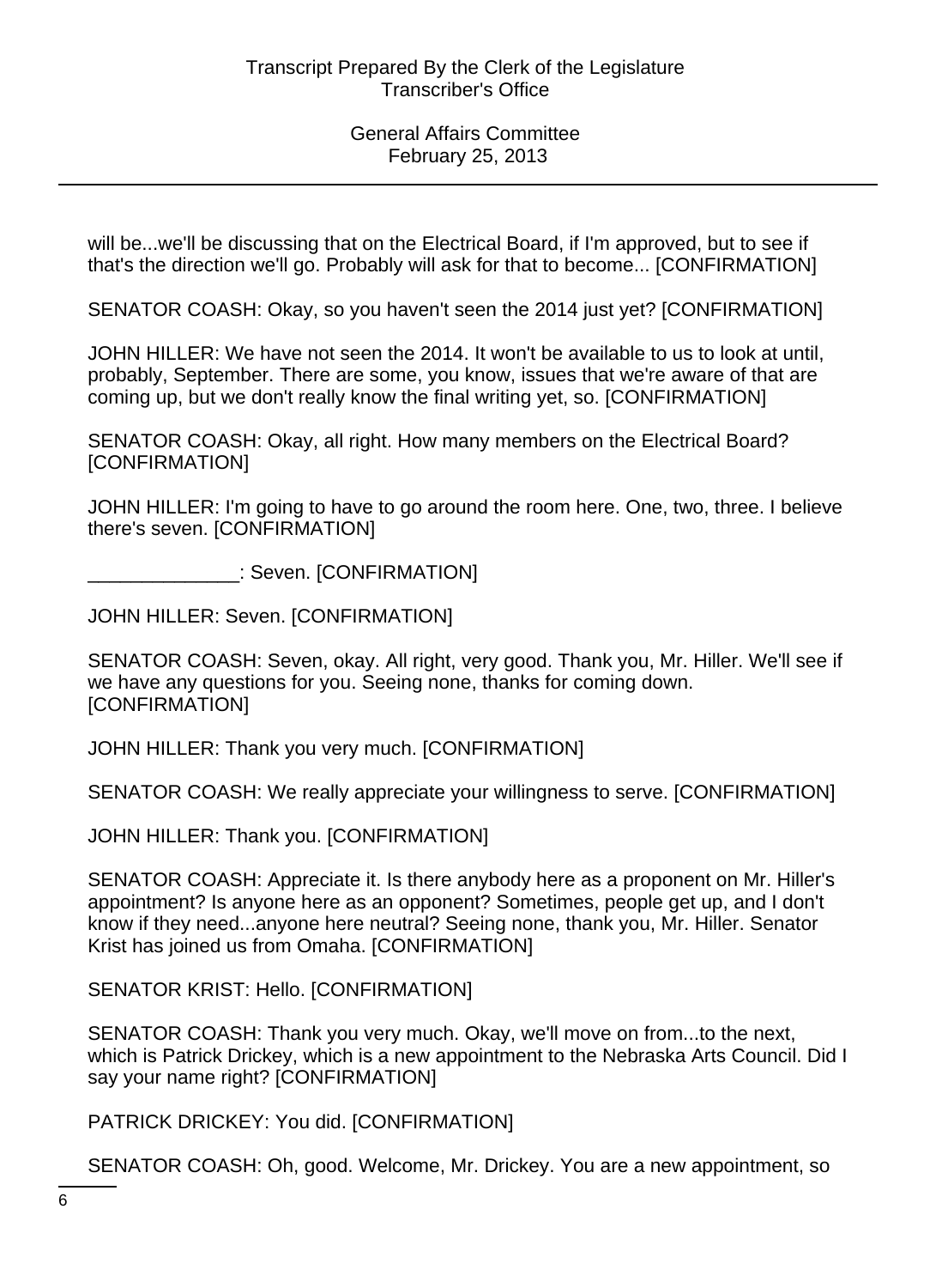will be...we'll be discussing that on the Electrical Board, if I'm approved, but to see if that's the direction we'll go. Probably will ask for that to become... [CONFIRMATION]

SENATOR COASH: Okay, so you haven't seen the 2014 just yet? [CONFIRMATION]

JOHN HILLER: We have not seen the 2014. It won't be available to us to look at until, probably, September. There are some, you know, issues that we're aware of that are coming up, but we don't really know the final writing yet, so. [CONFIRMATION]

SENATOR COASH: Okay, all right. How many members on the Electrical Board? [CONFIRMATION]

JOHN HILLER: I'm going to have to go around the room here. One, two, three. I believe there's seven. [CONFIRMATION]

______________: Seven. [CONFIRMATION]

JOHN HILLER: Seven. [CONFIRMATION]

SENATOR COASH: Seven, okay. All right, very good. Thank you, Mr. Hiller. We'll see if we have any questions for you. Seeing none, thanks for coming down. [CONFIRMATION]

JOHN HILLER: Thank you very much. [CONFIRMATION]

SENATOR COASH: We really appreciate your willingness to serve. [CONFIRMATION]

JOHN HILLER: Thank you. [CONFIRMATION]

SENATOR COASH: Appreciate it. Is there anybody here as a proponent on Mr. Hiller's appointment? Is anyone here as an opponent? Sometimes, people get up, and I don't know if they need...anyone here neutral? Seeing none, thank you, Mr. Hiller. Senator Krist has joined us from Omaha. [CONFIRMATION]

SENATOR KRIST: Hello. [CONFIRMATION]

SENATOR COASH: Thank you very much. Okay, we'll move on from...to the next, which is Patrick Drickey, which is a new appointment to the Nebraska Arts Council. Did I say your name right? [CONFIRMATION]

PATRICK DRICKEY: You did. [CONFIRMATION]

SENATOR COASH: Oh, good. Welcome, Mr. Drickey. You are a new appointment, so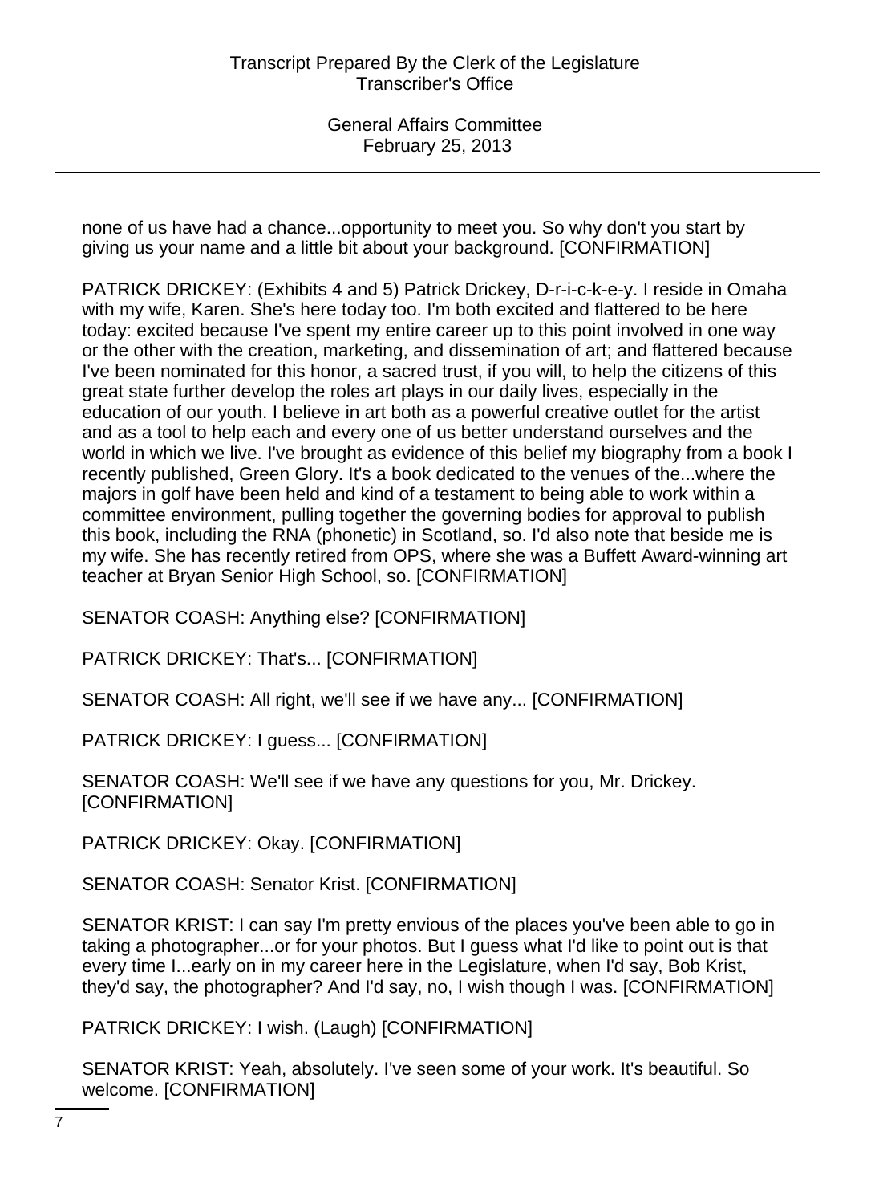none of us have had a chance...opportunity to meet you. So why don't you start by giving us your name and a little bit about your background. [CONFIRMATION]

PATRICK DRICKEY: (Exhibits 4 and 5) Patrick Drickey, D-r-i-c-k-e-y. I reside in Omaha with my wife, Karen. She's here today too. I'm both excited and flattered to be here today: excited because I've spent my entire career up to this point involved in one way or the other with the creation, marketing, and dissemination of art; and flattered because I've been nominated for this honor, a sacred trust, if you will, to help the citizens of this great state further develop the roles art plays in our daily lives, especially in the education of our youth. I believe in art both as a powerful creative outlet for the artist and as a tool to help each and every one of us better understand ourselves and the world in which we live. I've brought as evidence of this belief my biography from a book I recently published, Green Glory. It's a book dedicated to the venues of the...where the majors in golf have been held and kind of a testament to being able to work within a committee environment, pulling together the governing bodies for approval to publish this book, including the RNA (phonetic) in Scotland, so. I'd also note that beside me is my wife. She has recently retired from OPS, where she was a Buffett Award-winning art teacher at Bryan Senior High School, so. [CONFIRMATION]

SENATOR COASH: Anything else? [CONFIRMATION]

PATRICK DRICKEY: That's... [CONFIRMATION]

SENATOR COASH: All right, we'll see if we have any... [CONFIRMATION]

PATRICK DRICKEY: I guess... [CONFIRMATION]

SENATOR COASH: We'll see if we have any questions for you, Mr. Drickey. [CONFIRMATION]

PATRICK DRICKEY: Okay. [CONFIRMATION]

SENATOR COASH: Senator Krist. [CONFIRMATION]

SENATOR KRIST: I can say I'm pretty envious of the places you've been able to go in taking a photographer...or for your photos. But I guess what I'd like to point out is that every time I...early on in my career here in the Legislature, when I'd say, Bob Krist, they'd say, the photographer? And I'd say, no, I wish though I was. [CONFIRMATION]

PATRICK DRICKEY: I wish. (Laugh) [CONFIRMATION]

SENATOR KRIST: Yeah, absolutely. I've seen some of your work. It's beautiful. So welcome. [CONFIRMATION]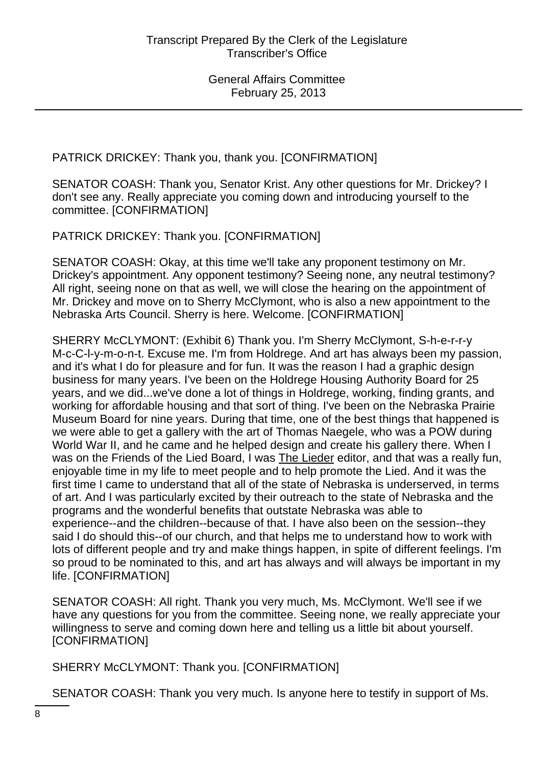PATRICK DRICKEY: Thank you, thank you. [CONFIRMATION]

SENATOR COASH: Thank you, Senator Krist. Any other questions for Mr. Drickey? I don't see any. Really appreciate you coming down and introducing yourself to the committee. [CONFIRMATION]

PATRICK DRICKEY: Thank you. [CONFIRMATION]

SENATOR COASH: Okay, at this time we'll take any proponent testimony on Mr. Drickey's appointment. Any opponent testimony? Seeing none, any neutral testimony? All right, seeing none on that as well, we will close the hearing on the appointment of Mr. Drickey and move on to Sherry McClymont, who is also a new appointment to the Nebraska Arts Council. Sherry is here. Welcome. [CONFIRMATION]

SHERRY McCLYMONT: (Exhibit 6) Thank you. I'm Sherry McClymont, S-h-e-r-r-y M-c-C-l-y-m-o-n-t. Excuse me. I'm from Holdrege. And art has always been my passion, and it's what I do for pleasure and for fun. It was the reason I had a graphic design business for many years. I've been on the Holdrege Housing Authority Board for 25 years, and we did...we've done a lot of things in Holdrege, working, finding grants, and working for affordable housing and that sort of thing. I've been on the Nebraska Prairie Museum Board for nine years. During that time, one of the best things that happened is we were able to get a gallery with the art of Thomas Naegele, who was a POW during World War II, and he came and he helped design and create his gallery there. When I was on the Friends of the Lied Board, I was The Lieder editor, and that was a really fun, enjoyable time in my life to meet people and to help promote the Lied. And it was the first time I came to understand that all of the state of Nebraska is underserved, in terms of art. And I was particularly excited by their outreach to the state of Nebraska and the programs and the wonderful benefits that outstate Nebraska was able to experience--and the children--because of that. I have also been on the session--they said I do should this--of our church, and that helps me to understand how to work with lots of different people and try and make things happen, in spite of different feelings. I'm so proud to be nominated to this, and art has always and will always be important in my life. [CONFIRMATION]

SENATOR COASH: All right. Thank you very much, Ms. McClymont. We'll see if we have any questions for you from the committee. Seeing none, we really appreciate your willingness to serve and coming down here and telling us a little bit about yourself. [CONFIRMATION]

SHERRY McCLYMONT: Thank you. [CONFIRMATION]

SENATOR COASH: Thank you very much. Is anyone here to testify in support of Ms.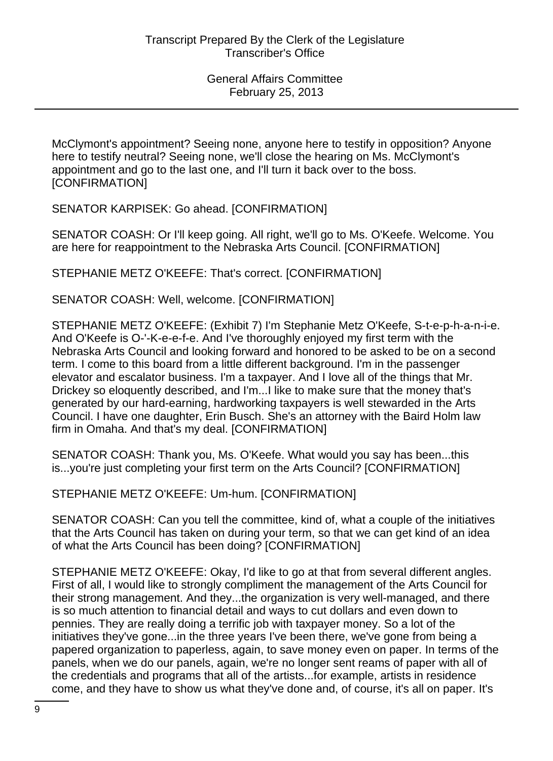McClymont's appointment? Seeing none, anyone here to testify in opposition? Anyone here to testify neutral? Seeing none, we'll close the hearing on Ms. McClymont's appointment and go to the last one, and I'll turn it back over to the boss. [CONFIRMATION]

SENATOR KARPISEK: Go ahead. [CONFIRMATION]

SENATOR COASH: Or I'll keep going. All right, we'll go to Ms. O'Keefe. Welcome. You are here for reappointment to the Nebraska Arts Council. [CONFIRMATION]

STEPHANIE METZ O'KEEFE: That's correct. [CONFIRMATION]

SENATOR COASH: Well, welcome. [CONFIRMATION]

STEPHANIE METZ O'KEEFE: (Exhibit 7) I'm Stephanie Metz O'Keefe, S-t-e-p-h-a-n-i-e. And O'Keefe is O-'-K-e-e-f-e. And I've thoroughly enjoyed my first term with the Nebraska Arts Council and looking forward and honored to be asked to be on a second term. I come to this board from a little different background. I'm in the passenger elevator and escalator business. I'm a taxpayer. And I love all of the things that Mr. Drickey so eloquently described, and I'm...I like to make sure that the money that's generated by our hard-earning, hardworking taxpayers is well stewarded in the Arts Council. I have one daughter, Erin Busch. She's an attorney with the Baird Holm law firm in Omaha. And that's my deal. [CONFIRMATION]

SENATOR COASH: Thank you, Ms. O'Keefe. What would you say has been...this is...you're just completing your first term on the Arts Council? [CONFIRMATION]

STEPHANIE METZ O'KEEFE: Um-hum. [CONFIRMATION]

SENATOR COASH: Can you tell the committee, kind of, what a couple of the initiatives that the Arts Council has taken on during your term, so that we can get kind of an idea of what the Arts Council has been doing? [CONFIRMATION]

STEPHANIE METZ O'KEEFE: Okay, I'd like to go at that from several different angles. First of all, I would like to strongly compliment the management of the Arts Council for their strong management. And they...the organization is very well-managed, and there is so much attention to financial detail and ways to cut dollars and even down to pennies. They are really doing a terrific job with taxpayer money. So a lot of the initiatives they've gone...in the three years I've been there, we've gone from being a papered organization to paperless, again, to save money even on paper. In terms of the panels, when we do our panels, again, we're no longer sent reams of paper with all of the credentials and programs that all of the artists...for example, artists in residence come, and they have to show us what they've done and, of course, it's all on paper. It's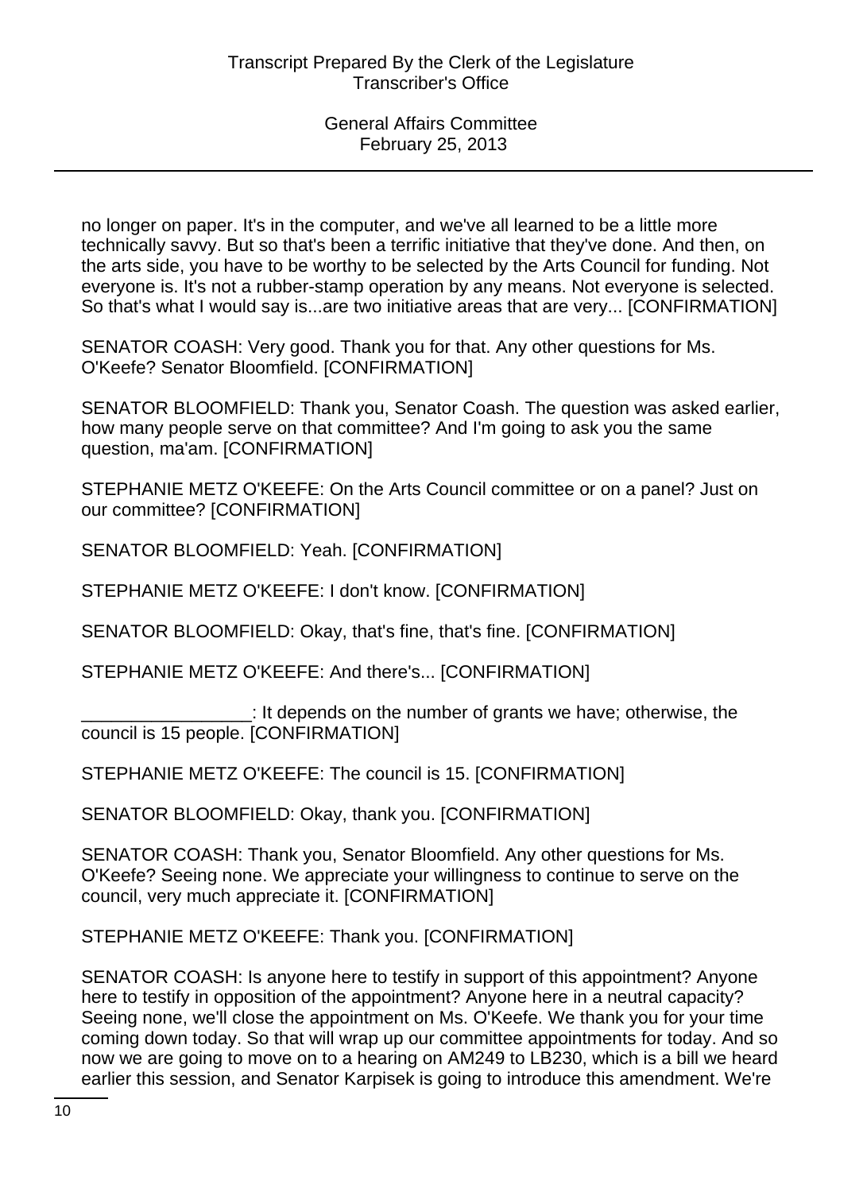no longer on paper. It's in the computer, and we've all learned to be a little more technically savvy. But so that's been a terrific initiative that they've done. And then, on the arts side, you have to be worthy to be selected by the Arts Council for funding. Not everyone is. It's not a rubber-stamp operation by any means. Not everyone is selected. So that's what I would say is...are two initiative areas that are very... [CONFIRMATION]

SENATOR COASH: Very good. Thank you for that. Any other questions for Ms. O'Keefe? Senator Bloomfield. [CONFIRMATION]

SENATOR BLOOMFIELD: Thank you, Senator Coash. The question was asked earlier, how many people serve on that committee? And I'm going to ask you the same question, ma'am. [CONFIRMATION]

STEPHANIE METZ O'KEEFE: On the Arts Council committee or on a panel? Just on our committee? [CONFIRMATION]

SENATOR BLOOMFIELD: Yeah. [CONFIRMATION]

STEPHANIE METZ O'KEEFE: I don't know. [CONFIRMATION]

SENATOR BLOOMFIELD: Okay, that's fine, that's fine. [CONFIRMATION]

STEPHANIE METZ O'KEEFE: And there's... [CONFIRMATION]

_________________: It depends on the number of grants we have; otherwise, the council is 15 people. [CONFIRMATION]

STEPHANIE METZ O'KEEFE: The council is 15. [CONFIRMATION]

SENATOR BLOOMFIELD: Okay, thank you. [CONFIRMATION]

SENATOR COASH: Thank you, Senator Bloomfield. Any other questions for Ms. O'Keefe? Seeing none. We appreciate your willingness to continue to serve on the council, very much appreciate it. [CONFIRMATION]

STEPHANIE METZ O'KEEFE: Thank you. [CONFIRMATION]

SENATOR COASH: Is anyone here to testify in support of this appointment? Anyone here to testify in opposition of the appointment? Anyone here in a neutral capacity? Seeing none, we'll close the appointment on Ms. O'Keefe. We thank you for your time coming down today. So that will wrap up our committee appointments for today. And so now we are going to move on to a hearing on AM249 to LB230, which is a bill we heard earlier this session, and Senator Karpisek is going to introduce this amendment. We're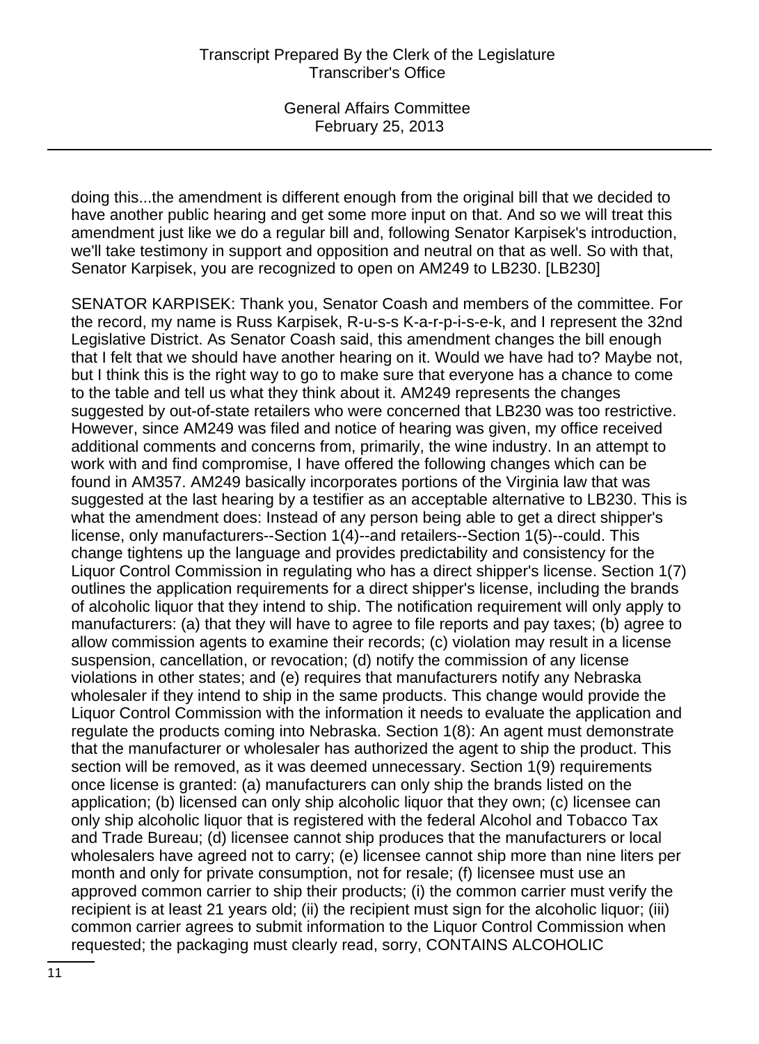doing this...the amendment is different enough from the original bill that we decided to have another public hearing and get some more input on that. And so we will treat this amendment just like we do a regular bill and, following Senator Karpisek's introduction, we'll take testimony in support and opposition and neutral on that as well. So with that, Senator Karpisek, you are recognized to open on AM249 to LB230. [LB230]

SENATOR KARPISEK: Thank you, Senator Coash and members of the committee. For the record, my name is Russ Karpisek, R-u-s-s K-a-r-p-i-s-e-k, and I represent the 32nd Legislative District. As Senator Coash said, this amendment changes the bill enough that I felt that we should have another hearing on it. Would we have had to? Maybe not, but I think this is the right way to go to make sure that everyone has a chance to come to the table and tell us what they think about it. AM249 represents the changes suggested by out-of-state retailers who were concerned that LB230 was too restrictive. However, since AM249 was filed and notice of hearing was given, my office received additional comments and concerns from, primarily, the wine industry. In an attempt to work with and find compromise, I have offered the following changes which can be found in AM357. AM249 basically incorporates portions of the Virginia law that was suggested at the last hearing by a testifier as an acceptable alternative to LB230. This is what the amendment does: Instead of any person being able to get a direct shipper's license, only manufacturers--Section 1(4)--and retailers--Section 1(5)--could. This change tightens up the language and provides predictability and consistency for the Liquor Control Commission in regulating who has a direct shipper's license. Section 1(7) outlines the application requirements for a direct shipper's license, including the brands of alcoholic liquor that they intend to ship. The notification requirement will only apply to manufacturers: (a) that they will have to agree to file reports and pay taxes; (b) agree to allow commission agents to examine their records; (c) violation may result in a license suspension, cancellation, or revocation; (d) notify the commission of any license violations in other states; and (e) requires that manufacturers notify any Nebraska wholesaler if they intend to ship in the same products. This change would provide the Liquor Control Commission with the information it needs to evaluate the application and regulate the products coming into Nebraska. Section 1(8): An agent must demonstrate that the manufacturer or wholesaler has authorized the agent to ship the product. This section will be removed, as it was deemed unnecessary. Section 1(9) requirements once license is granted: (a) manufacturers can only ship the brands listed on the application; (b) licensed can only ship alcoholic liquor that they own; (c) licensee can only ship alcoholic liquor that is registered with the federal Alcohol and Tobacco Tax and Trade Bureau; (d) licensee cannot ship produces that the manufacturers or local wholesalers have agreed not to carry; (e) licensee cannot ship more than nine liters per month and only for private consumption, not for resale; (f) licensee must use an approved common carrier to ship their products; (i) the common carrier must verify the recipient is at least 21 years old; (ii) the recipient must sign for the alcoholic liquor; (iii) common carrier agrees to submit information to the Liquor Control Commission when requested; the packaging must clearly read, sorry, CONTAINS ALCOHOLIC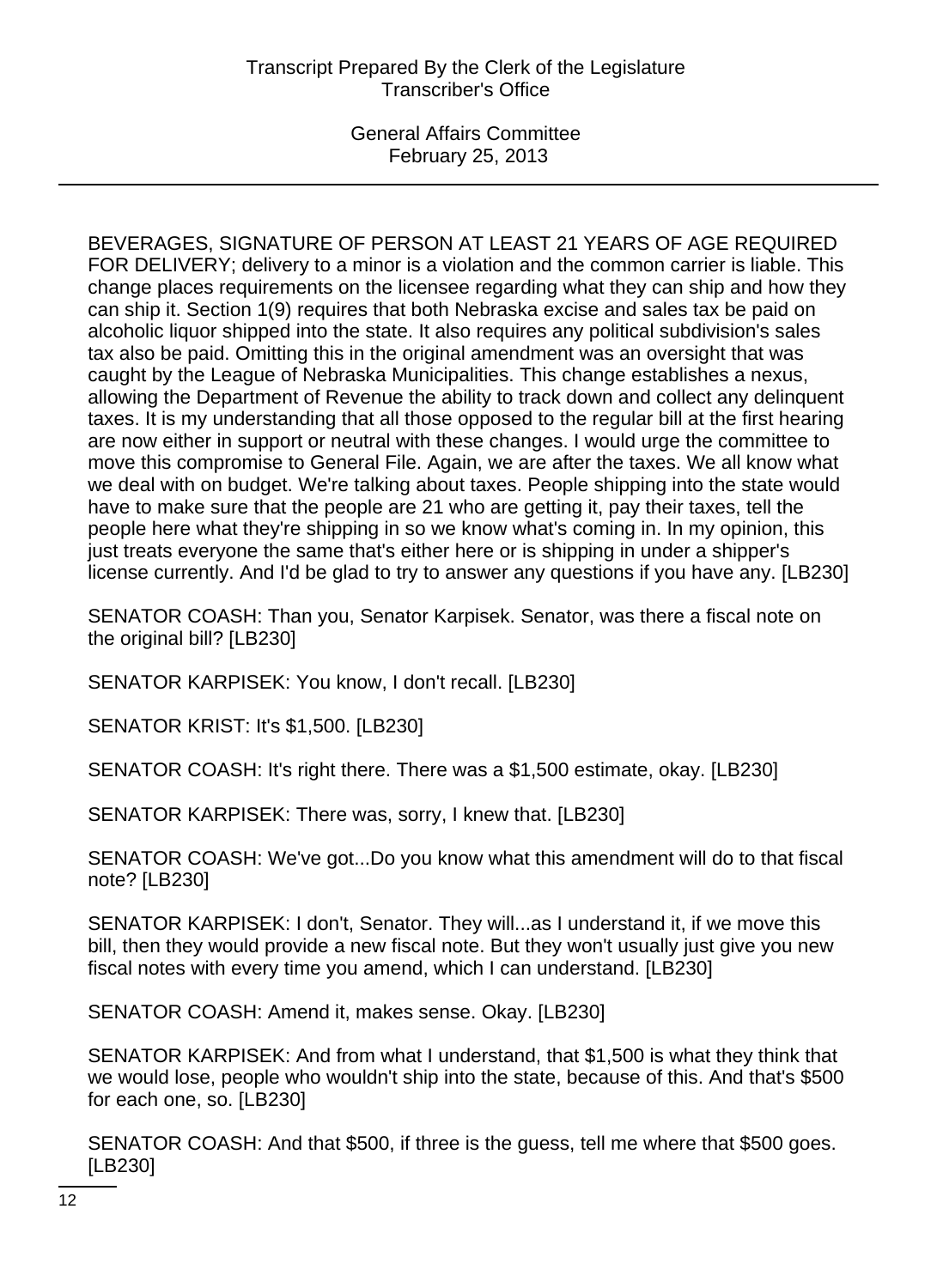BEVERAGES, SIGNATURE OF PERSON AT LEAST 21 YEARS OF AGE REQUIRED FOR DELIVERY; delivery to a minor is a violation and the common carrier is liable. This change places requirements on the licensee regarding what they can ship and how they can ship it. Section 1(9) requires that both Nebraska excise and sales tax be paid on alcoholic liquor shipped into the state. It also requires any political subdivision's sales tax also be paid. Omitting this in the original amendment was an oversight that was caught by the League of Nebraska Municipalities. This change establishes a nexus, allowing the Department of Revenue the ability to track down and collect any delinquent taxes. It is my understanding that all those opposed to the regular bill at the first hearing are now either in support or neutral with these changes. I would urge the committee to move this compromise to General File. Again, we are after the taxes. We all know what we deal with on budget. We're talking about taxes. People shipping into the state would have to make sure that the people are 21 who are getting it, pay their taxes, tell the people here what they're shipping in so we know what's coming in. In my opinion, this just treats everyone the same that's either here or is shipping in under a shipper's license currently. And I'd be glad to try to answer any questions if you have any. [LB230]

SENATOR COASH: Than you, Senator Karpisek. Senator, was there a fiscal note on the original bill? [LB230]

SENATOR KARPISEK: You know, I don't recall. [LB230]

SENATOR KRIST: It's $1,500. [LB230]

SENATOR COASH: It's right there. There was a $1,500 estimate, okay. [LB230]

SENATOR KARPISEK: There was, sorry, I knew that. [LB230]

SENATOR COASH: We've got...Do you know what this amendment will do to that fiscal note? [LB230]

SENATOR KARPISEK: I don't, Senator. They will...as I understand it, if we move this bill, then they would provide a new fiscal note. But they won't usually just give you new fiscal notes with every time you amend, which I can understand. [LB230]

SENATOR COASH: Amend it, makes sense. Okay. [LB230]

SENATOR KARPISEK: And from what I understand, that $1,500 is what they think that we would lose, people who wouldn't ship into the state, because of this. And that's $500 for each one, so. [LB230]

SENATOR COASH: And that $500, if three is the guess, tell me where that $500 goes. [LB230]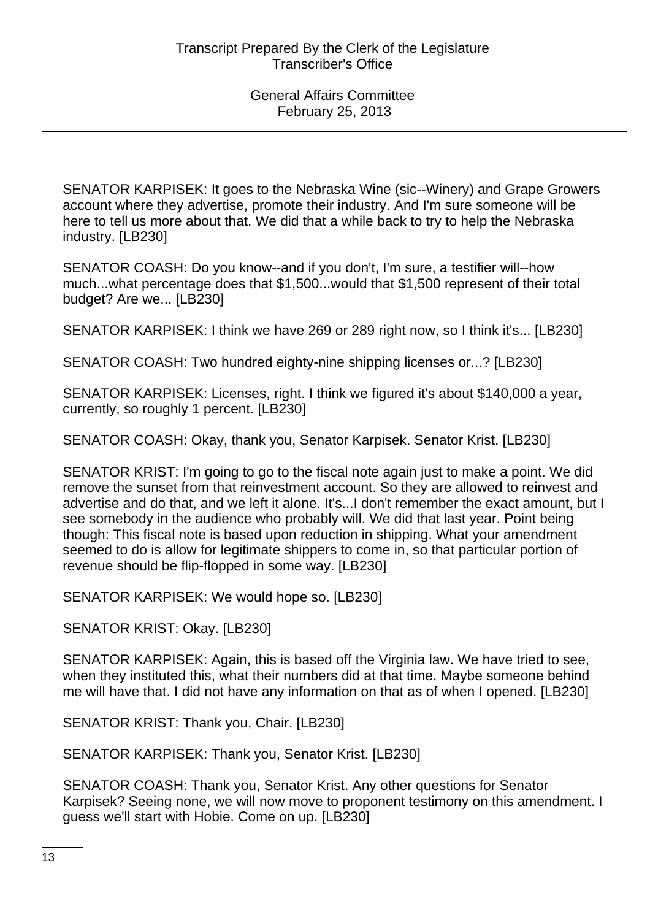SENATOR KARPISEK: It goes to the Nebraska Wine (sic--Winery) and Grape Growers account where they advertise, promote their industry. And I'm sure someone will be here to tell us more about that. We did that a while back to try to help the Nebraska industry. [LB230]

SENATOR COASH: Do you know--and if you don't, I'm sure, a testifier will--how much...what percentage does that $1,500...would that $1,500 represent of their total budget? Are we... [LB230]

SENATOR KARPISEK: I think we have 269 or 289 right now, so I think it's... [LB230]

SENATOR COASH: Two hundred eighty-nine shipping licenses or...? [LB230]

SENATOR KARPISEK: Licenses, right. I think we figured it's about $140,000 a year, currently, so roughly 1 percent. [LB230]

SENATOR COASH: Okay, thank you, Senator Karpisek. Senator Krist. [LB230]

SENATOR KRIST: I'm going to go to the fiscal note again just to make a point. We did remove the sunset from that reinvestment account. So they are allowed to reinvest and advertise and do that, and we left it alone. It's...I don't remember the exact amount, but I see somebody in the audience who probably will. We did that last year. Point being though: This fiscal note is based upon reduction in shipping. What your amendment seemed to do is allow for legitimate shippers to come in, so that particular portion of revenue should be flip-flopped in some way. [LB230]

SENATOR KARPISEK: We would hope so. [LB230]

SENATOR KRIST: Okay. [LB230]

SENATOR KARPISEK: Again, this is based off the Virginia law. We have tried to see, when they instituted this, what their numbers did at that time. Maybe someone behind me will have that. I did not have any information on that as of when I opened. [LB230]

SENATOR KRIST: Thank you, Chair. [LB230]

SENATOR KARPISEK: Thank you, Senator Krist. [LB230]

SENATOR COASH: Thank you, Senator Krist. Any other questions for Senator Karpisek? Seeing none, we will now move to proponent testimony on this amendment. I guess we'll start with Hobie. Come on up. [LB230]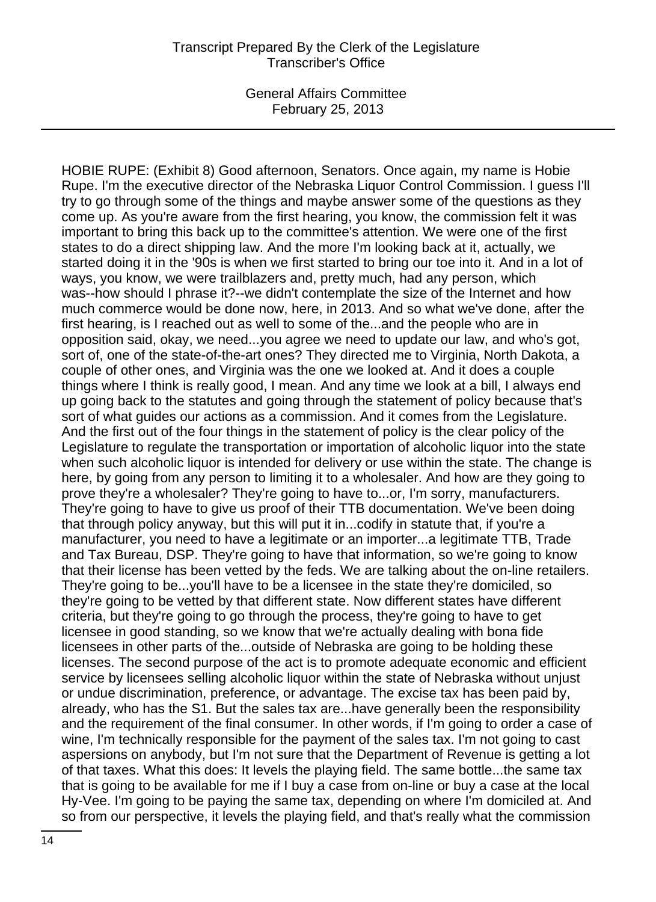HOBIE RUPE: (Exhibit 8) Good afternoon, Senators. Once again, my name is Hobie Rupe. I'm the executive director of the Nebraska Liquor Control Commission. I guess I'll try to go through some of the things and maybe answer some of the questions as they come up. As you're aware from the first hearing, you know, the commission felt it was important to bring this back up to the committee's attention. We were one of the first states to do a direct shipping law. And the more I'm looking back at it, actually, we started doing it in the '90s is when we first started to bring our toe into it. And in a lot of ways, you know, we were trailblazers and, pretty much, had any person, which was--how should I phrase it?--we didn't contemplate the size of the Internet and how much commerce would be done now, here, in 2013. And so what we've done, after the first hearing, is I reached out as well to some of the...and the people who are in opposition said, okay, we need...you agree we need to update our law, and who's got, sort of, one of the state-of-the-art ones? They directed me to Virginia, North Dakota, a couple of other ones, and Virginia was the one we looked at. And it does a couple things where I think is really good, I mean. And any time we look at a bill, I always end up going back to the statutes and going through the statement of policy because that's sort of what guides our actions as a commission. And it comes from the Legislature. And the first out of the four things in the statement of policy is the clear policy of the Legislature to regulate the transportation or importation of alcoholic liquor into the state when such alcoholic liquor is intended for delivery or use within the state. The change is here, by going from any person to limiting it to a wholesaler. And how are they going to prove they're a wholesaler? They're going to have to...or, I'm sorry, manufacturers. They're going to have to give us proof of their TTB documentation. We've been doing that through policy anyway, but this will put it in...codify in statute that, if you're a manufacturer, you need to have a legitimate or an importer...a legitimate TTB, Trade and Tax Bureau, DSP. They're going to have that information, so we're going to know that their license has been vetted by the feds. We are talking about the on-line retailers. They're going to be...you'll have to be a licensee in the state they're domiciled, so they're going to be vetted by that different state. Now different states have different criteria, but they're going to go through the process, they're going to have to get licensee in good standing, so we know that we're actually dealing with bona fide licensees in other parts of the...outside of Nebraska are going to be holding these licenses. The second purpose of the act is to promote adequate economic and efficient service by licensees selling alcoholic liquor within the state of Nebraska without unjust or undue discrimination, preference, or advantage. The excise tax has been paid by, already, who has the S1. But the sales tax are...have generally been the responsibility and the requirement of the final consumer. In other words, if I'm going to order a case of wine, I'm technically responsible for the payment of the sales tax. I'm not going to cast aspersions on anybody, but I'm not sure that the Department of Revenue is getting a lot of that taxes. What this does: It levels the playing field. The same bottle...the same tax that is going to be available for me if I buy a case from on-line or buy a case at the local Hy-Vee. I'm going to be paying the same tax, depending on where I'm domiciled at. And so from our perspective, it levels the playing field, and that's really what the commission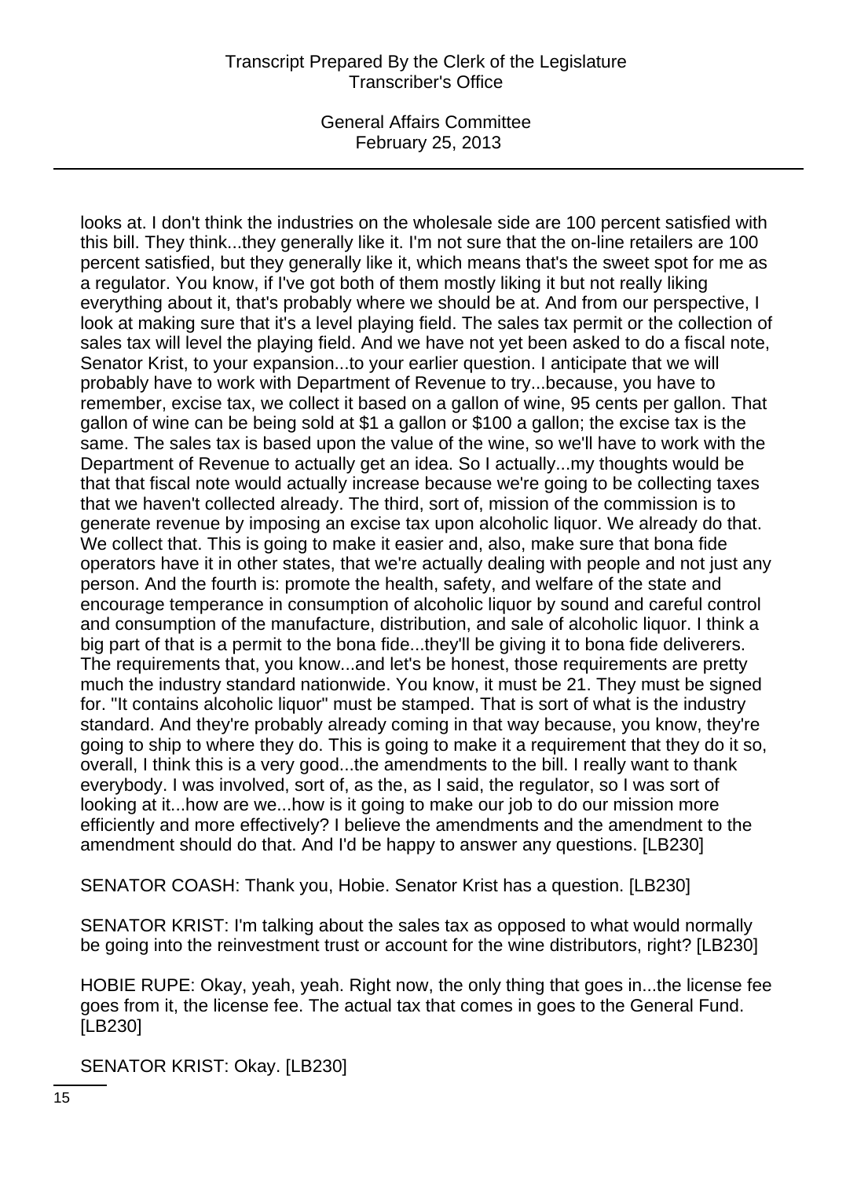looks at. I don't think the industries on the wholesale side are 100 percent satisfied with this bill. They think...they generally like it. I'm not sure that the on-line retailers are 100 percent satisfied, but they generally like it, which means that's the sweet spot for me as a regulator. You know, if I've got both of them mostly liking it but not really liking everything about it, that's probably where we should be at. And from our perspective, I look at making sure that it's a level playing field. The sales tax permit or the collection of sales tax will level the playing field. And we have not yet been asked to do a fiscal note, Senator Krist, to your expansion...to your earlier question. I anticipate that we will probably have to work with Department of Revenue to try...because, you have to remember, excise tax, we collect it based on a gallon of wine, 95 cents per gallon. That gallon of wine can be being sold at $1 a gallon or $100 a gallon; the excise tax is the same. The sales tax is based upon the value of the wine, so we'll have to work with the Department of Revenue to actually get an idea. So I actually...my thoughts would be that that fiscal note would actually increase because we're going to be collecting taxes that we haven't collected already. The third, sort of, mission of the commission is to generate revenue by imposing an excise tax upon alcoholic liquor. We already do that. We collect that. This is going to make it easier and, also, make sure that bona fide operators have it in other states, that we're actually dealing with people and not just any person. And the fourth is: promote the health, safety, and welfare of the state and encourage temperance in consumption of alcoholic liquor by sound and careful control and consumption of the manufacture, distribution, and sale of alcoholic liquor. I think a big part of that is a permit to the bona fide...they'll be giving it to bona fide deliverers. The requirements that, you know...and let's be honest, those requirements are pretty much the industry standard nationwide. You know, it must be 21. They must be signed for. "It contains alcoholic liquor" must be stamped. That is sort of what is the industry standard. And they're probably already coming in that way because, you know, they're going to ship to where they do. This is going to make it a requirement that they do it so, overall, I think this is a very good...the amendments to the bill. I really want to thank everybody. I was involved, sort of, as the, as I said, the regulator, so I was sort of looking at it...how are we...how is it going to make our job to do our mission more efficiently and more effectively? I believe the amendments and the amendment to the amendment should do that. And I'd be happy to answer any questions. [LB230]

SENATOR COASH: Thank you, Hobie. Senator Krist has a question. [LB230]

SENATOR KRIST: I'm talking about the sales tax as opposed to what would normally be going into the reinvestment trust or account for the wine distributors, right? [LB230]

HOBIE RUPE: Okay, yeah, yeah. Right now, the only thing that goes in...the license fee goes from it, the license fee. The actual tax that comes in goes to the General Fund. [LB230]

SENATOR KRIST: Okay. [LB230]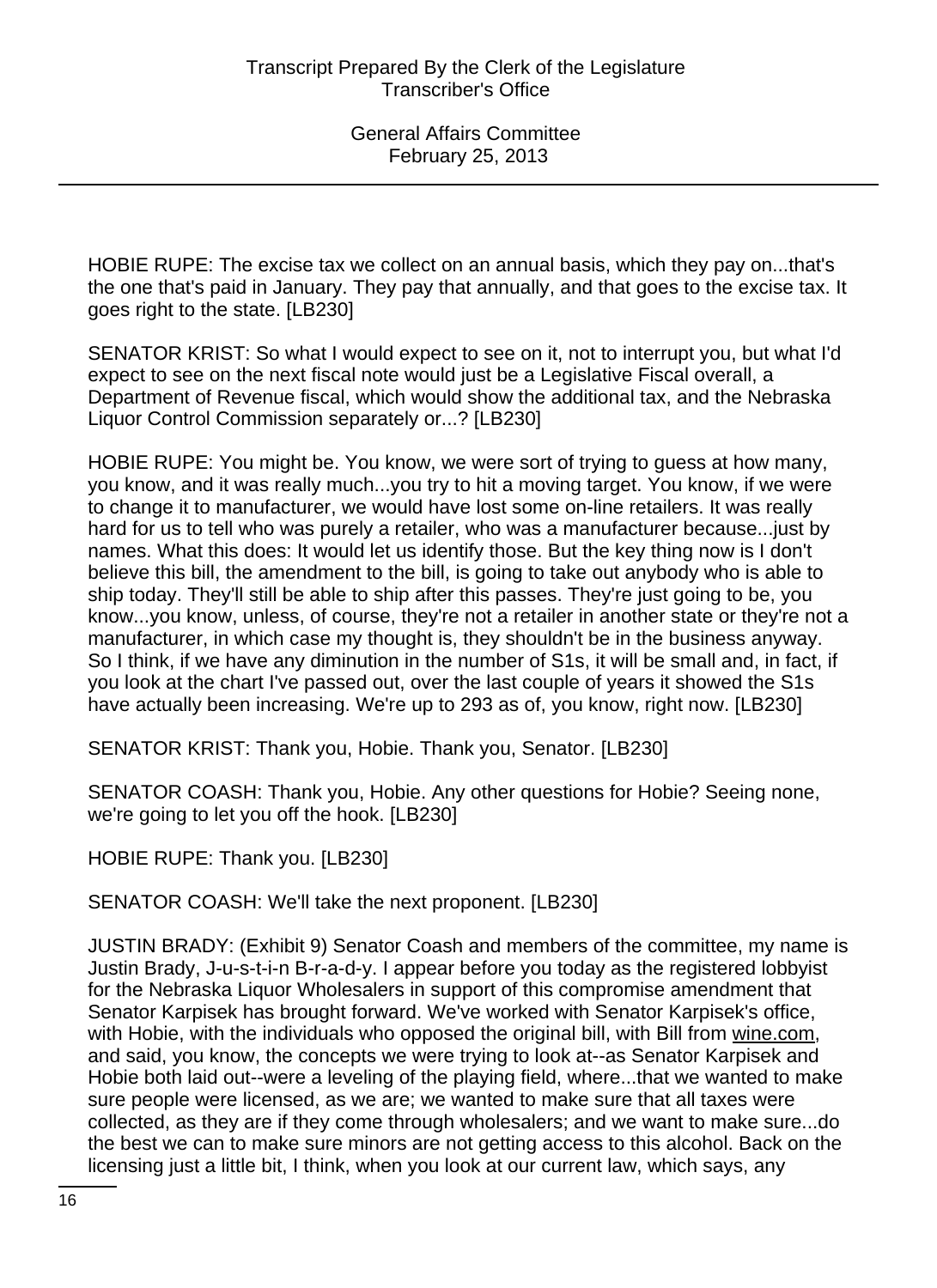HOBIE RUPE: The excise tax we collect on an annual basis, which they pay on...that's the one that's paid in January. They pay that annually, and that goes to the excise tax. It goes right to the state. [LB230]

SENATOR KRIST: So what I would expect to see on it, not to interrupt you, but what I'd expect to see on the next fiscal note would just be a Legislative Fiscal overall, a Department of Revenue fiscal, which would show the additional tax, and the Nebraska Liquor Control Commission separately or...? [LB230]

HOBIE RUPE: You might be. You know, we were sort of trying to guess at how many, you know, and it was really much...you try to hit a moving target. You know, if we were to change it to manufacturer, we would have lost some on-line retailers. It was really hard for us to tell who was purely a retailer, who was a manufacturer because...just by names. What this does: It would let us identify those. But the key thing now is I don't believe this bill, the amendment to the bill, is going to take out anybody who is able to ship today. They'll still be able to ship after this passes. They're just going to be, you know...you know, unless, of course, they're not a retailer in another state or they're not a manufacturer, in which case my thought is, they shouldn't be in the business anyway. So I think, if we have any diminution in the number of S1s, it will be small and, in fact, if you look at the chart I've passed out, over the last couple of years it showed the S1s have actually been increasing. We're up to 293 as of, you know, right now. [LB230]

SENATOR KRIST: Thank you, Hobie. Thank you, Senator. [LB230]

SENATOR COASH: Thank you, Hobie. Any other questions for Hobie? Seeing none, we're going to let you off the hook. [LB230]

HOBIE RUPE: Thank you. [LB230]

SENATOR COASH: We'll take the next proponent. [LB230]

JUSTIN BRADY: (Exhibit 9) Senator Coash and members of the committee, my name is Justin Brady, J-u-s-t-i-n B-r-a-d-y. I appear before you today as the registered lobbyist for the Nebraska Liquor Wholesalers in support of this compromise amendment that Senator Karpisek has brought forward. We've worked with Senator Karpisek's office, with Hobie, with the individuals who opposed the original bill, with Bill from wine.com, and said, you know, the concepts we were trying to look at--as Senator Karpisek and Hobie both laid out--were a leveling of the playing field, where...that we wanted to make sure people were licensed, as we are; we wanted to make sure that all taxes were collected, as they are if they come through wholesalers; and we want to make sure...do the best we can to make sure minors are not getting access to this alcohol. Back on the licensing just a little bit, I think, when you look at our current law, which says, any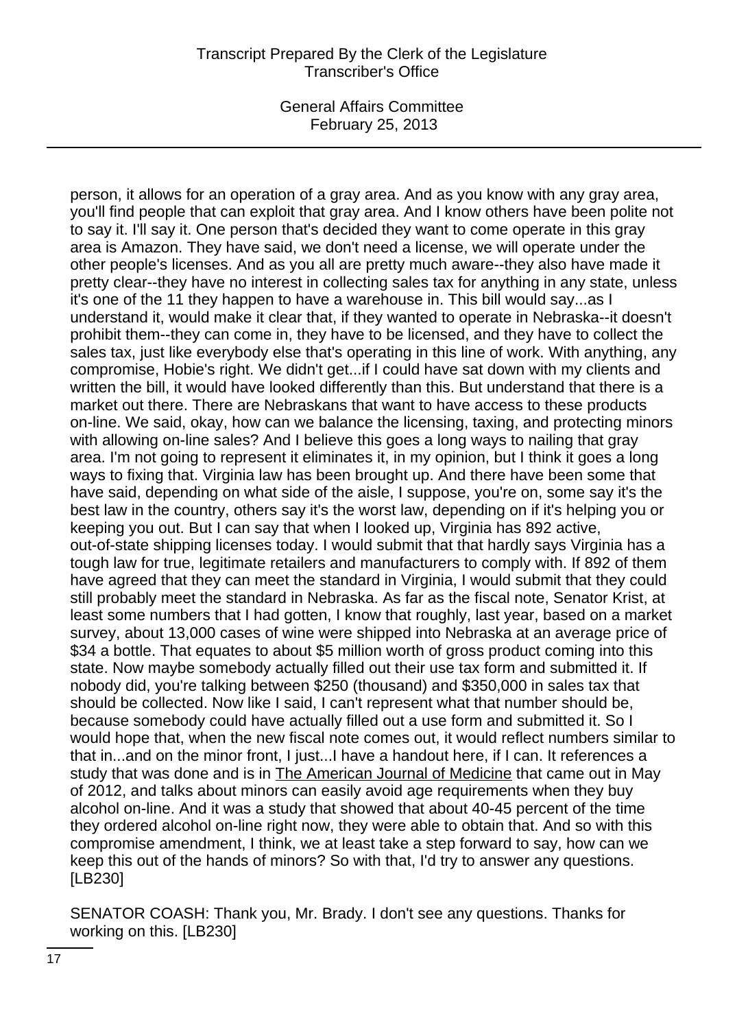person, it allows for an operation of a gray area. And as you know with any gray area, you'll find people that can exploit that gray area. And I know others have been polite not to say it. I'll say it. One person that's decided they want to come operate in this gray area is Amazon. They have said, we don't need a license, we will operate under the other people's licenses. And as you all are pretty much aware--they also have made it pretty clear--they have no interest in collecting sales tax for anything in any state, unless it's one of the 11 they happen to have a warehouse in. This bill would say...as I understand it, would make it clear that, if they wanted to operate in Nebraska--it doesn't prohibit them--they can come in, they have to be licensed, and they have to collect the sales tax, just like everybody else that's operating in this line of work. With anything, any compromise, Hobie's right. We didn't get...if I could have sat down with my clients and written the bill, it would have looked differently than this. But understand that there is a market out there. There are Nebraskans that want to have access to these products on-line. We said, okay, how can we balance the licensing, taxing, and protecting minors with allowing on-line sales? And I believe this goes a long ways to nailing that gray area. I'm not going to represent it eliminates it, in my opinion, but I think it goes a long ways to fixing that. Virginia law has been brought up. And there have been some that have said, depending on what side of the aisle, I suppose, you're on, some say it's the best law in the country, others say it's the worst law, depending on if it's helping you or keeping you out. But I can say that when I looked up, Virginia has 892 active, out-of-state shipping licenses today. I would submit that that hardly says Virginia has a tough law for true, legitimate retailers and manufacturers to comply with. If 892 of them have agreed that they can meet the standard in Virginia, I would submit that they could still probably meet the standard in Nebraska. As far as the fiscal note, Senator Krist, at least some numbers that I had gotten, I know that roughly, last year, based on a market survey, about 13,000 cases of wine were shipped into Nebraska at an average price of $34 a bottle. That equates to about $5 million worth of gross product coming into this state. Now maybe somebody actually filled out their use tax form and submitted it. If nobody did, you're talking between $250 (thousand) and $350,000 in sales tax that should be collected. Now like I said, I can't represent what that number should be, because somebody could have actually filled out a use form and submitted it. So I would hope that, when the new fiscal note comes out, it would reflect numbers similar to that in...and on the minor front, I just...I have a handout here, if I can. It references a study that was done and is in The American Journal of Medicine that came out in May of 2012, and talks about minors can easily avoid age requirements when they buy alcohol on-line. And it was a study that showed that about 40-45 percent of the time they ordered alcohol on-line right now, they were able to obtain that. And so with this compromise amendment, I think, we at least take a step forward to say, how can we keep this out of the hands of minors? So with that, I'd try to answer any questions. [LB230]

SENATOR COASH: Thank you, Mr. Brady. I don't see any questions. Thanks for working on this. [LB230]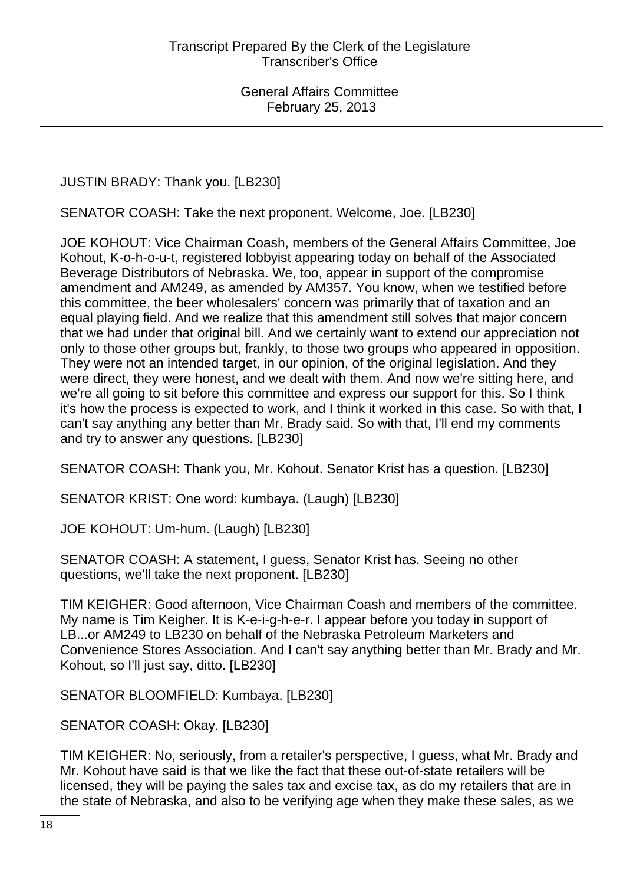JUSTIN BRADY: Thank you. [LB230]

SENATOR COASH: Take the next proponent. Welcome, Joe. [LB230]

JOE KOHOUT: Vice Chairman Coash, members of the General Affairs Committee, Joe Kohout, K-o-h-o-u-t, registered lobbyist appearing today on behalf of the Associated Beverage Distributors of Nebraska. We, too, appear in support of the compromise amendment and AM249, as amended by AM357. You know, when we testified before this committee, the beer wholesalers' concern was primarily that of taxation and an equal playing field. And we realize that this amendment still solves that major concern that we had under that original bill. And we certainly want to extend our appreciation not only to those other groups but, frankly, to those two groups who appeared in opposition. They were not an intended target, in our opinion, of the original legislation. And they were direct, they were honest, and we dealt with them. And now we're sitting here, and we're all going to sit before this committee and express our support for this. So I think it's how the process is expected to work, and I think it worked in this case. So with that, I can't say anything any better than Mr. Brady said. So with that, I'll end my comments and try to answer any questions. [LB230]

SENATOR COASH: Thank you, Mr. Kohout. Senator Krist has a question. [LB230]

SENATOR KRIST: One word: kumbaya. (Laugh) [LB230]

JOE KOHOUT: Um-hum. (Laugh) [LB230]

SENATOR COASH: A statement, I guess, Senator Krist has. Seeing no other questions, we'll take the next proponent. [LB230]

TIM KEIGHER: Good afternoon, Vice Chairman Coash and members of the committee. My name is Tim Keigher. It is K-e-i-g-h-e-r. I appear before you today in support of LB...or AM249 to LB230 on behalf of the Nebraska Petroleum Marketers and Convenience Stores Association. And I can't say anything better than Mr. Brady and Mr. Kohout, so I'll just say, ditto. [LB230]

SENATOR BLOOMFIELD: Kumbaya. [LB230]

SENATOR COASH: Okay. [LB230]

TIM KEIGHER: No, seriously, from a retailer's perspective, I guess, what Mr. Brady and Mr. Kohout have said is that we like the fact that these out-of-state retailers will be licensed, they will be paying the sales tax and excise tax, as do my retailers that are in the state of Nebraska, and also to be verifying age when they make these sales, as we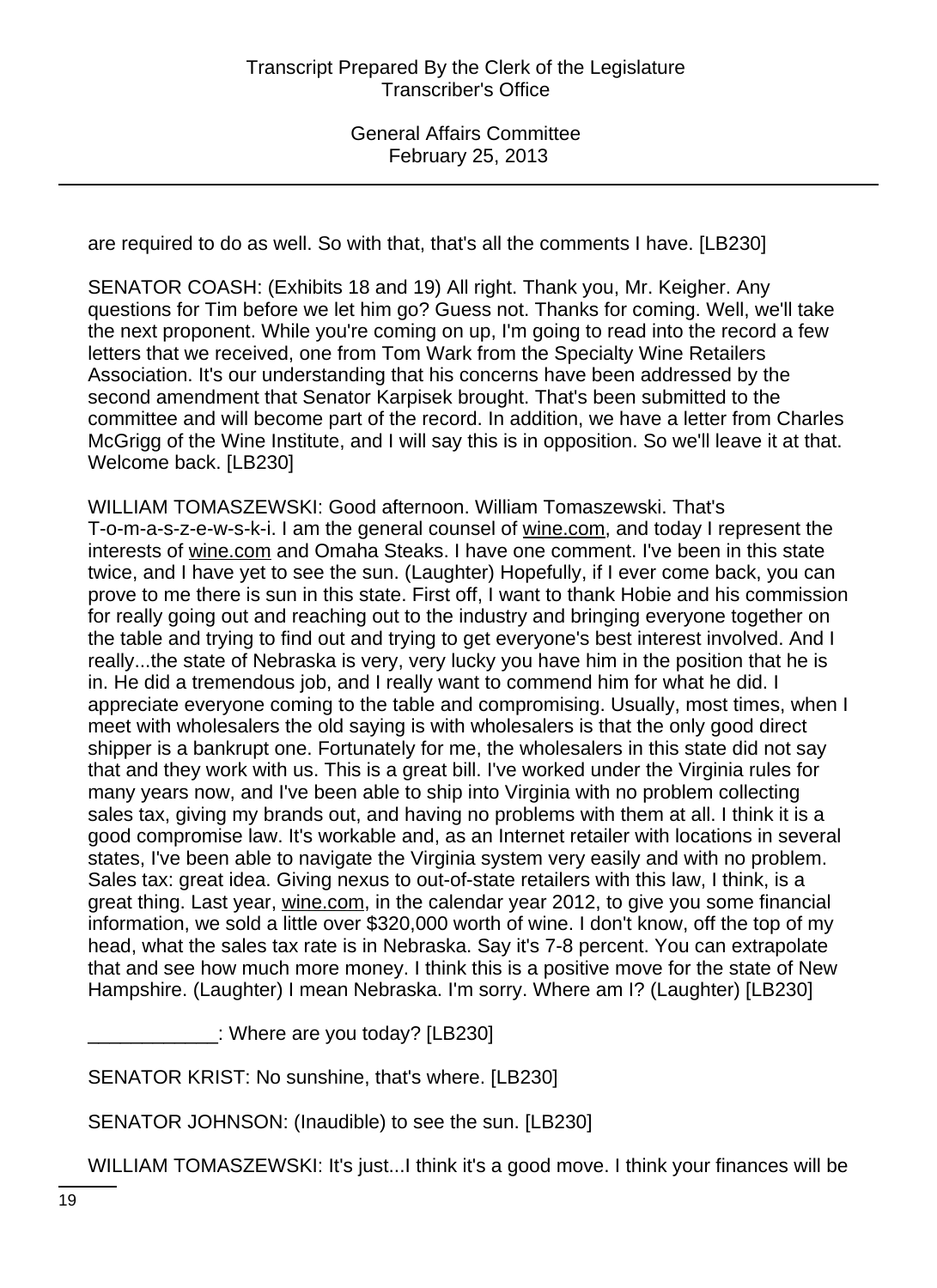are required to do as well. So with that, that's all the comments I have. [LB230]

SENATOR COASH: (Exhibits 18 and 19) All right. Thank you, Mr. Keigher. Any questions for Tim before we let him go? Guess not. Thanks for coming. Well, we'll take the next proponent. While you're coming on up, I'm going to read into the record a few letters that we received, one from Tom Wark from the Specialty Wine Retailers Association. It's our understanding that his concerns have been addressed by the second amendment that Senator Karpisek brought. That's been submitted to the committee and will become part of the record. In addition, we have a letter from Charles McGrigg of the Wine Institute, and I will say this is in opposition. So we'll leave it at that. Welcome back. [LB230]

WILLIAM TOMASZEWSKI: Good afternoon. William Tomaszewski. That's T-o-m-a-s-z-e-w-s-k-i. I am the general counsel of wine.com, and today I represent the interests of wine.com and Omaha Steaks. I have one comment. I've been in this state twice, and I have yet to see the sun. (Laughter) Hopefully, if I ever come back, you can prove to me there is sun in this state. First off, I want to thank Hobie and his commission for really going out and reaching out to the industry and bringing everyone together on the table and trying to find out and trying to get everyone's best interest involved. And I really...the state of Nebraska is very, very lucky you have him in the position that he is in. He did a tremendous job, and I really want to commend him for what he did. I appreciate everyone coming to the table and compromising. Usually, most times, when I meet with wholesalers the old saying is with wholesalers is that the only good direct shipper is a bankrupt one. Fortunately for me, the wholesalers in this state did not say that and they work with us. This is a great bill. I've worked under the Virginia rules for many years now, and I've been able to ship into Virginia with no problem collecting sales tax, giving my brands out, and having no problems with them at all. I think it is a good compromise law. It's workable and, as an Internet retailer with locations in several states, I've been able to navigate the Virginia system very easily and with no problem. Sales tax: great idea. Giving nexus to out-of-state retailers with this law, I think, is a great thing. Last year, wine.com, in the calendar year 2012, to give you some financial information, we sold a little over $320,000 worth of wine. I don't know, off the top of my head, what the sales tax rate is in Nebraska. Say it's 7-8 percent. You can extrapolate that and see how much more money. I think this is a positive move for the state of New Hampshire. (Laughter) I mean Nebraska. I'm sorry. Where am I? (Laughter) [LB230]

____________: Where are you today? [LB230]

SENATOR KRIST: No sunshine, that's where. [LB230]

SENATOR JOHNSON: (Inaudible) to see the sun. [LB230]

WILLIAM TOMASZEWSKI: It's just...I think it's a good move. I think your finances will be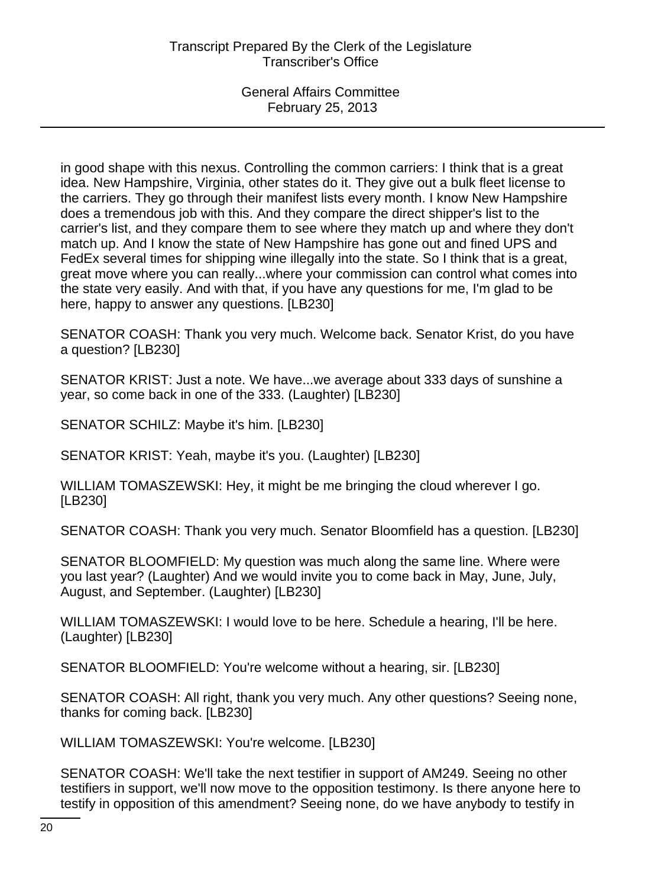in good shape with this nexus. Controlling the common carriers: I think that is a great idea. New Hampshire, Virginia, other states do it. They give out a bulk fleet license to the carriers. They go through their manifest lists every month. I know New Hampshire does a tremendous job with this. And they compare the direct shipper's list to the carrier's list, and they compare them to see where they match up and where they don't match up. And I know the state of New Hampshire has gone out and fined UPS and FedEx several times for shipping wine illegally into the state. So I think that is a great, great move where you can really...where your commission can control what comes into the state very easily. And with that, if you have any questions for me, I'm glad to be here, happy to answer any questions. [LB230]

SENATOR COASH: Thank you very much. Welcome back. Senator Krist, do you have a question? [LB230]

SENATOR KRIST: Just a note. We have...we average about 333 days of sunshine a year, so come back in one of the 333. (Laughter) [LB230]

SENATOR SCHILZ: Maybe it's him. [LB230]

SENATOR KRIST: Yeah, maybe it's you. (Laughter) [LB230]

WILLIAM TOMASZEWSKI: Hey, it might be me bringing the cloud wherever I go. [LB230]

SENATOR COASH: Thank you very much. Senator Bloomfield has a question. [LB230]

SENATOR BLOOMFIELD: My question was much along the same line. Where were you last year? (Laughter) And we would invite you to come back in May, June, July, August, and September. (Laughter) [LB230]

WILLIAM TOMASZEWSKI: I would love to be here. Schedule a hearing, I'll be here. (Laughter) [LB230]

SENATOR BLOOMFIELD: You're welcome without a hearing, sir. [LB230]

SENATOR COASH: All right, thank you very much. Any other questions? Seeing none, thanks for coming back. [LB230]

WILLIAM TOMASZEWSKI: You're welcome. [LB230]

SENATOR COASH: We'll take the next testifier in support of AM249. Seeing no other testifiers in support, we'll now move to the opposition testimony. Is there anyone here to testify in opposition of this amendment? Seeing none, do we have anybody to testify in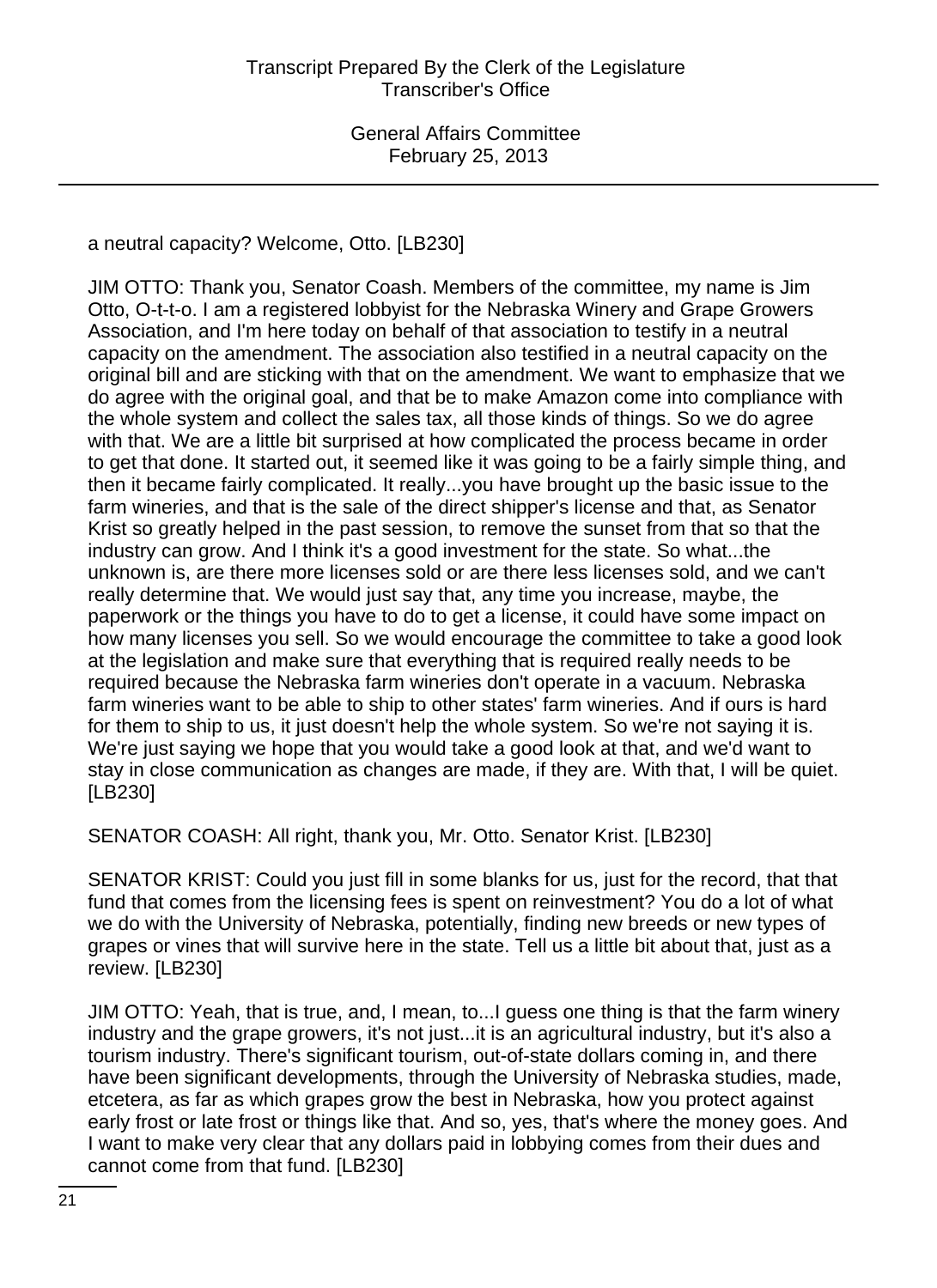a neutral capacity? Welcome, Otto. [LB230]

JIM OTTO: Thank you, Senator Coash. Members of the committee, my name is Jim Otto, O-t-t-o. I am a registered lobbyist for the Nebraska Winery and Grape Growers Association, and I'm here today on behalf of that association to testify in a neutral capacity on the amendment. The association also testified in a neutral capacity on the original bill and are sticking with that on the amendment. We want to emphasize that we do agree with the original goal, and that be to make Amazon come into compliance with the whole system and collect the sales tax, all those kinds of things. So we do agree with that. We are a little bit surprised at how complicated the process became in order to get that done. It started out, it seemed like it was going to be a fairly simple thing, and then it became fairly complicated. It really...you have brought up the basic issue to the farm wineries, and that is the sale of the direct shipper's license and that, as Senator Krist so greatly helped in the past session, to remove the sunset from that so that the industry can grow. And I think it's a good investment for the state. So what...the unknown is, are there more licenses sold or are there less licenses sold, and we can't really determine that. We would just say that, any time you increase, maybe, the paperwork or the things you have to do to get a license, it could have some impact on how many licenses you sell. So we would encourage the committee to take a good look at the legislation and make sure that everything that is required really needs to be required because the Nebraska farm wineries don't operate in a vacuum. Nebraska farm wineries want to be able to ship to other states' farm wineries. And if ours is hard for them to ship to us, it just doesn't help the whole system. So we're not saying it is. We're just saying we hope that you would take a good look at that, and we'd want to stay in close communication as changes are made, if they are. With that, I will be quiet. [LB230]

SENATOR COASH: All right, thank you, Mr. Otto. Senator Krist. [LB230]

SENATOR KRIST: Could you just fill in some blanks for us, just for the record, that that fund that comes from the licensing fees is spent on reinvestment? You do a lot of what we do with the University of Nebraska, potentially, finding new breeds or new types of grapes or vines that will survive here in the state. Tell us a little bit about that, just as a review. [LB230]

JIM OTTO: Yeah, that is true, and, I mean, to...I guess one thing is that the farm winery industry and the grape growers, it's not just...it is an agricultural industry, but it's also a tourism industry. There's significant tourism, out-of-state dollars coming in, and there have been significant developments, through the University of Nebraska studies, made, etcetera, as far as which grapes grow the best in Nebraska, how you protect against early frost or late frost or things like that. And so, yes, that's where the money goes. And I want to make very clear that any dollars paid in lobbying comes from their dues and cannot come from that fund. [LB230]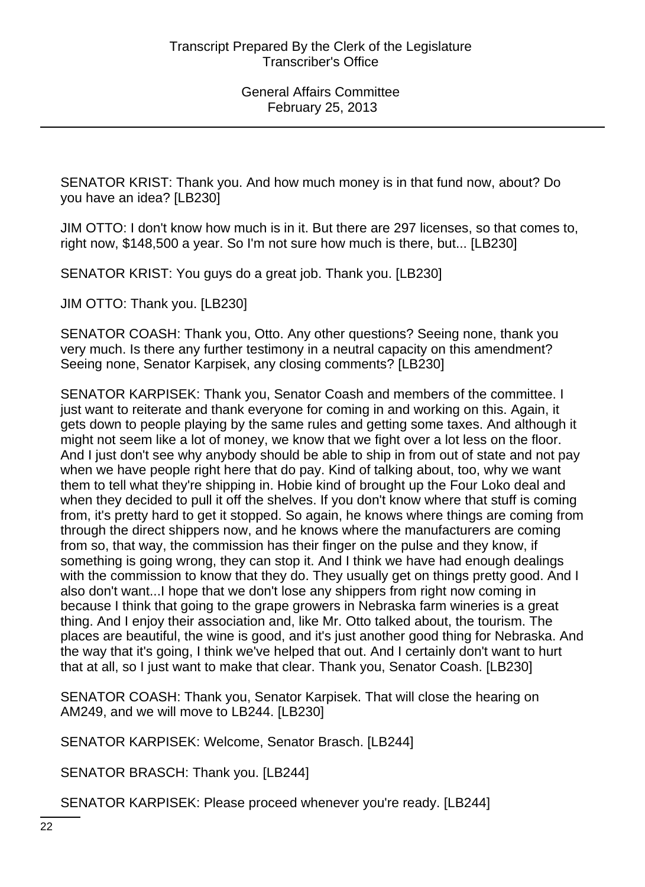SENATOR KRIST: Thank you. And how much money is in that fund now, about? Do you have an idea? [LB230]

JIM OTTO: I don't know how much is in it. But there are 297 licenses, so that comes to, right now, $148,500 a year. So I'm not sure how much is there, but... [LB230]

SENATOR KRIST: You guys do a great job. Thank you. [LB230]

JIM OTTO: Thank you. [LB230]

SENATOR COASH: Thank you, Otto. Any other questions? Seeing none, thank you very much. Is there any further testimony in a neutral capacity on this amendment? Seeing none, Senator Karpisek, any closing comments? [LB230]

SENATOR KARPISEK: Thank you, Senator Coash and members of the committee. I just want to reiterate and thank everyone for coming in and working on this. Again, it gets down to people playing by the same rules and getting some taxes. And although it might not seem like a lot of money, we know that we fight over a lot less on the floor. And I just don't see why anybody should be able to ship in from out of state and not pay when we have people right here that do pay. Kind of talking about, too, why we want them to tell what they're shipping in. Hobie kind of brought up the Four Loko deal and when they decided to pull it off the shelves. If you don't know where that stuff is coming from, it's pretty hard to get it stopped. So again, he knows where things are coming from through the direct shippers now, and he knows where the manufacturers are coming from so, that way, the commission has their finger on the pulse and they know, if something is going wrong, they can stop it. And I think we have had enough dealings with the commission to know that they do. They usually get on things pretty good. And I also don't want...I hope that we don't lose any shippers from right now coming in because I think that going to the grape growers in Nebraska farm wineries is a great thing. And I enjoy their association and, like Mr. Otto talked about, the tourism. The places are beautiful, the wine is good, and it's just another good thing for Nebraska. And the way that it's going, I think we've helped that out. And I certainly don't want to hurt that at all, so I just want to make that clear. Thank you, Senator Coash. [LB230]

SENATOR COASH: Thank you, Senator Karpisek. That will close the hearing on AM249, and we will move to LB244. [LB230]

SENATOR KARPISEK: Welcome, Senator Brasch. [LB244]

SENATOR BRASCH: Thank you. [LB244]

SENATOR KARPISEK: Please proceed whenever you're ready. [LB244]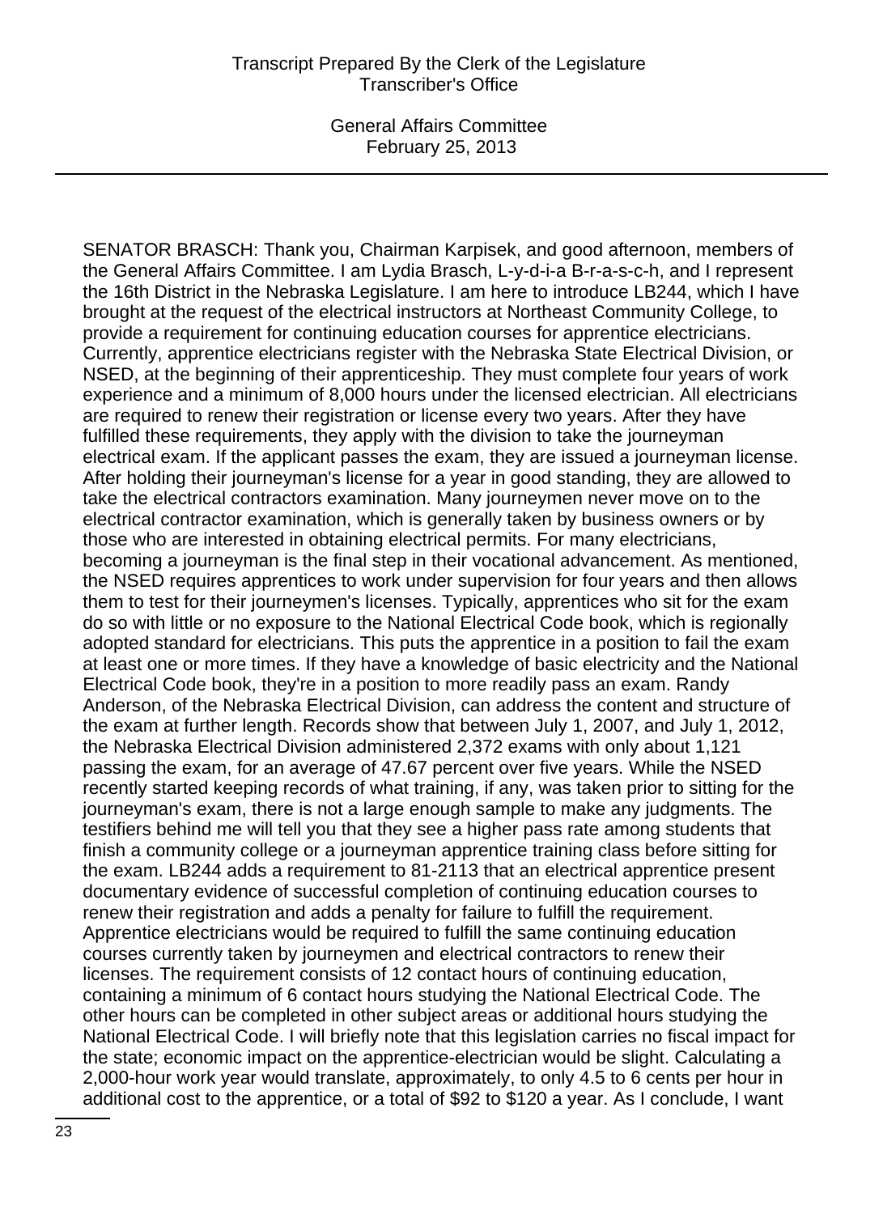SENATOR BRASCH: Thank you, Chairman Karpisek, and good afternoon, members of the General Affairs Committee. I am Lydia Brasch, L-y-d-i-a B-r-a-s-c-h, and I represent the 16th District in the Nebraska Legislature. I am here to introduce LB244, which I have brought at the request of the electrical instructors at Northeast Community College, to provide a requirement for continuing education courses for apprentice electricians. Currently, apprentice electricians register with the Nebraska State Electrical Division, or NSED, at the beginning of their apprenticeship. They must complete four years of work experience and a minimum of 8,000 hours under the licensed electrician. All electricians are required to renew their registration or license every two years. After they have fulfilled these requirements, they apply with the division to take the journeyman electrical exam. If the applicant passes the exam, they are issued a journeyman license. After holding their journeyman's license for a year in good standing, they are allowed to take the electrical contractors examination. Many journeymen never move on to the electrical contractor examination, which is generally taken by business owners or by those who are interested in obtaining electrical permits. For many electricians, becoming a journeyman is the final step in their vocational advancement. As mentioned, the NSED requires apprentices to work under supervision for four years and then allows them to test for their journeymen's licenses. Typically, apprentices who sit for the exam do so with little or no exposure to the National Electrical Code book, which is regionally adopted standard for electricians. This puts the apprentice in a position to fail the exam at least one or more times. If they have a knowledge of basic electricity and the National Electrical Code book, they're in a position to more readily pass an exam. Randy Anderson, of the Nebraska Electrical Division, can address the content and structure of the exam at further length. Records show that between July 1, 2007, and July 1, 2012, the Nebraska Electrical Division administered 2,372 exams with only about 1,121 passing the exam, for an average of 47.67 percent over five years. While the NSED recently started keeping records of what training, if any, was taken prior to sitting for the journeyman's exam, there is not a large enough sample to make any judgments. The testifiers behind me will tell you that they see a higher pass rate among students that finish a community college or a journeyman apprentice training class before sitting for the exam. LB244 adds a requirement to 81-2113 that an electrical apprentice present documentary evidence of successful completion of continuing education courses to renew their registration and adds a penalty for failure to fulfill the requirement. Apprentice electricians would be required to fulfill the same continuing education courses currently taken by journeymen and electrical contractors to renew their licenses. The requirement consists of 12 contact hours of continuing education, containing a minimum of 6 contact hours studying the National Electrical Code. The other hours can be completed in other subject areas or additional hours studying the National Electrical Code. I will briefly note that this legislation carries no fiscal impact for the state; economic impact on the apprentice-electrician would be slight. Calculating a 2,000-hour work year would translate, approximately, to only 4.5 to 6 cents per hour in additional cost to the apprentice, or a total of $92 to $120 a year. As I conclude, I want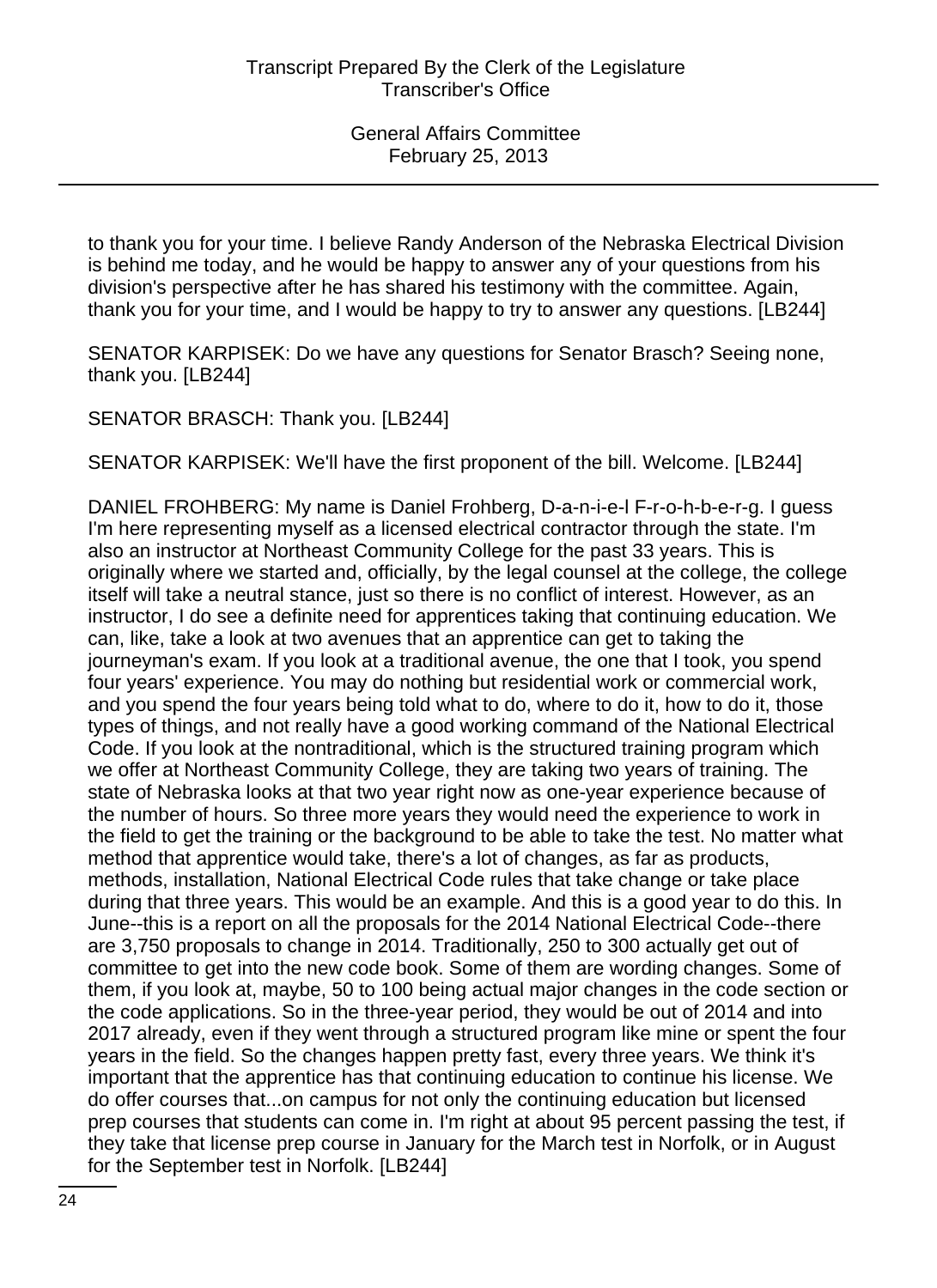to thank you for your time. I believe Randy Anderson of the Nebraska Electrical Division is behind me today, and he would be happy to answer any of your questions from his division's perspective after he has shared his testimony with the committee. Again, thank you for your time, and I would be happy to try to answer any questions. [LB244]

SENATOR KARPISEK: Do we have any questions for Senator Brasch? Seeing none, thank you. [LB244]

SENATOR BRASCH: Thank you. [LB244]

SENATOR KARPISEK: We'll have the first proponent of the bill. Welcome. [LB244]

DANIEL FROHBERG: My name is Daniel Frohberg, D-a-n-i-e-l F-r-o-h-b-e-r-g. I guess I'm here representing myself as a licensed electrical contractor through the state. I'm also an instructor at Northeast Community College for the past 33 years. This is originally where we started and, officially, by the legal counsel at the college, the college itself will take a neutral stance, just so there is no conflict of interest. However, as an instructor, I do see a definite need for apprentices taking that continuing education. We can, like, take a look at two avenues that an apprentice can get to taking the journeyman's exam. If you look at a traditional avenue, the one that I took, you spend four years' experience. You may do nothing but residential work or commercial work, and you spend the four years being told what to do, where to do it, how to do it, those types of things, and not really have a good working command of the National Electrical Code. If you look at the nontraditional, which is the structured training program which we offer at Northeast Community College, they are taking two years of training. The state of Nebraska looks at that two year right now as one-year experience because of the number of hours. So three more years they would need the experience to work in the field to get the training or the background to be able to take the test. No matter what method that apprentice would take, there's a lot of changes, as far as products, methods, installation, National Electrical Code rules that take change or take place during that three years. This would be an example. And this is a good year to do this. In June--this is a report on all the proposals for the 2014 National Electrical Code--there are 3,750 proposals to change in 2014. Traditionally, 250 to 300 actually get out of committee to get into the new code book. Some of them are wording changes. Some of them, if you look at, maybe, 50 to 100 being actual major changes in the code section or the code applications. So in the three-year period, they would be out of 2014 and into 2017 already, even if they went through a structured program like mine or spent the four years in the field. So the changes happen pretty fast, every three years. We think it's important that the apprentice has that continuing education to continue his license. We do offer courses that...on campus for not only the continuing education but licensed prep courses that students can come in. I'm right at about 95 percent passing the test, if they take that license prep course in January for the March test in Norfolk, or in August for the September test in Norfolk. [LB244]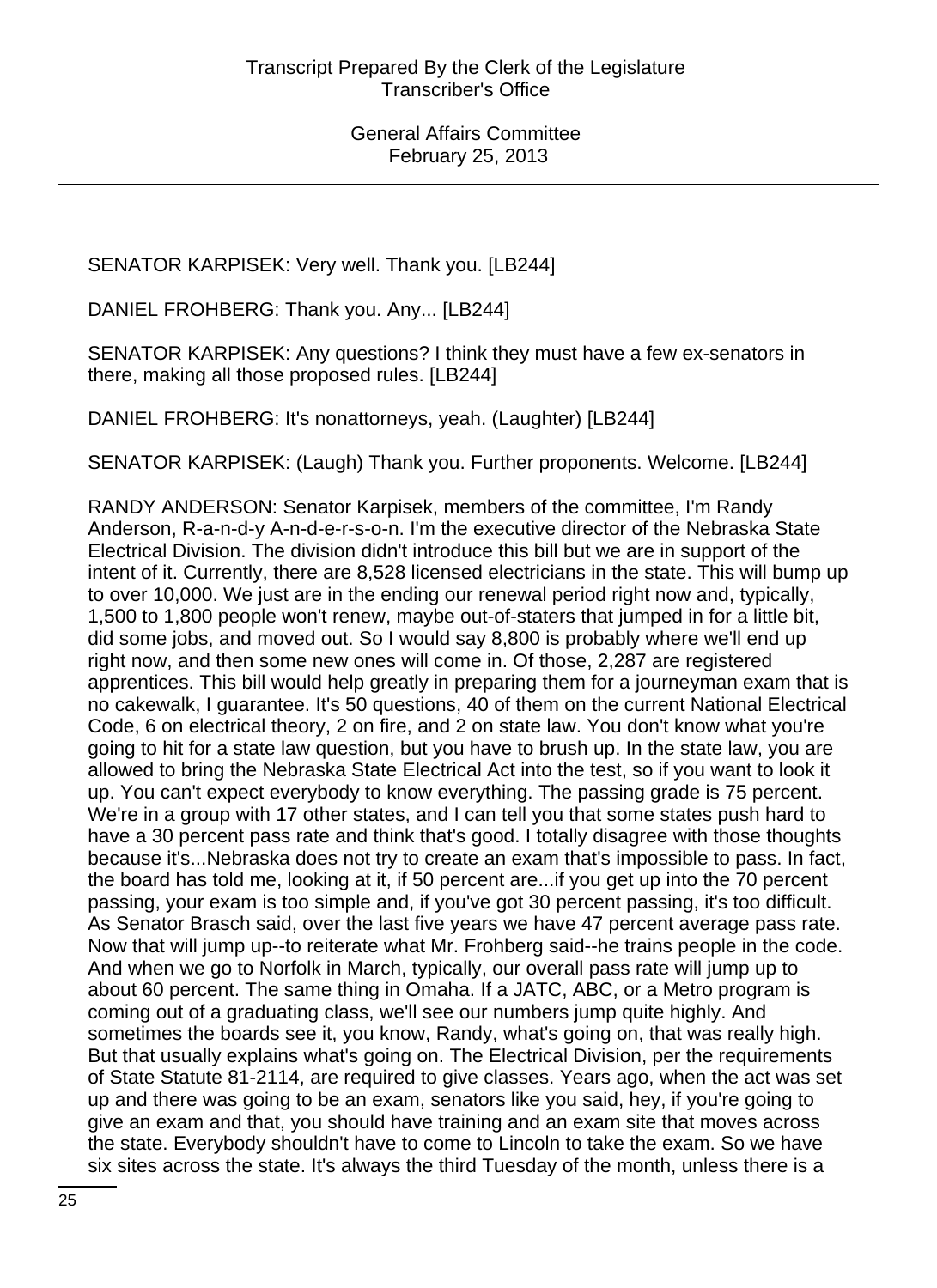SENATOR KARPISEK: Very well. Thank you. [LB244]

DANIEL FROHBERG: Thank you. Any... [LB244]

SENATOR KARPISEK: Any questions? I think they must have a few ex-senators in there, making all those proposed rules. [LB244]

DANIEL FROHBERG: It's nonattorneys, yeah. (Laughter) [LB244]

SENATOR KARPISEK: (Laugh) Thank you. Further proponents. Welcome. [LB244]

RANDY ANDERSON: Senator Karpisek, members of the committee, I'm Randy Anderson, R-a-n-d-y A-n-d-e-r-s-o-n. I'm the executive director of the Nebraska State Electrical Division. The division didn't introduce this bill but we are in support of the intent of it. Currently, there are 8,528 licensed electricians in the state. This will bump up to over 10,000. We just are in the ending our renewal period right now and, typically, 1,500 to 1,800 people won't renew, maybe out-of-staters that jumped in for a little bit, did some jobs, and moved out. So I would say 8,800 is probably where we'll end up right now, and then some new ones will come in. Of those, 2,287 are registered apprentices. This bill would help greatly in preparing them for a journeyman exam that is no cakewalk, I guarantee. It's 50 questions, 40 of them on the current National Electrical Code, 6 on electrical theory, 2 on fire, and 2 on state law. You don't know what you're going to hit for a state law question, but you have to brush up. In the state law, you are allowed to bring the Nebraska State Electrical Act into the test, so if you want to look it up. You can't expect everybody to know everything. The passing grade is 75 percent. We're in a group with 17 other states, and I can tell you that some states push hard to have a 30 percent pass rate and think that's good. I totally disagree with those thoughts because it's...Nebraska does not try to create an exam that's impossible to pass. In fact, the board has told me, looking at it, if 50 percent are...if you get up into the 70 percent passing, your exam is too simple and, if you've got 30 percent passing, it's too difficult. As Senator Brasch said, over the last five years we have 47 percent average pass rate. Now that will jump up--to reiterate what Mr. Frohberg said--he trains people in the code. And when we go to Norfolk in March, typically, our overall pass rate will jump up to about 60 percent. The same thing in Omaha. If a JATC, ABC, or a Metro program is coming out of a graduating class, we'll see our numbers jump quite highly. And sometimes the boards see it, you know, Randy, what's going on, that was really high. But that usually explains what's going on. The Electrical Division, per the requirements of State Statute 81-2114, are required to give classes. Years ago, when the act was set up and there was going to be an exam, senators like you said, hey, if you're going to give an exam and that, you should have training and an exam site that moves across the state. Everybody shouldn't have to come to Lincoln to take the exam. So we have six sites across the state. It's always the third Tuesday of the month, unless there is a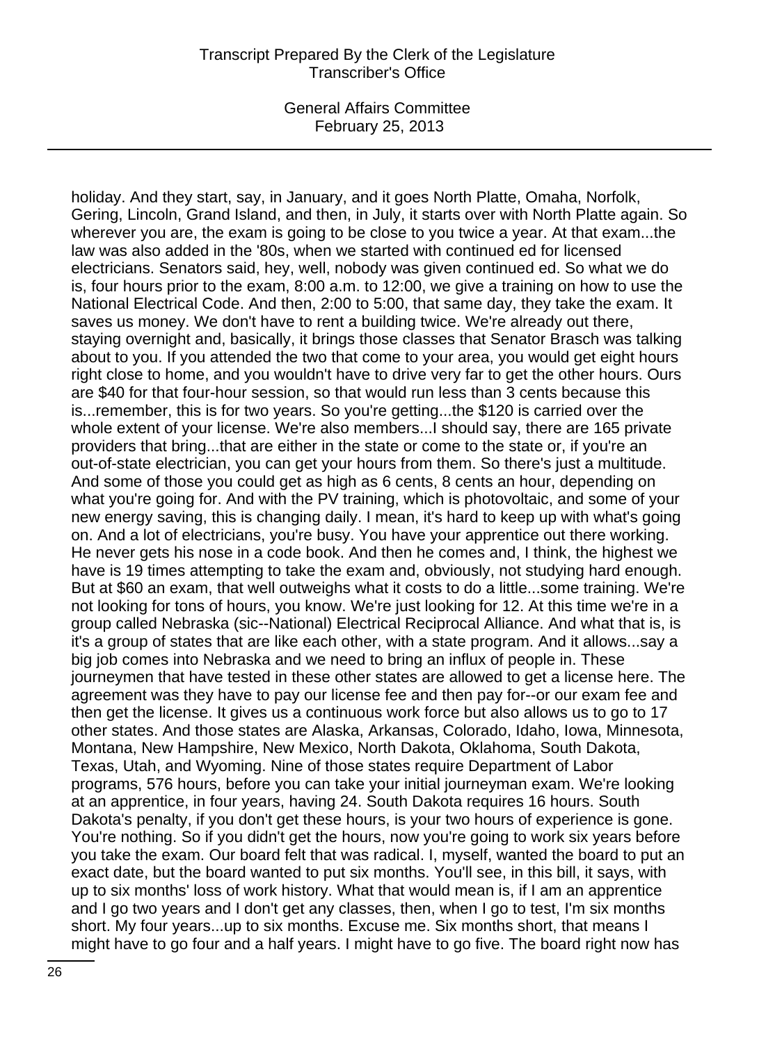holiday. And they start, say, in January, and it goes North Platte, Omaha, Norfolk, Gering, Lincoln, Grand Island, and then, in July, it starts over with North Platte again. So wherever you are, the exam is going to be close to you twice a year. At that exam...the law was also added in the '80s, when we started with continued ed for licensed electricians. Senators said, hey, well, nobody was given continued ed. So what we do is, four hours prior to the exam, 8:00 a.m. to 12:00, we give a training on how to use the National Electrical Code. And then, 2:00 to 5:00, that same day, they take the exam. It saves us money. We don't have to rent a building twice. We're already out there, staying overnight and, basically, it brings those classes that Senator Brasch was talking about to you. If you attended the two that come to your area, you would get eight hours right close to home, and you wouldn't have to drive very far to get the other hours. Ours are $40 for that four-hour session, so that would run less than 3 cents because this is...remember, this is for two years. So you're getting...the $120 is carried over the whole extent of your license. We're also members...I should say, there are 165 private providers that bring...that are either in the state or come to the state or, if you're an out-of-state electrician, you can get your hours from them. So there's just a multitude. And some of those you could get as high as 6 cents, 8 cents an hour, depending on what you're going for. And with the PV training, which is photovoltaic, and some of your new energy saving, this is changing daily. I mean, it's hard to keep up with what's going on. And a lot of electricians, you're busy. You have your apprentice out there working. He never gets his nose in a code book. And then he comes and, I think, the highest we have is 19 times attempting to take the exam and, obviously, not studying hard enough. But at $60 an exam, that well outweighs what it costs to do a little...some training. We're not looking for tons of hours, you know. We're just looking for 12. At this time we're in a group called Nebraska (sic--National) Electrical Reciprocal Alliance. And what that is, is it's a group of states that are like each other, with a state program. And it allows...say a big job comes into Nebraska and we need to bring an influx of people in. These journeymen that have tested in these other states are allowed to get a license here. The agreement was they have to pay our license fee and then pay for--or our exam fee and then get the license. It gives us a continuous work force but also allows us to go to 17 other states. And those states are Alaska, Arkansas, Colorado, Idaho, Iowa, Minnesota, Montana, New Hampshire, New Mexico, North Dakota, Oklahoma, South Dakota, Texas, Utah, and Wyoming. Nine of those states require Department of Labor programs, 576 hours, before you can take your initial journeyman exam. We're looking at an apprentice, in four years, having 24. South Dakota requires 16 hours. South Dakota's penalty, if you don't get these hours, is your two hours of experience is gone. You're nothing. So if you didn't get the hours, now you're going to work six years before you take the exam. Our board felt that was radical. I, myself, wanted the board to put an exact date, but the board wanted to put six months. You'll see, in this bill, it says, with up to six months' loss of work history. What that would mean is, if I am an apprentice and I go two years and I don't get any classes, then, when I go to test, I'm six months short. My four years...up to six months. Excuse me. Six months short, that means I might have to go four and a half years. I might have to go five. The board right now has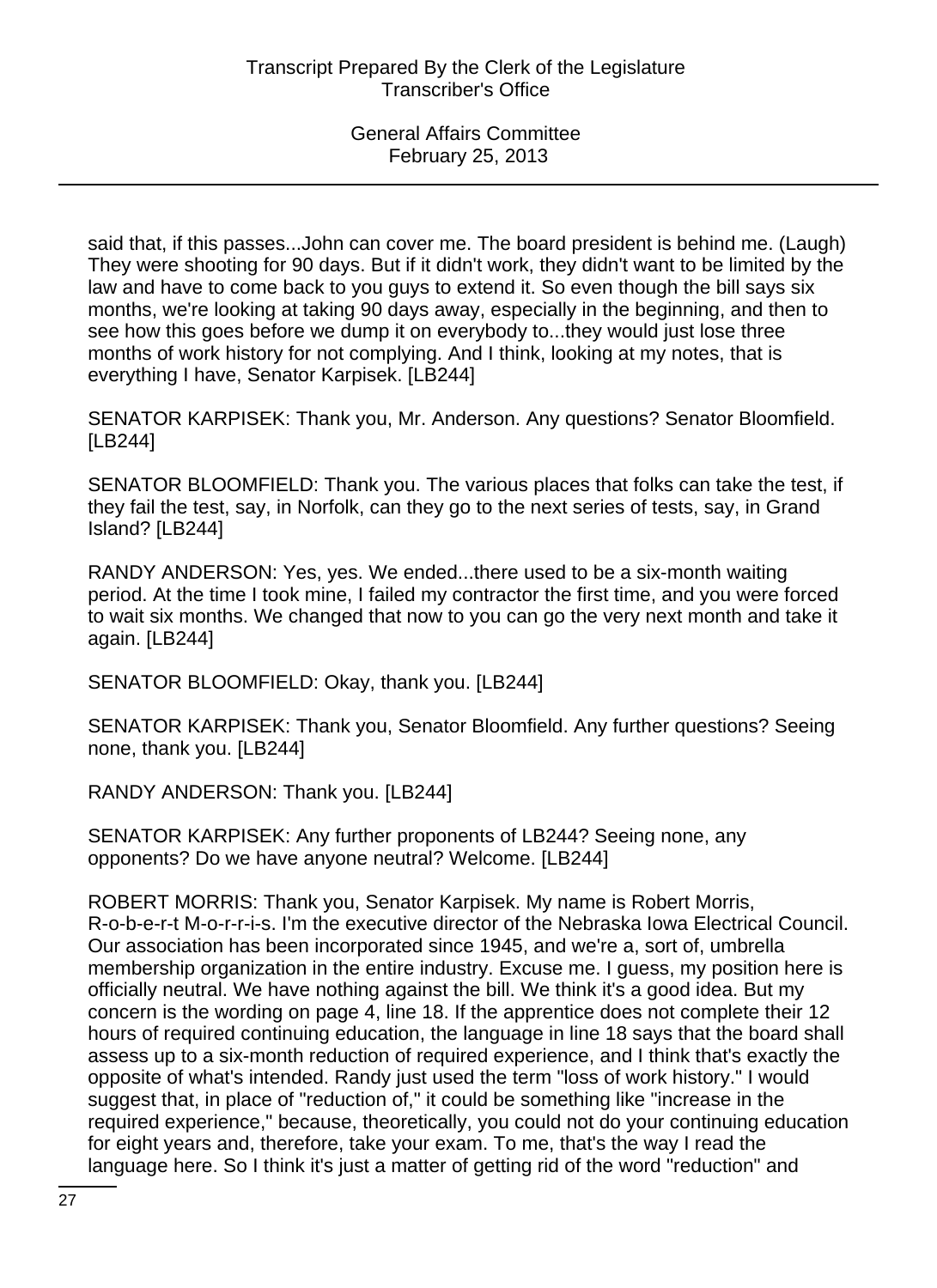said that, if this passes...John can cover me. The board president is behind me. (Laugh) They were shooting for 90 days. But if it didn't work, they didn't want to be limited by the law and have to come back to you guys to extend it. So even though the bill says six months, we're looking at taking 90 days away, especially in the beginning, and then to see how this goes before we dump it on everybody to...they would just lose three months of work history for not complying. And I think, looking at my notes, that is everything I have, Senator Karpisek. [LB244]

SENATOR KARPISEK: Thank you, Mr. Anderson. Any questions? Senator Bloomfield. [LB244]

SENATOR BLOOMFIELD: Thank you. The various places that folks can take the test, if they fail the test, say, in Norfolk, can they go to the next series of tests, say, in Grand Island? [LB244]

RANDY ANDERSON: Yes, yes. We ended...there used to be a six-month waiting period. At the time I took mine, I failed my contractor the first time, and you were forced to wait six months. We changed that now to you can go the very next month and take it again. [LB244]

SENATOR BLOOMFIELD: Okay, thank you. [LB244]

SENATOR KARPISEK: Thank you, Senator Bloomfield. Any further questions? Seeing none, thank you. [LB244]

RANDY ANDERSON: Thank you. [LB244]

SENATOR KARPISEK: Any further proponents of LB244? Seeing none, any opponents? Do we have anyone neutral? Welcome. [LB244]

ROBERT MORRIS: Thank you, Senator Karpisek. My name is Robert Morris, R-o-b-e-r-t M-o-r-r-i-s. I'm the executive director of the Nebraska Iowa Electrical Council. Our association has been incorporated since 1945, and we're a, sort of, umbrella membership organization in the entire industry. Excuse me. I guess, my position here is officially neutral. We have nothing against the bill. We think it's a good idea. But my concern is the wording on page 4, line 18. If the apprentice does not complete their 12 hours of required continuing education, the language in line 18 says that the board shall assess up to a six-month reduction of required experience, and I think that's exactly the opposite of what's intended. Randy just used the term "loss of work history." I would suggest that, in place of "reduction of," it could be something like "increase in the required experience," because, theoretically, you could not do your continuing education for eight years and, therefore, take your exam. To me, that's the way I read the language here. So I think it's just a matter of getting rid of the word "reduction" and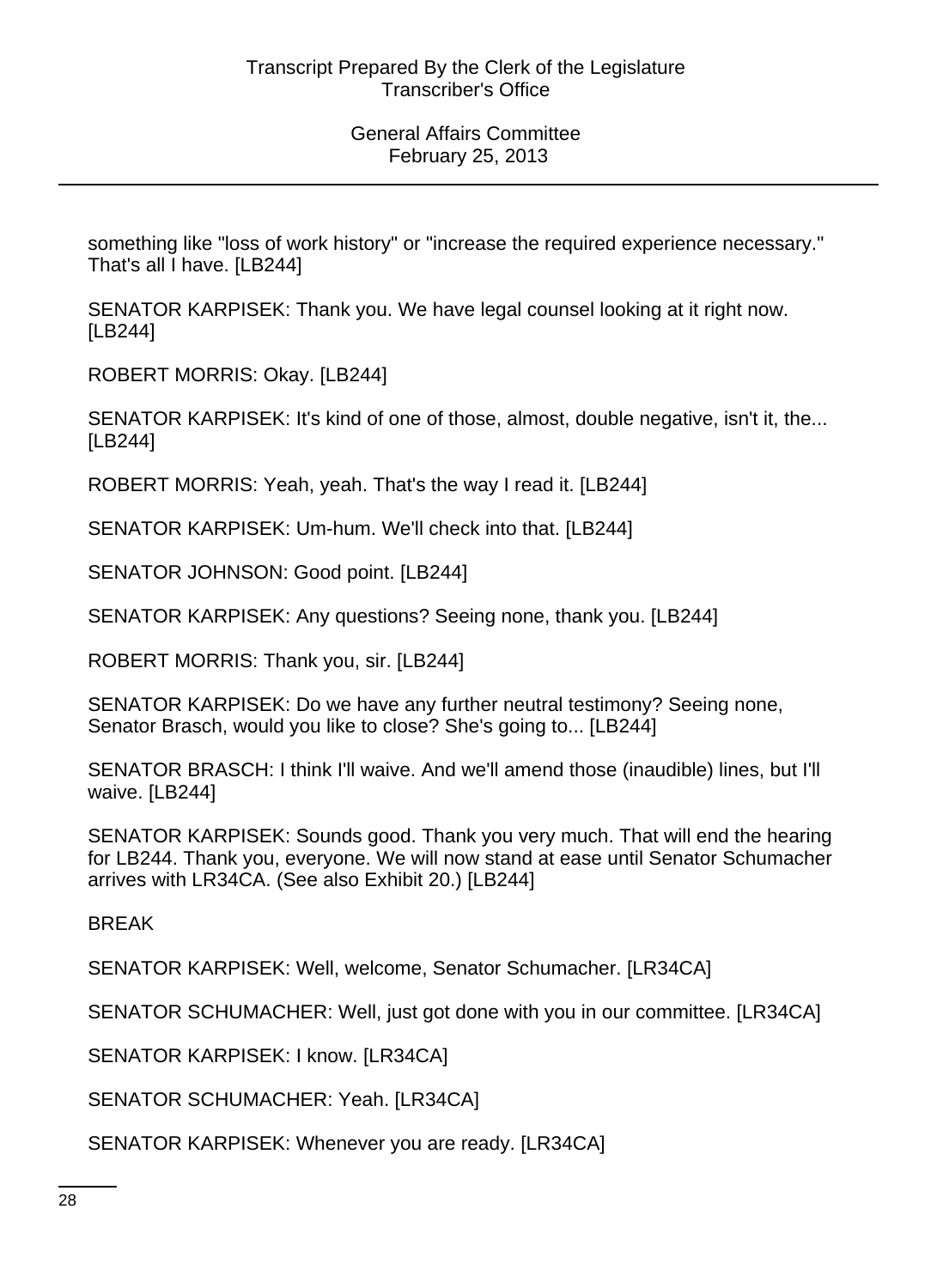something like "loss of work history" or "increase the required experience necessary." That's all I have. [LB244]

SENATOR KARPISEK: Thank you. We have legal counsel looking at it right now. [LB244]

ROBERT MORRIS: Okay. [LB244]

SENATOR KARPISEK: It's kind of one of those, almost, double negative, isn't it, the... [LB244]

ROBERT MORRIS: Yeah, yeah. That's the way I read it. [LB244]

SENATOR KARPISEK: Um-hum. We'll check into that. [LB244]

SENATOR JOHNSON: Good point. [LB244]

SENATOR KARPISEK: Any questions? Seeing none, thank you. [LB244]

ROBERT MORRIS: Thank you, sir. [LB244]

SENATOR KARPISEK: Do we have any further neutral testimony? Seeing none, Senator Brasch, would you like to close? She's going to... [LB244]

SENATOR BRASCH: I think I'll waive. And we'll amend those (inaudible) lines, but I'll waive. [LB244]

SENATOR KARPISEK: Sounds good. Thank you very much. That will end the hearing for LB244. Thank you, everyone. We will now stand at ease until Senator Schumacher arrives with LR34CA. (See also Exhibit 20.) [LB244]

BREAK

SENATOR KARPISEK: Well, welcome, Senator Schumacher. [LR34CA]

SENATOR SCHUMACHER: Well, just got done with you in our committee. [LR34CA]

SENATOR KARPISEK: I know. [LR34CA]

SENATOR SCHUMACHER: Yeah. [LR34CA]

SENATOR KARPISEK: Whenever you are ready. [LR34CA]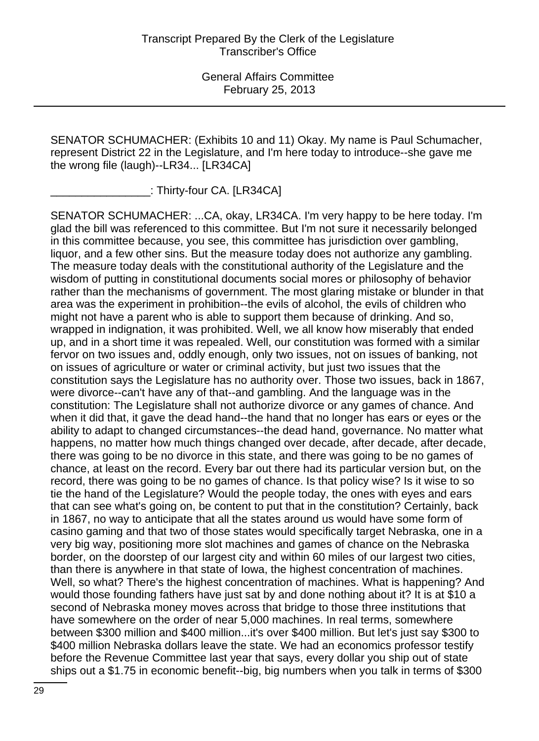SENATOR SCHUMACHER: (Exhibits 10 and 11) Okay. My name is Paul Schumacher, represent District 22 in the Legislature, and I'm here today to introduce--she gave me the wrong file (laugh)--LR34... [LR34CA]

________________: Thirty-four CA. [LR34CA]

SENATOR SCHUMACHER: ...CA, okay, LR34CA. I'm very happy to be here today. I'm glad the bill was referenced to this committee. But I'm not sure it necessarily belonged in this committee because, you see, this committee has jurisdiction over gambling, liquor, and a few other sins. But the measure today does not authorize any gambling. The measure today deals with the constitutional authority of the Legislature and the wisdom of putting in constitutional documents social mores or philosophy of behavior rather than the mechanisms of government. The most glaring mistake or blunder in that area was the experiment in prohibition--the evils of alcohol, the evils of children who might not have a parent who is able to support them because of drinking. And so, wrapped in indignation, it was prohibited. Well, we all know how miserably that ended up, and in a short time it was repealed. Well, our constitution was formed with a similar fervor on two issues and, oddly enough, only two issues, not on issues of banking, not on issues of agriculture or water or criminal activity, but just two issues that the constitution says the Legislature has no authority over. Those two issues, back in 1867, were divorce--can't have any of that--and gambling. And the language was in the constitution: The Legislature shall not authorize divorce or any games of chance. And when it did that, it gave the dead hand--the hand that no longer has ears or eyes or the ability to adapt to changed circumstances--the dead hand, governance. No matter what happens, no matter how much things changed over decade, after decade, after decade, there was going to be no divorce in this state, and there was going to be no games of chance, at least on the record. Every bar out there had its particular version but, on the record, there was going to be no games of chance. Is that policy wise? Is it wise to so tie the hand of the Legislature? Would the people today, the ones with eyes and ears that can see what's going on, be content to put that in the constitution? Certainly, back in 1867, no way to anticipate that all the states around us would have some form of casino gaming and that two of those states would specifically target Nebraska, one in a very big way, positioning more slot machines and games of chance on the Nebraska border, on the doorstep of our largest city and within 60 miles of our largest two cities, than there is anywhere in that state of Iowa, the highest concentration of machines. Well, so what? There's the highest concentration of machines. What is happening? And would those founding fathers have just sat by and done nothing about it? It is at $10 a second of Nebraska money moves across that bridge to those three institutions that have somewhere on the order of near 5,000 machines. In real terms, somewhere between $300 million and $400 million...it's over $400 million. But let's just say $300 to $400 million Nebraska dollars leave the state. We had an economics professor testify before the Revenue Committee last year that says, every dollar you ship out of state ships out a $1.75 in economic benefit--big, big numbers when you talk in terms of $300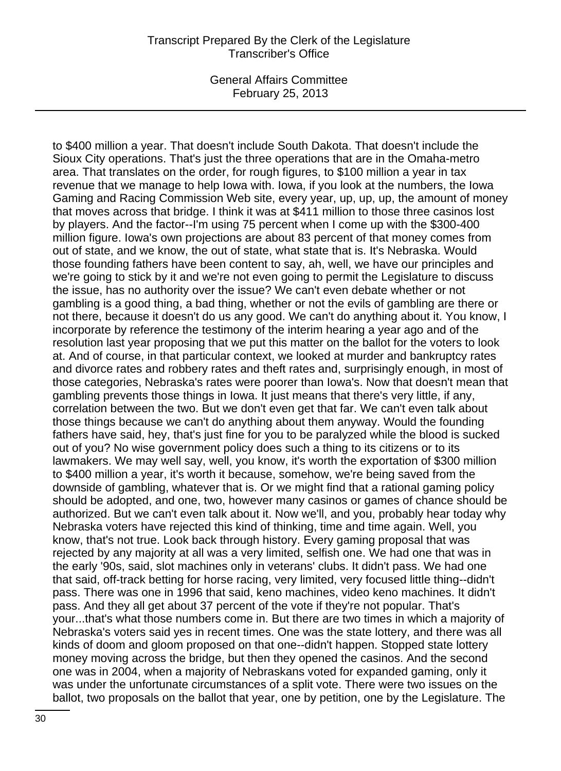to $400 million a year. That doesn't include South Dakota. That doesn't include the Sioux City operations. That's just the three operations that are in the Omaha-metro area. That translates on the order, for rough figures, to $100 million a year in tax revenue that we manage to help Iowa with. Iowa, if you look at the numbers, the Iowa Gaming and Racing Commission Web site, every year, up, up, up, the amount of money that moves across that bridge. I think it was at $411 million to those three casinos lost by players. And the factor--I'm using 75 percent when I come up with the $300-400 million figure. Iowa's own projections are about 83 percent of that money comes from out of state, and we know, the out of state, what state that is. It's Nebraska. Would those founding fathers have been content to say, ah, well, we have our principles and we're going to stick by it and we're not even going to permit the Legislature to discuss the issue, has no authority over the issue? We can't even debate whether or not gambling is a good thing, a bad thing, whether or not the evils of gambling are there or not there, because it doesn't do us any good. We can't do anything about it. You know, I incorporate by reference the testimony of the interim hearing a year ago and of the resolution last year proposing that we put this matter on the ballot for the voters to look at. And of course, in that particular context, we looked at murder and bankruptcy rates and divorce rates and robbery rates and theft rates and, surprisingly enough, in most of those categories, Nebraska's rates were poorer than Iowa's. Now that doesn't mean that gambling prevents those things in Iowa. It just means that there's very little, if any, correlation between the two. But we don't even get that far. We can't even talk about those things because we can't do anything about them anyway. Would the founding fathers have said, hey, that's just fine for you to be paralyzed while the blood is sucked out of you? No wise government policy does such a thing to its citizens or to its lawmakers. We may well say, well, you know, it's worth the exportation of $300 million to $400 million a year, it's worth it because, somehow, we're being saved from the downside of gambling, whatever that is. Or we might find that a rational gaming policy should be adopted, and one, two, however many casinos or games of chance should be authorized. But we can't even talk about it. Now we'll, and you, probably hear today why Nebraska voters have rejected this kind of thinking, time and time again. Well, you know, that's not true. Look back through history. Every gaming proposal that was rejected by any majority at all was a very limited, selfish one. We had one that was in the early '90s, said, slot machines only in veterans' clubs. It didn't pass. We had one that said, off-track betting for horse racing, very limited, very focused little thing--didn't pass. There was one in 1996 that said, keno machines, video keno machines. It didn't pass. And they all get about 37 percent of the vote if they're not popular. That's your...that's what those numbers come in. But there are two times in which a majority of Nebraska's voters said yes in recent times. One was the state lottery, and there was all kinds of doom and gloom proposed on that one--didn't happen. Stopped state lottery money moving across the bridge, but then they opened the casinos. And the second one was in 2004, when a majority of Nebraskans voted for expanded gaming, only it was under the unfortunate circumstances of a split vote. There were two issues on the ballot, two proposals on the ballot that year, one by petition, one by the Legislature. The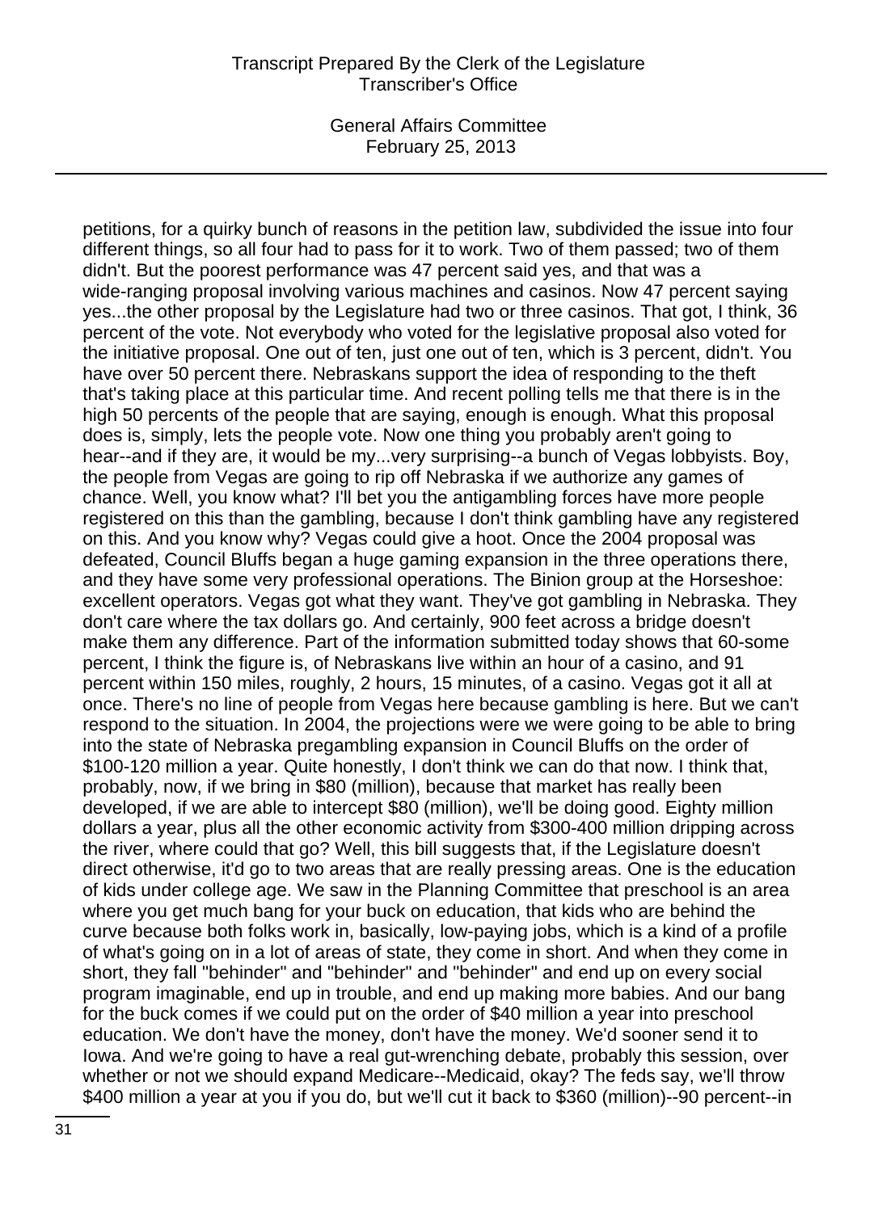petitions, for a quirky bunch of reasons in the petition law, subdivided the issue into four different things, so all four had to pass for it to work. Two of them passed; two of them didn't. But the poorest performance was 47 percent said yes, and that was a wide-ranging proposal involving various machines and casinos. Now 47 percent saying yes...the other proposal by the Legislature had two or three casinos. That got, I think, 36 percent of the vote. Not everybody who voted for the legislative proposal also voted for the initiative proposal. One out of ten, just one out of ten, which is 3 percent, didn't. You have over 50 percent there. Nebraskans support the idea of responding to the theft that's taking place at this particular time. And recent polling tells me that there is in the high 50 percents of the people that are saying, enough is enough. What this proposal does is, simply, lets the people vote. Now one thing you probably aren't going to hear--and if they are, it would be my...very surprising--a bunch of Vegas lobbyists. Boy, the people from Vegas are going to rip off Nebraska if we authorize any games of chance. Well, you know what? I'll bet you the antigambling forces have more people registered on this than the gambling, because I don't think gambling have any registered on this. And you know why? Vegas could give a hoot. Once the 2004 proposal was defeated, Council Bluffs began a huge gaming expansion in the three operations there, and they have some very professional operations. The Binion group at the Horseshoe: excellent operators. Vegas got what they want. They've got gambling in Nebraska. They don't care where the tax dollars go. And certainly, 900 feet across a bridge doesn't make them any difference. Part of the information submitted today shows that 60-some percent, I think the figure is, of Nebraskans live within an hour of a casino, and 91 percent within 150 miles, roughly, 2 hours, 15 minutes, of a casino. Vegas got it all at once. There's no line of people from Vegas here because gambling is here. But we can't respond to the situation. In 2004, the projections were we were going to be able to bring into the state of Nebraska pregambling expansion in Council Bluffs on the order of $100-120 million a year. Quite honestly, I don't think we can do that now. I think that, probably, now, if we bring in $80 (million), because that market has really been developed, if we are able to intercept $80 (million), we'll be doing good. Eighty million dollars a year, plus all the other economic activity from $300-400 million dripping across the river, where could that go? Well, this bill suggests that, if the Legislature doesn't direct otherwise, it'd go to two areas that are really pressing areas. One is the education of kids under college age. We saw in the Planning Committee that preschool is an area where you get much bang for your buck on education, that kids who are behind the curve because both folks work in, basically, low-paying jobs, which is a kind of a profile of what's going on in a lot of areas of state, they come in short. And when they come in short, they fall "behinder" and "behinder" and "behinder" and end up on every social program imaginable, end up in trouble, and end up making more babies. And our bang for the buck comes if we could put on the order of $40 million a year into preschool education. We don't have the money, don't have the money. We'd sooner send it to Iowa. And we're going to have a real gut-wrenching debate, probably this session, over whether or not we should expand Medicare--Medicaid, okay? The feds say, we'll throw $400 million a year at you if you do, but we'll cut it back to $360 (million)--90 percent--in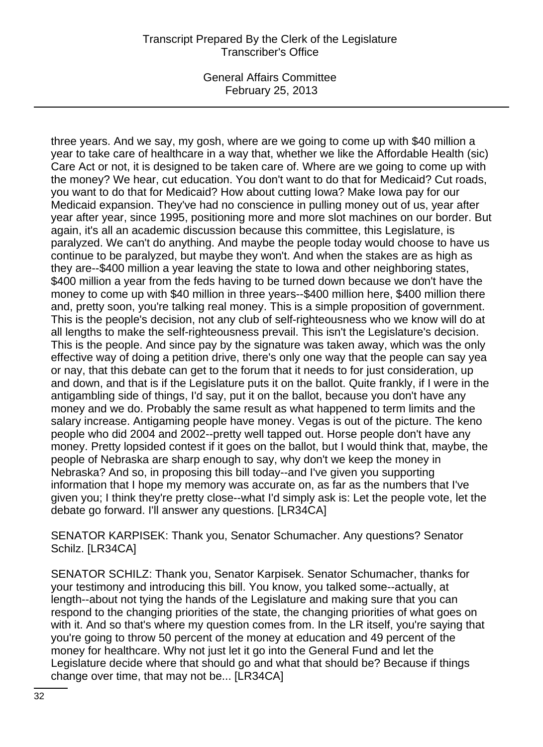three years. And we say, my gosh, where are we going to come up with $40 million a year to take care of healthcare in a way that, whether we like the Affordable Health (sic) Care Act or not, it is designed to be taken care of. Where are we going to come up with the money? We hear, cut education. You don't want to do that for Medicaid? Cut roads, you want to do that for Medicaid? How about cutting Iowa? Make Iowa pay for our Medicaid expansion. They've had no conscience in pulling money out of us, year after year after year, since 1995, positioning more and more slot machines on our border. But again, it's all an academic discussion because this committee, this Legislature, is paralyzed. We can't do anything. And maybe the people today would choose to have us continue to be paralyzed, but maybe they won't. And when the stakes are as high as they are--$400 million a year leaving the state to Iowa and other neighboring states, $400 million a year from the feds having to be turned down because we don't have the money to come up with $40 million in three years--$400 million here, $400 million there and, pretty soon, you're talking real money. This is a simple proposition of government. This is the people's decision, not any club of self-righteousness who we know will do at all lengths to make the self-righteousness prevail. This isn't the Legislature's decision. This is the people. And since pay by the signature was taken away, which was the only effective way of doing a petition drive, there's only one way that the people can say yea or nay, that this debate can get to the forum that it needs to for just consideration, up and down, and that is if the Legislature puts it on the ballot. Quite frankly, if I were in the antigambling side of things, I'd say, put it on the ballot, because you don't have any money and we do. Probably the same result as what happened to term limits and the salary increase. Antigaming people have money. Vegas is out of the picture. The keno people who did 2004 and 2002--pretty well tapped out. Horse people don't have any money. Pretty lopsided contest if it goes on the ballot, but I would think that, maybe, the people of Nebraska are sharp enough to say, why don't we keep the money in Nebraska? And so, in proposing this bill today--and I've given you supporting information that I hope my memory was accurate on, as far as the numbers that I've given you; I think they're pretty close--what I'd simply ask is: Let the people vote, let the debate go forward. I'll answer any questions. [LR34CA]

SENATOR KARPISEK: Thank you, Senator Schumacher. Any questions? Senator Schilz. [LR34CA]

SENATOR SCHILZ: Thank you, Senator Karpisek. Senator Schumacher, thanks for your testimony and introducing this bill. You know, you talked some--actually, at length--about not tying the hands of the Legislature and making sure that you can respond to the changing priorities of the state, the changing priorities of what goes on with it. And so that's where my question comes from. In the LR itself, you're saying that you're going to throw 50 percent of the money at education and 49 percent of the money for healthcare. Why not just let it go into the General Fund and let the Legislature decide where that should go and what that should be? Because if things change over time, that may not be... [LR34CA]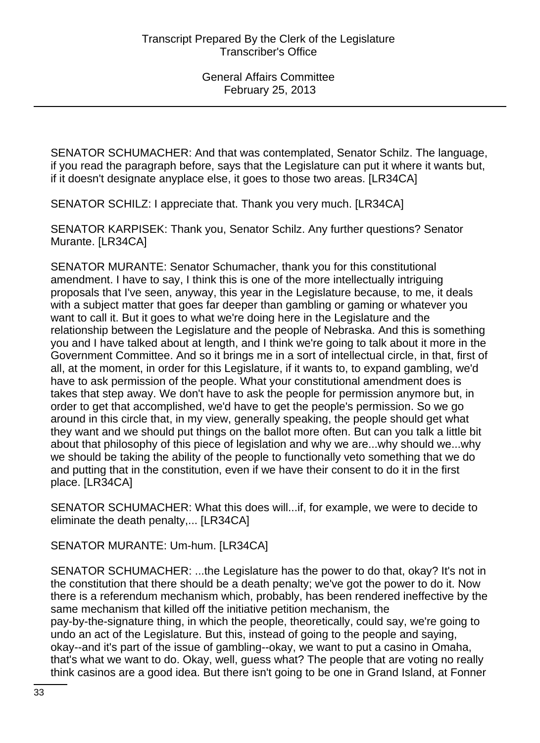SENATOR SCHUMACHER: And that was contemplated, Senator Schilz. The language, if you read the paragraph before, says that the Legislature can put it where it wants but, if it doesn't designate anyplace else, it goes to those two areas. [LR34CA]

SENATOR SCHILZ: I appreciate that. Thank you very much. [LR34CA]

SENATOR KARPISEK: Thank you, Senator Schilz. Any further questions? Senator Murante. [LR34CA]

SENATOR MURANTE: Senator Schumacher, thank you for this constitutional amendment. I have to say, I think this is one of the more intellectually intriguing proposals that I've seen, anyway, this year in the Legislature because, to me, it deals with a subject matter that goes far deeper than gambling or gaming or whatever you want to call it. But it goes to what we're doing here in the Legislature and the relationship between the Legislature and the people of Nebraska. And this is something you and I have talked about at length, and I think we're going to talk about it more in the Government Committee. And so it brings me in a sort of intellectual circle, in that, first of all, at the moment, in order for this Legislature, if it wants to, to expand gambling, we'd have to ask permission of the people. What your constitutional amendment does is takes that step away. We don't have to ask the people for permission anymore but, in order to get that accomplished, we'd have to get the people's permission. So we go around in this circle that, in my view, generally speaking, the people should get what they want and we should put things on the ballot more often. But can you talk a little bit about that philosophy of this piece of legislation and why we are...why should we...why we should be taking the ability of the people to functionally veto something that we do and putting that in the constitution, even if we have their consent to do it in the first place. [LR34CA]

SENATOR SCHUMACHER: What this does will...if, for example, we were to decide to eliminate the death penalty,... [LR34CA]

SENATOR MURANTE: Um-hum. [LR34CA]

SENATOR SCHUMACHER: ...the Legislature has the power to do that, okay? It's not in the constitution that there should be a death penalty; we've got the power to do it. Now there is a referendum mechanism which, probably, has been rendered ineffective by the same mechanism that killed off the initiative petition mechanism, the pay-by-the-signature thing, in which the people, theoretically, could say, we're going to undo an act of the Legislature. But this, instead of going to the people and saying, okay--and it's part of the issue of gambling--okay, we want to put a casino in Omaha, that's what we want to do. Okay, well, guess what? The people that are voting no really think casinos are a good idea. But there isn't going to be one in Grand Island, at Fonner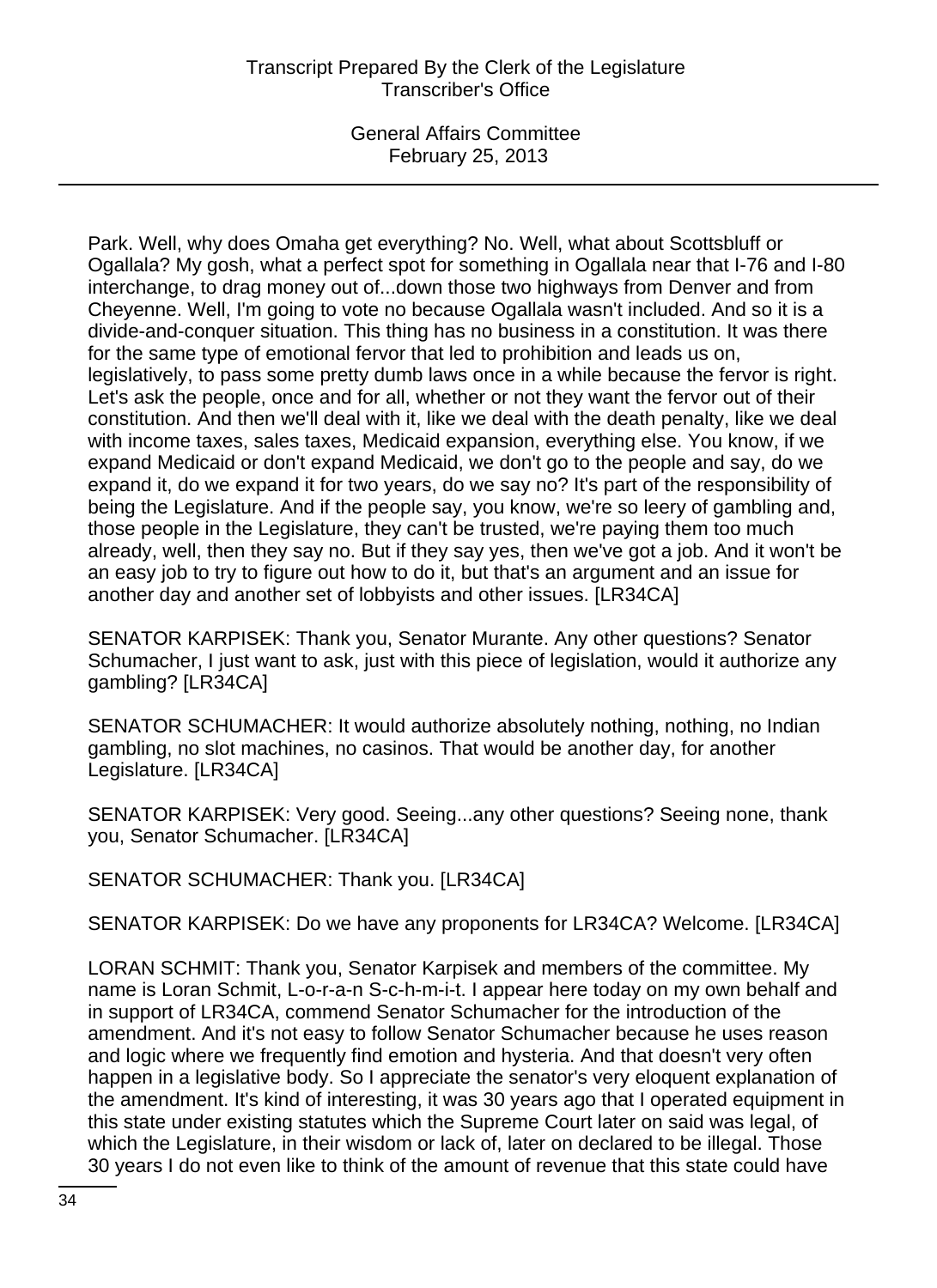Park. Well, why does Omaha get everything? No. Well, what about Scottsbluff or Ogallala? My gosh, what a perfect spot for something in Ogallala near that I-76 and I-80 interchange, to drag money out of...down those two highways from Denver and from Cheyenne. Well, I'm going to vote no because Ogallala wasn't included. And so it is a divide-and-conquer situation. This thing has no business in a constitution. It was there for the same type of emotional fervor that led to prohibition and leads us on, legislatively, to pass some pretty dumb laws once in a while because the fervor is right. Let's ask the people, once and for all, whether or not they want the fervor out of their constitution. And then we'll deal with it, like we deal with the death penalty, like we deal with income taxes, sales taxes, Medicaid expansion, everything else. You know, if we expand Medicaid or don't expand Medicaid, we don't go to the people and say, do we expand it, do we expand it for two years, do we say no? It's part of the responsibility of being the Legislature. And if the people say, you know, we're so leery of gambling and, those people in the Legislature, they can't be trusted, we're paying them too much already, well, then they say no. But if they say yes, then we've got a job. And it won't be an easy job to try to figure out how to do it, but that's an argument and an issue for another day and another set of lobbyists and other issues. [LR34CA]

SENATOR KARPISEK: Thank you, Senator Murante. Any other questions? Senator Schumacher, I just want to ask, just with this piece of legislation, would it authorize any gambling? [LR34CA]

SENATOR SCHUMACHER: It would authorize absolutely nothing, nothing, no Indian gambling, no slot machines, no casinos. That would be another day, for another Legislature. [LR34CA]

SENATOR KARPISEK: Very good. Seeing...any other questions? Seeing none, thank you, Senator Schumacher. [LR34CA]

SENATOR SCHUMACHER: Thank you. [LR34CA]

SENATOR KARPISEK: Do we have any proponents for LR34CA? Welcome. [LR34CA]

LORAN SCHMIT: Thank you, Senator Karpisek and members of the committee. My name is Loran Schmit, L-o-r-a-n S-c-h-m-i-t. I appear here today on my own behalf and in support of LR34CA, commend Senator Schumacher for the introduction of the amendment. And it's not easy to follow Senator Schumacher because he uses reason and logic where we frequently find emotion and hysteria. And that doesn't very often happen in a legislative body. So I appreciate the senator's very eloquent explanation of the amendment. It's kind of interesting, it was 30 years ago that I operated equipment in this state under existing statutes which the Supreme Court later on said was legal, of which the Legislature, in their wisdom or lack of, later on declared to be illegal. Those 30 years I do not even like to think of the amount of revenue that this state could have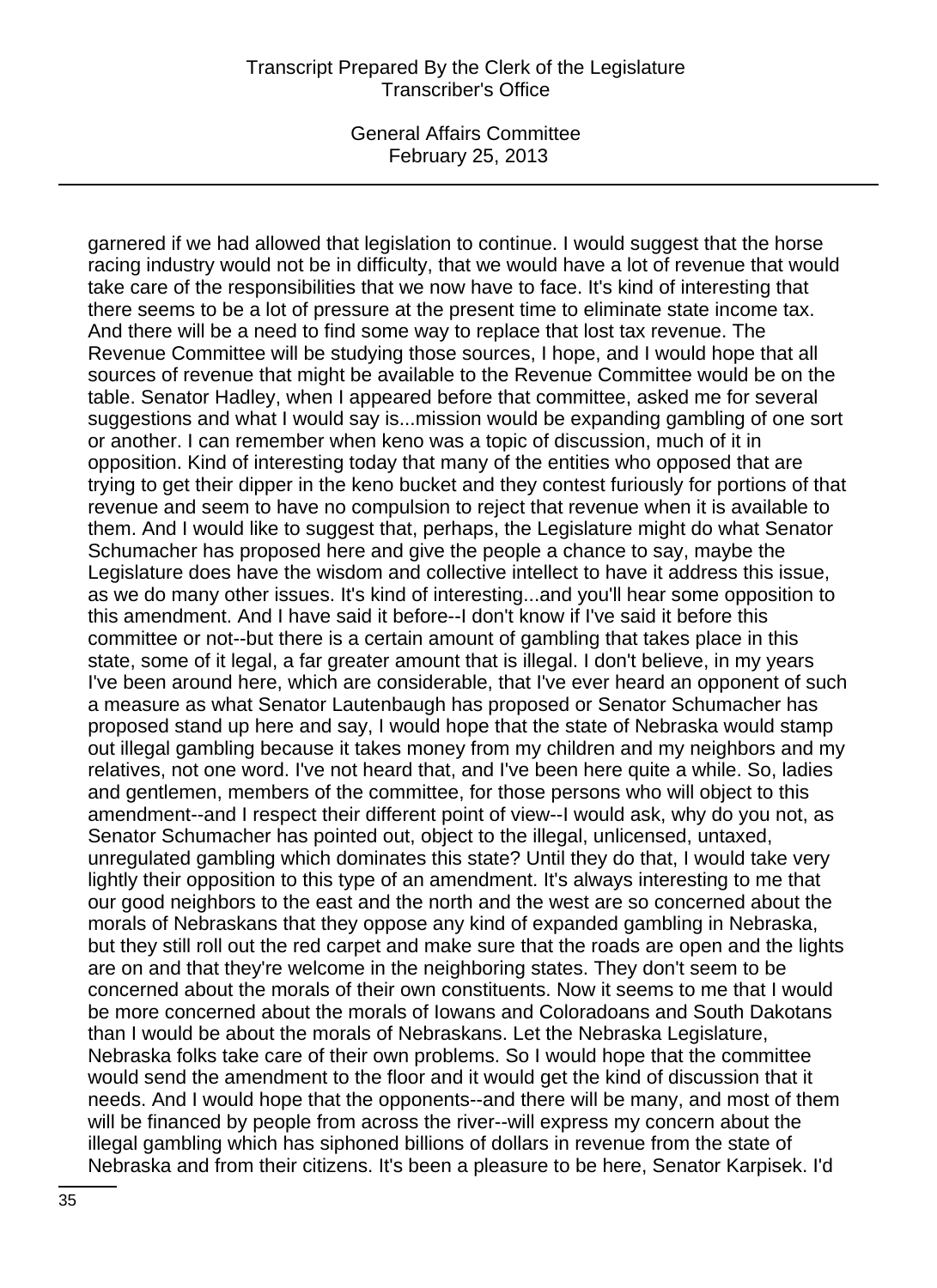garnered if we had allowed that legislation to continue. I would suggest that the horse racing industry would not be in difficulty, that we would have a lot of revenue that would take care of the responsibilities that we now have to face. It's kind of interesting that there seems to be a lot of pressure at the present time to eliminate state income tax. And there will be a need to find some way to replace that lost tax revenue. The Revenue Committee will be studying those sources, I hope, and I would hope that all sources of revenue that might be available to the Revenue Committee would be on the table. Senator Hadley, when I appeared before that committee, asked me for several suggestions and what I would say is...mission would be expanding gambling of one sort or another. I can remember when keno was a topic of discussion, much of it in opposition. Kind of interesting today that many of the entities who opposed that are trying to get their dipper in the keno bucket and they contest furiously for portions of that revenue and seem to have no compulsion to reject that revenue when it is available to them. And I would like to suggest that, perhaps, the Legislature might do what Senator Schumacher has proposed here and give the people a chance to say, maybe the Legislature does have the wisdom and collective intellect to have it address this issue, as we do many other issues. It's kind of interesting...and you'll hear some opposition to this amendment. And I have said it before--I don't know if I've said it before this committee or not--but there is a certain amount of gambling that takes place in this state, some of it legal, a far greater amount that is illegal. I don't believe, in my years I've been around here, which are considerable, that I've ever heard an opponent of such a measure as what Senator Lautenbaugh has proposed or Senator Schumacher has proposed stand up here and say, I would hope that the state of Nebraska would stamp out illegal gambling because it takes money from my children and my neighbors and my relatives, not one word. I've not heard that, and I've been here quite a while. So, ladies and gentlemen, members of the committee, for those persons who will object to this amendment--and I respect their different point of view--I would ask, why do you not, as Senator Schumacher has pointed out, object to the illegal, unlicensed, untaxed, unregulated gambling which dominates this state? Until they do that, I would take very lightly their opposition to this type of an amendment. It's always interesting to me that our good neighbors to the east and the north and the west are so concerned about the morals of Nebraskans that they oppose any kind of expanded gambling in Nebraska, but they still roll out the red carpet and make sure that the roads are open and the lights are on and that they're welcome in the neighboring states. They don't seem to be concerned about the morals of their own constituents. Now it seems to me that I would be more concerned about the morals of Iowans and Coloradoans and South Dakotans than I would be about the morals of Nebraskans. Let the Nebraska Legislature, Nebraska folks take care of their own problems. So I would hope that the committee would send the amendment to the floor and it would get the kind of discussion that it needs. And I would hope that the opponents--and there will be many, and most of them will be financed by people from across the river--will express my concern about the illegal gambling which has siphoned billions of dollars in revenue from the state of Nebraska and from their citizens. It's been a pleasure to be here, Senator Karpisek. I'd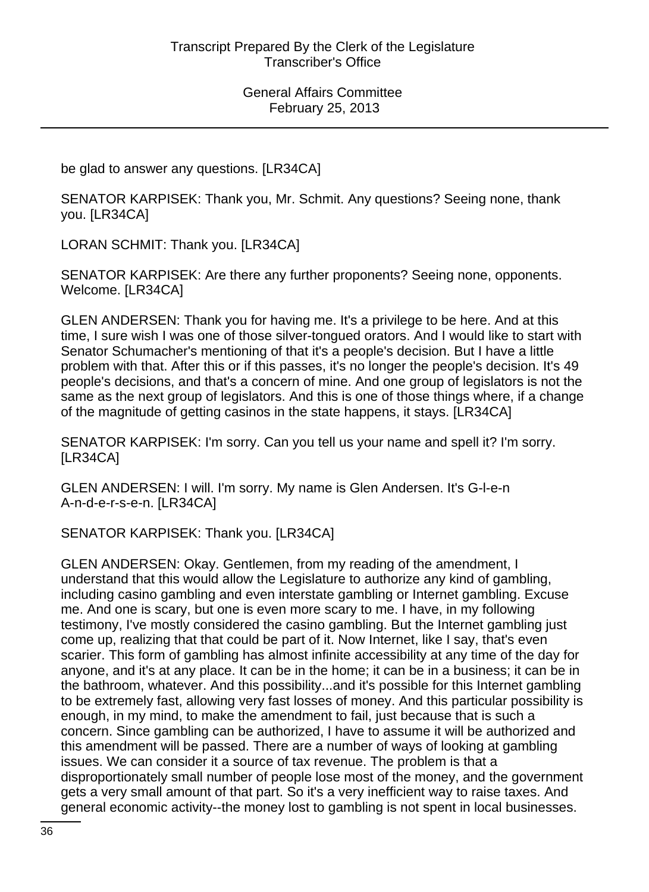be glad to answer any questions. [LR34CA]

SENATOR KARPISEK: Thank you, Mr. Schmit. Any questions? Seeing none, thank you. [LR34CA]

LORAN SCHMIT: Thank you. [LR34CA]

SENATOR KARPISEK: Are there any further proponents? Seeing none, opponents. Welcome. [LR34CA]

GLEN ANDERSEN: Thank you for having me. It's a privilege to be here. And at this time, I sure wish I was one of those silver-tongued orators. And I would like to start with Senator Schumacher's mentioning of that it's a people's decision. But I have a little problem with that. After this or if this passes, it's no longer the people's decision. It's 49 people's decisions, and that's a concern of mine. And one group of legislators is not the same as the next group of legislators. And this is one of those things where, if a change of the magnitude of getting casinos in the state happens, it stays. [LR34CA]

SENATOR KARPISEK: I'm sorry. Can you tell us your name and spell it? I'm sorry. [LR34CA]

GLEN ANDERSEN: I will. I'm sorry. My name is Glen Andersen. It's G-l-e-n A-n-d-e-r-s-e-n. [LR34CA]

SENATOR KARPISEK: Thank you. [LR34CA]

GLEN ANDERSEN: Okay. Gentlemen, from my reading of the amendment, I understand that this would allow the Legislature to authorize any kind of gambling, including casino gambling and even interstate gambling or Internet gambling. Excuse me. And one is scary, but one is even more scary to me. I have, in my following testimony, I've mostly considered the casino gambling. But the Internet gambling just come up, realizing that that could be part of it. Now Internet, like I say, that's even scarier. This form of gambling has almost infinite accessibility at any time of the day for anyone, and it's at any place. It can be in the home; it can be in a business; it can be in the bathroom, whatever. And this possibility...and it's possible for this Internet gambling to be extremely fast, allowing very fast losses of money. And this particular possibility is enough, in my mind, to make the amendment to fail, just because that is such a concern. Since gambling can be authorized, I have to assume it will be authorized and this amendment will be passed. There are a number of ways of looking at gambling issues. We can consider it a source of tax revenue. The problem is that a disproportionately small number of people lose most of the money, and the government gets a very small amount of that part. So it's a very inefficient way to raise taxes. And general economic activity--the money lost to gambling is not spent in local businesses.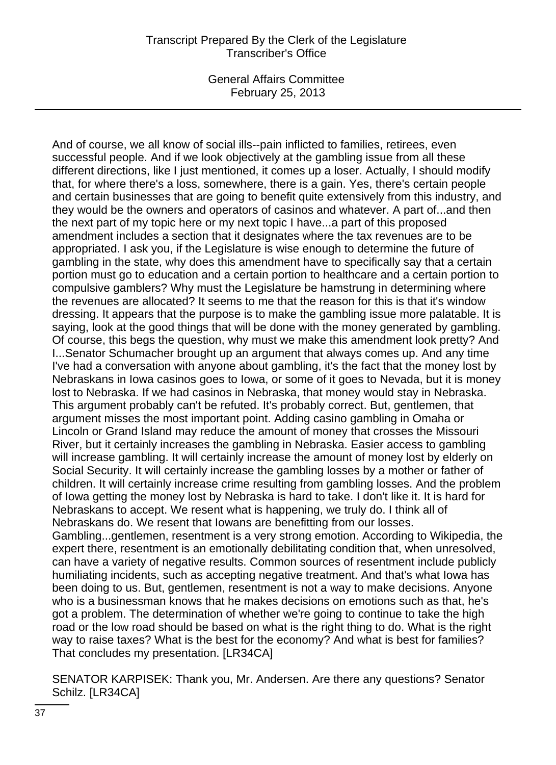And of course, we all know of social ills--pain inflicted to families, retirees, even successful people. And if we look objectively at the gambling issue from all these different directions, like I just mentioned, it comes up a loser. Actually, I should modify that, for where there's a loss, somewhere, there is a gain. Yes, there's certain people and certain businesses that are going to benefit quite extensively from this industry, and they would be the owners and operators of casinos and whatever. A part of...and then the next part of my topic here or my next topic I have...a part of this proposed amendment includes a section that it designates where the tax revenues are to be appropriated. I ask you, if the Legislature is wise enough to determine the future of gambling in the state, why does this amendment have to specifically say that a certain portion must go to education and a certain portion to healthcare and a certain portion to compulsive gamblers? Why must the Legislature be hamstrung in determining where the revenues are allocated? It seems to me that the reason for this is that it's window dressing. It appears that the purpose is to make the gambling issue more palatable. It is saying, look at the good things that will be done with the money generated by gambling. Of course, this begs the question, why must we make this amendment look pretty? And I...Senator Schumacher brought up an argument that always comes up. And any time I've had a conversation with anyone about gambling, it's the fact that the money lost by Nebraskans in Iowa casinos goes to Iowa, or some of it goes to Nevada, but it is money lost to Nebraska. If we had casinos in Nebraska, that money would stay in Nebraska. This argument probably can't be refuted. It's probably correct. But, gentlemen, that argument misses the most important point. Adding casino gambling in Omaha or Lincoln or Grand Island may reduce the amount of money that crosses the Missouri River, but it certainly increases the gambling in Nebraska. Easier access to gambling will increase gambling. It will certainly increase the amount of money lost by elderly on Social Security. It will certainly increase the gambling losses by a mother or father of children. It will certainly increase crime resulting from gambling losses. And the problem of Iowa getting the money lost by Nebraska is hard to take. I don't like it. It is hard for Nebraskans to accept. We resent what is happening, we truly do. I think all of Nebraskans do. We resent that Iowans are benefitting from our losses. Gambling...gentlemen, resentment is a very strong emotion. According to Wikipedia, the expert there, resentment is an emotionally debilitating condition that, when unresolved, can have a variety of negative results. Common sources of resentment include publicly humiliating incidents, such as accepting negative treatment. And that's what Iowa has been doing to us. But, gentlemen, resentment is not a way to make decisions. Anyone who is a businessman knows that he makes decisions on emotions such as that, he's got a problem. The determination of whether we're going to continue to take the high road or the low road should be based on what is the right thing to do. What is the right way to raise taxes? What is the best for the economy? And what is best for families? That concludes my presentation. [LR34CA]

SENATOR KARPISEK: Thank you, Mr. Andersen. Are there any questions? Senator Schilz. [LR34CA]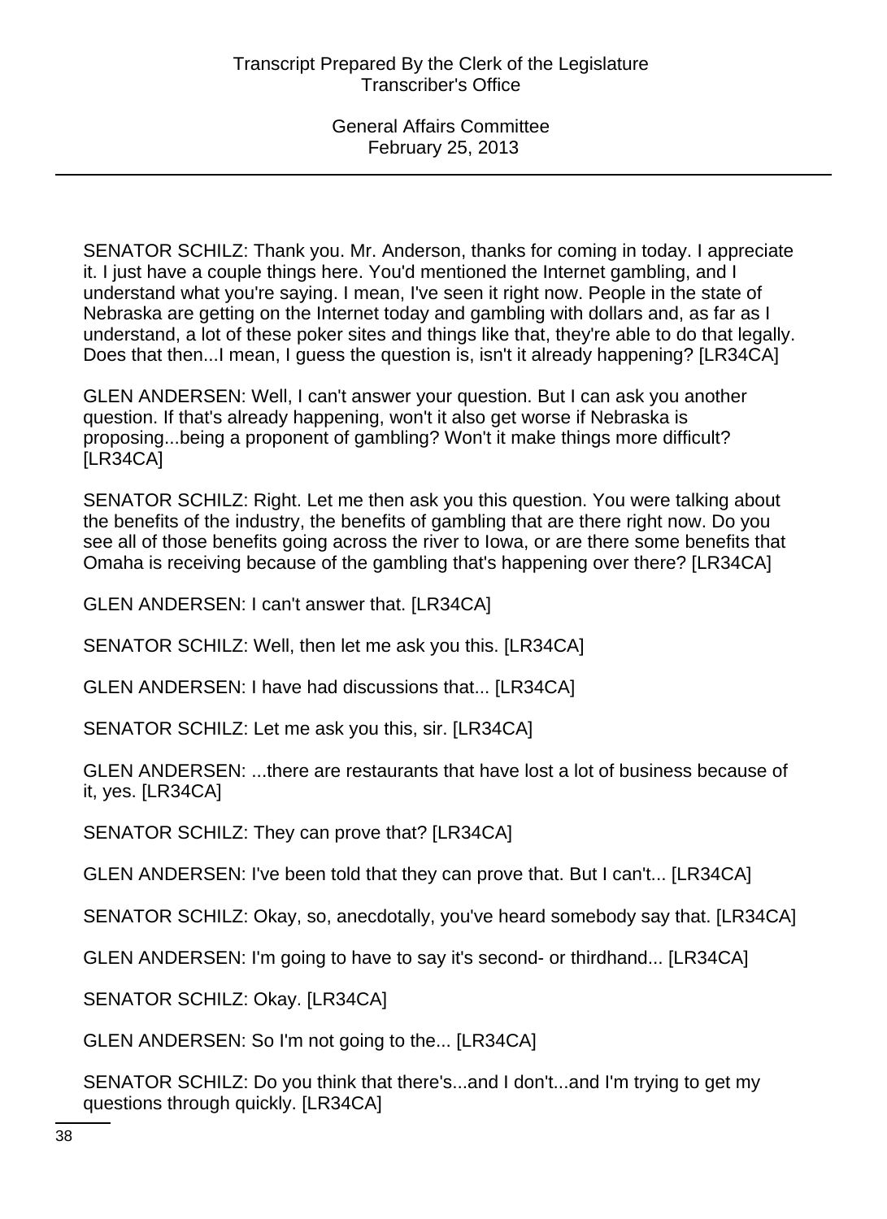SENATOR SCHILZ: Thank you. Mr. Anderson, thanks for coming in today. I appreciate it. I just have a couple things here. You'd mentioned the Internet gambling, and I understand what you're saying. I mean, I've seen it right now. People in the state of Nebraska are getting on the Internet today and gambling with dollars and, as far as I understand, a lot of these poker sites and things like that, they're able to do that legally. Does that then...I mean, I guess the question is, isn't it already happening? [LR34CA]

GLEN ANDERSEN: Well, I can't answer your question. But I can ask you another question. If that's already happening, won't it also get worse if Nebraska is proposing...being a proponent of gambling? Won't it make things more difficult? [LR34CA]

SENATOR SCHILZ: Right. Let me then ask you this question. You were talking about the benefits of the industry, the benefits of gambling that are there right now. Do you see all of those benefits going across the river to Iowa, or are there some benefits that Omaha is receiving because of the gambling that's happening over there? [LR34CA]

GLEN ANDERSEN: I can't answer that. [LR34CA]

SENATOR SCHILZ: Well, then let me ask you this. [LR34CA]

GLEN ANDERSEN: I have had discussions that... [LR34CA]

SENATOR SCHILZ: Let me ask you this, sir. [LR34CA]

GLEN ANDERSEN: ...there are restaurants that have lost a lot of business because of it, yes. [LR34CA]

SENATOR SCHILZ: They can prove that? [LR34CA]

GLEN ANDERSEN: I've been told that they can prove that. But I can't... [LR34CA]

SENATOR SCHILZ: Okay, so, anecdotally, you've heard somebody say that. [LR34CA]

GLEN ANDERSEN: I'm going to have to say it's second- or thirdhand... [LR34CA]

SENATOR SCHILZ: Okay. [LR34CA]

GLEN ANDERSEN: So I'm not going to the... [LR34CA]

SENATOR SCHILZ: Do you think that there's...and I don't...and I'm trying to get my questions through quickly. [LR34CA]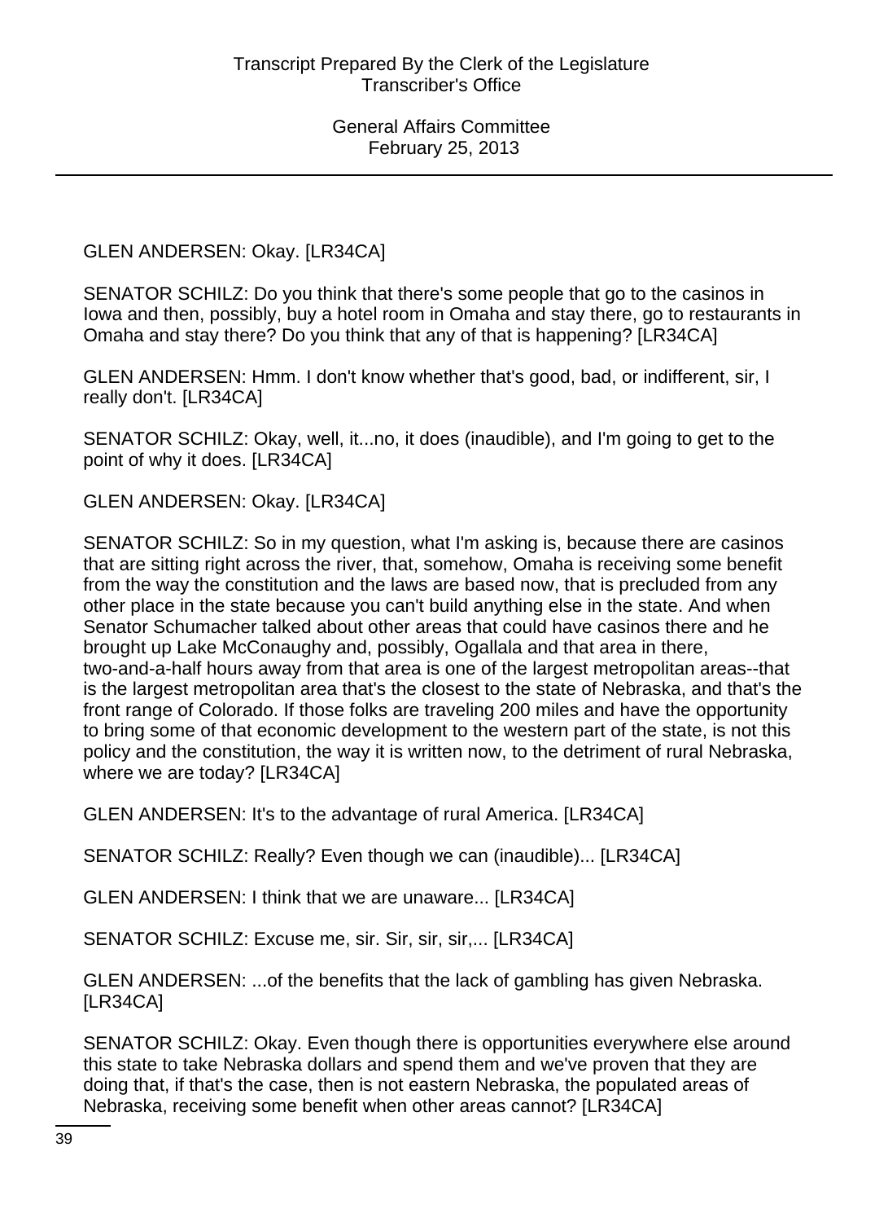GLEN ANDERSEN: Okay. [LR34CA]

SENATOR SCHILZ: Do you think that there's some people that go to the casinos in Iowa and then, possibly, buy a hotel room in Omaha and stay there, go to restaurants in Omaha and stay there? Do you think that any of that is happening? [LR34CA]

GLEN ANDERSEN: Hmm. I don't know whether that's good, bad, or indifferent, sir, I really don't. [LR34CA]

SENATOR SCHILZ: Okay, well, it...no, it does (inaudible), and I'm going to get to the point of why it does. [LR34CA]

GLEN ANDERSEN: Okay. [LR34CA]

SENATOR SCHILZ: So in my question, what I'm asking is, because there are casinos that are sitting right across the river, that, somehow, Omaha is receiving some benefit from the way the constitution and the laws are based now, that is precluded from any other place in the state because you can't build anything else in the state. And when Senator Schumacher talked about other areas that could have casinos there and he brought up Lake McConaughy and, possibly, Ogallala and that area in there, two-and-a-half hours away from that area is one of the largest metropolitan areas--that is the largest metropolitan area that's the closest to the state of Nebraska, and that's the front range of Colorado. If those folks are traveling 200 miles and have the opportunity to bring some of that economic development to the western part of the state, is not this policy and the constitution, the way it is written now, to the detriment of rural Nebraska, where we are today? [LR34CA]

GLEN ANDERSEN: It's to the advantage of rural America. [LR34CA]

SENATOR SCHILZ: Really? Even though we can (inaudible)... [LR34CA]

GLEN ANDERSEN: I think that we are unaware... [LR34CA]

SENATOR SCHILZ: Excuse me, sir. Sir, sir, sir,... [LR34CA]

GLEN ANDERSEN: ...of the benefits that the lack of gambling has given Nebraska. [LR34CA]

SENATOR SCHILZ: Okay. Even though there is opportunities everywhere else around this state to take Nebraska dollars and spend them and we've proven that they are doing that, if that's the case, then is not eastern Nebraska, the populated areas of Nebraska, receiving some benefit when other areas cannot? [LR34CA]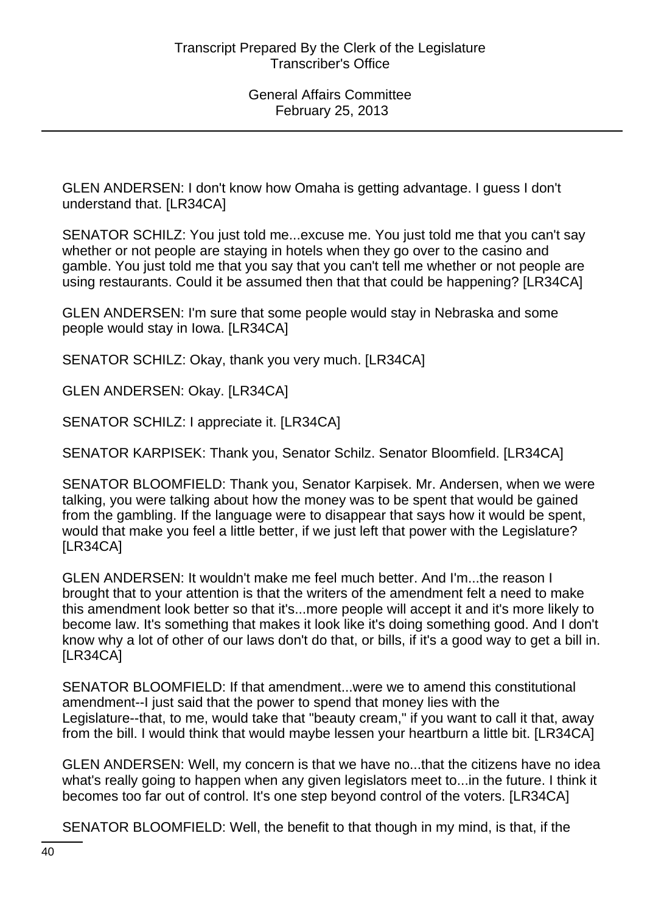GLEN ANDERSEN: I don't know how Omaha is getting advantage. I guess I don't understand that. [LR34CA]

SENATOR SCHILZ: You just told me...excuse me. You just told me that you can't say whether or not people are staying in hotels when they go over to the casino and gamble. You just told me that you say that you can't tell me whether or not people are using restaurants. Could it be assumed then that that could be happening? [LR34CA]

GLEN ANDERSEN: I'm sure that some people would stay in Nebraska and some people would stay in Iowa. [LR34CA]

SENATOR SCHILZ: Okay, thank you very much. [LR34CA]

GLEN ANDERSEN: Okay. [LR34CA]

SENATOR SCHILZ: I appreciate it. [LR34CA]

SENATOR KARPISEK: Thank you, Senator Schilz. Senator Bloomfield. [LR34CA]

SENATOR BLOOMFIELD: Thank you, Senator Karpisek. Mr. Andersen, when we were talking, you were talking about how the money was to be spent that would be gained from the gambling. If the language were to disappear that says how it would be spent, would that make you feel a little better, if we just left that power with the Legislature? [LR34CA]

GLEN ANDERSEN: It wouldn't make me feel much better. And I'm...the reason I brought that to your attention is that the writers of the amendment felt a need to make this amendment look better so that it's...more people will accept it and it's more likely to become law. It's something that makes it look like it's doing something good. And I don't know why a lot of other of our laws don't do that, or bills, if it's a good way to get a bill in. [LR34CA]

SENATOR BLOOMFIELD: If that amendment...were we to amend this constitutional amendment--I just said that the power to spend that money lies with the Legislature--that, to me, would take that "beauty cream," if you want to call it that, away from the bill. I would think that would maybe lessen your heartburn a little bit. [LR34CA]

GLEN ANDERSEN: Well, my concern is that we have no...that the citizens have no idea what's really going to happen when any given legislators meet to...in the future. I think it becomes too far out of control. It's one step beyond control of the voters. [LR34CA]

SENATOR BLOOMFIELD: Well, the benefit to that though in my mind, is that, if the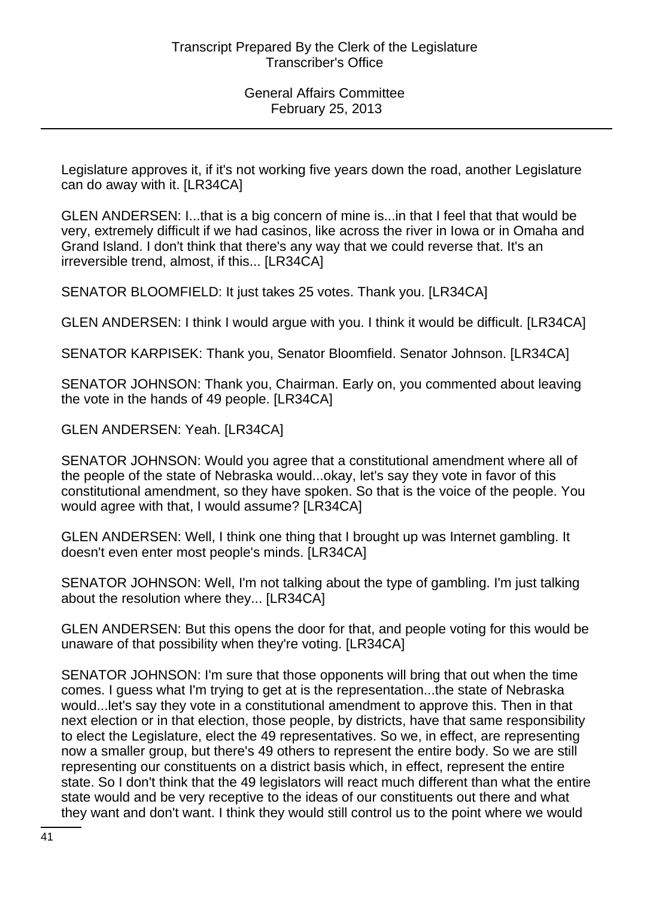Legislature approves it, if it's not working five years down the road, another Legislature can do away with it. [LR34CA]

GLEN ANDERSEN: I...that is a big concern of mine is...in that I feel that that would be very, extremely difficult if we had casinos, like across the river in Iowa or in Omaha and Grand Island. I don't think that there's any way that we could reverse that. It's an irreversible trend, almost, if this... [LR34CA]

SENATOR BLOOMFIELD: It just takes 25 votes. Thank you. [LR34CA]

GLEN ANDERSEN: I think I would argue with you. I think it would be difficult. [LR34CA]

SENATOR KARPISEK: Thank you, Senator Bloomfield. Senator Johnson. [LR34CA]

SENATOR JOHNSON: Thank you, Chairman. Early on, you commented about leaving the vote in the hands of 49 people. [LR34CA]

GLEN ANDERSEN: Yeah. [LR34CA]

SENATOR JOHNSON: Would you agree that a constitutional amendment where all of the people of the state of Nebraska would...okay, let's say they vote in favor of this constitutional amendment, so they have spoken. So that is the voice of the people. You would agree with that, I would assume? [LR34CA]

GLEN ANDERSEN: Well, I think one thing that I brought up was Internet gambling. It doesn't even enter most people's minds. [LR34CA]

SENATOR JOHNSON: Well, I'm not talking about the type of gambling. I'm just talking about the resolution where they... [LR34CA]

GLEN ANDERSEN: But this opens the door for that, and people voting for this would be unaware of that possibility when they're voting. [LR34CA]

SENATOR JOHNSON: I'm sure that those opponents will bring that out when the time comes. I guess what I'm trying to get at is the representation...the state of Nebraska would...let's say they vote in a constitutional amendment to approve this. Then in that next election or in that election, those people, by districts, have that same responsibility to elect the Legislature, elect the 49 representatives. So we, in effect, are representing now a smaller group, but there's 49 others to represent the entire body. So we are still representing our constituents on a district basis which, in effect, represent the entire state. So I don't think that the 49 legislators will react much different than what the entire state would and be very receptive to the ideas of our constituents out there and what they want and don't want. I think they would still control us to the point where we would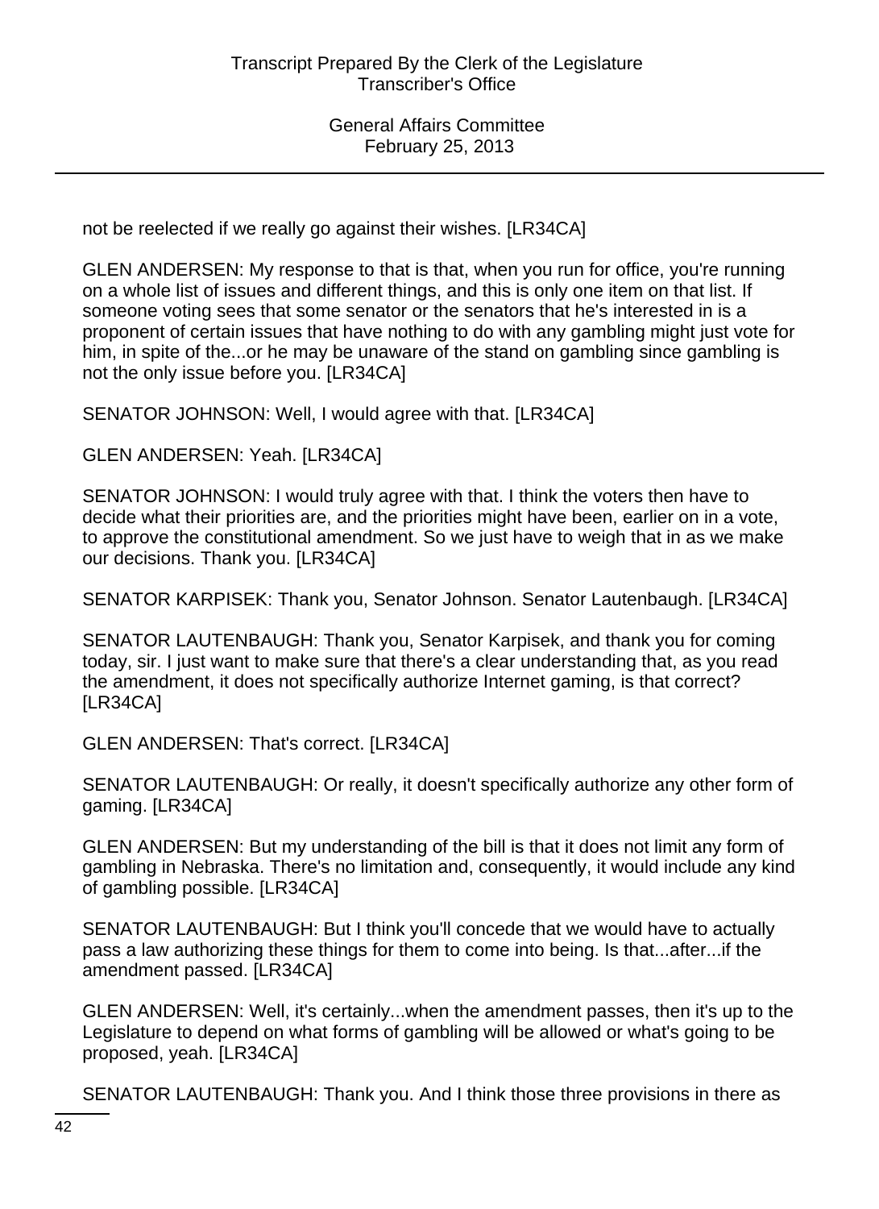not be reelected if we really go against their wishes. [LR34CA]

GLEN ANDERSEN: My response to that is that, when you run for office, you're running on a whole list of issues and different things, and this is only one item on that list. If someone voting sees that some senator or the senators that he's interested in is a proponent of certain issues that have nothing to do with any gambling might just vote for him, in spite of the...or he may be unaware of the stand on gambling since gambling is not the only issue before you. [LR34CA]

SENATOR JOHNSON: Well, I would agree with that. [LR34CA]

GLEN ANDERSEN: Yeah. [LR34CA]

SENATOR JOHNSON: I would truly agree with that. I think the voters then have to decide what their priorities are, and the priorities might have been, earlier on in a vote, to approve the constitutional amendment. So we just have to weigh that in as we make our decisions. Thank you. [LR34CA]

SENATOR KARPISEK: Thank you, Senator Johnson. Senator Lautenbaugh. [LR34CA]

SENATOR LAUTENBAUGH: Thank you, Senator Karpisek, and thank you for coming today, sir. I just want to make sure that there's a clear understanding that, as you read the amendment, it does not specifically authorize Internet gaming, is that correct? [LR34CA]

GLEN ANDERSEN: That's correct. [LR34CA]

SENATOR LAUTENBAUGH: Or really, it doesn't specifically authorize any other form of gaming. [LR34CA]

GLEN ANDERSEN: But my understanding of the bill is that it does not limit any form of gambling in Nebraska. There's no limitation and, consequently, it would include any kind of gambling possible. [LR34CA]

SENATOR LAUTENBAUGH: But I think you'll concede that we would have to actually pass a law authorizing these things for them to come into being. Is that...after...if the amendment passed. [LR34CA]

GLEN ANDERSEN: Well, it's certainly...when the amendment passes, then it's up to the Legislature to depend on what forms of gambling will be allowed or what's going to be proposed, yeah. [LR34CA]

SENATOR LAUTENBAUGH: Thank you. And I think those three provisions in there as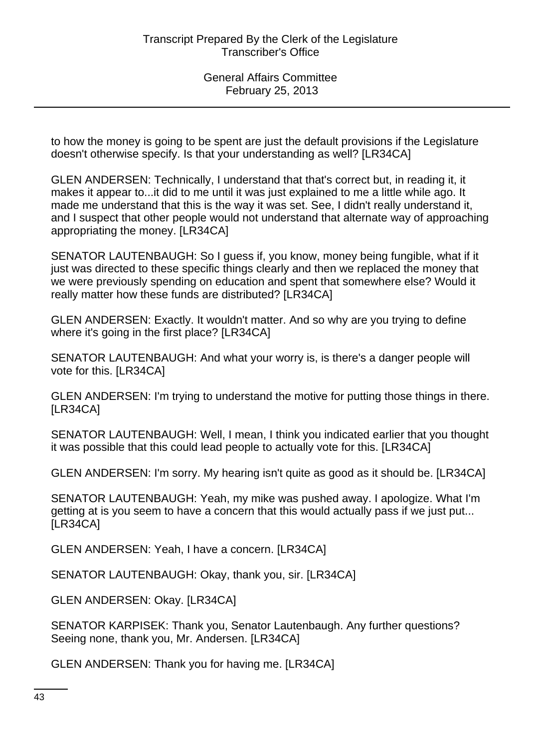to how the money is going to be spent are just the default provisions if the Legislature doesn't otherwise specify. Is that your understanding as well? [LR34CA]

GLEN ANDERSEN: Technically, I understand that that's correct but, in reading it, it makes it appear to...it did to me until it was just explained to me a little while ago. It made me understand that this is the way it was set. See, I didn't really understand it, and I suspect that other people would not understand that alternate way of approaching appropriating the money. [LR34CA]

SENATOR LAUTENBAUGH: So I guess if, you know, money being fungible, what if it just was directed to these specific things clearly and then we replaced the money that we were previously spending on education and spent that somewhere else? Would it really matter how these funds are distributed? [LR34CA]

GLEN ANDERSEN: Exactly. It wouldn't matter. And so why are you trying to define where it's going in the first place? [LR34CA]

SENATOR LAUTENBAUGH: And what your worry is, is there's a danger people will vote for this. [LR34CA]

GLEN ANDERSEN: I'm trying to understand the motive for putting those things in there. [LR34CA]

SENATOR LAUTENBAUGH: Well, I mean, I think you indicated earlier that you thought it was possible that this could lead people to actually vote for this. [LR34CA]

GLEN ANDERSEN: I'm sorry. My hearing isn't quite as good as it should be. [LR34CA]

SENATOR LAUTENBAUGH: Yeah, my mike was pushed away. I apologize. What I'm getting at is you seem to have a concern that this would actually pass if we just put... [LR34CA]

GLEN ANDERSEN: Yeah, I have a concern. [LR34CA]

SENATOR LAUTENBAUGH: Okay, thank you, sir. [LR34CA]

GLEN ANDERSEN: Okay. [LR34CA]

SENATOR KARPISEK: Thank you, Senator Lautenbaugh. Any further questions? Seeing none, thank you, Mr. Andersen. [LR34CA]

GLEN ANDERSEN: Thank you for having me. [LR34CA]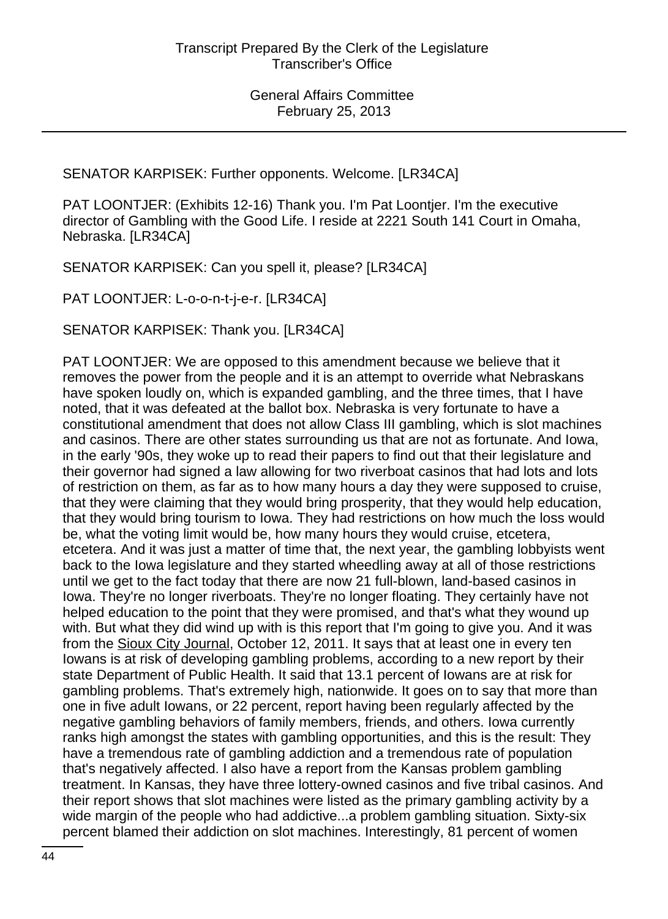SENATOR KARPISEK: Further opponents. Welcome. [LR34CA]

PAT LOONTJER: (Exhibits 12-16) Thank you. I'm Pat Loontjer. I'm the executive director of Gambling with the Good Life. I reside at 2221 South 141 Court in Omaha, Nebraska. [LR34CA]

SENATOR KARPISEK: Can you spell it, please? [LR34CA]

PAT LOONTJER: L-o-o-n-t-j-e-r. [LR34CA]

SENATOR KARPISEK: Thank you. [LR34CA]

PAT LOONTJER: We are opposed to this amendment because we believe that it removes the power from the people and it is an attempt to override what Nebraskans have spoken loudly on, which is expanded gambling, and the three times, that I have noted, that it was defeated at the ballot box. Nebraska is very fortunate to have a constitutional amendment that does not allow Class III gambling, which is slot machines and casinos. There are other states surrounding us that are not as fortunate. And Iowa, in the early '90s, they woke up to read their papers to find out that their legislature and their governor had signed a law allowing for two riverboat casinos that had lots and lots of restriction on them, as far as to how many hours a day they were supposed to cruise, that they were claiming that they would bring prosperity, that they would help education, that they would bring tourism to Iowa. They had restrictions on how much the loss would be, what the voting limit would be, how many hours they would cruise, etcetera, etcetera. And it was just a matter of time that, the next year, the gambling lobbyists went back to the Iowa legislature and they started wheedling away at all of those restrictions until we get to the fact today that there are now 21 full-blown, land-based casinos in Iowa. They're no longer riverboats. They're no longer floating. They certainly have not helped education to the point that they were promised, and that's what they wound up with. But what they did wind up with is this report that I'm going to give you. And it was from the Sioux City Journal, October 12, 2011. It says that at least one in every ten Iowans is at risk of developing gambling problems, according to a new report by their state Department of Public Health. It said that 13.1 percent of Iowans are at risk for gambling problems. That's extremely high, nationwide. It goes on to say that more than one in five adult Iowans, or 22 percent, report having been regularly affected by the negative gambling behaviors of family members, friends, and others. Iowa currently ranks high amongst the states with gambling opportunities, and this is the result: They have a tremendous rate of gambling addiction and a tremendous rate of population that's negatively affected. I also have a report from the Kansas problem gambling treatment. In Kansas, they have three lottery-owned casinos and five tribal casinos. And their report shows that slot machines were listed as the primary gambling activity by a wide margin of the people who had addictive...a problem gambling situation. Sixty-six percent blamed their addiction on slot machines. Interestingly, 81 percent of women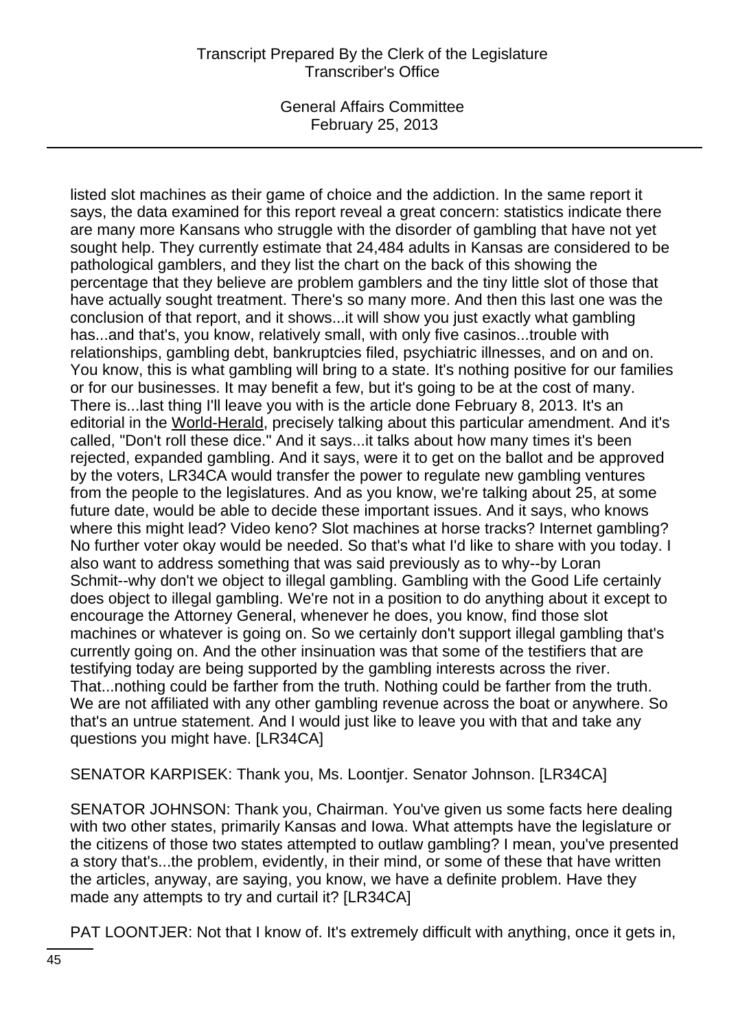listed slot machines as their game of choice and the addiction. In the same report it says, the data examined for this report reveal a great concern: statistics indicate there are many more Kansans who struggle with the disorder of gambling that have not yet sought help. They currently estimate that 24,484 adults in Kansas are considered to be pathological gamblers, and they list the chart on the back of this showing the percentage that they believe are problem gamblers and the tiny little slot of those that have actually sought treatment. There's so many more. And then this last one was the conclusion of that report, and it shows...it will show you just exactly what gambling has...and that's, you know, relatively small, with only five casinos...trouble with relationships, gambling debt, bankruptcies filed, psychiatric illnesses, and on and on. You know, this is what gambling will bring to a state. It's nothing positive for our families or for our businesses. It may benefit a few, but it's going to be at the cost of many. There is...last thing I'll leave you with is the article done February 8, 2013. It's an editorial in the World-Herald, precisely talking about this particular amendment. And it's called, "Don't roll these dice." And it says...it talks about how many times it's been rejected, expanded gambling. And it says, were it to get on the ballot and be approved by the voters, LR34CA would transfer the power to regulate new gambling ventures from the people to the legislatures. And as you know, we're talking about 25, at some future date, would be able to decide these important issues. And it says, who knows where this might lead? Video keno? Slot machines at horse tracks? Internet gambling? No further voter okay would be needed. So that's what I'd like to share with you today. I also want to address something that was said previously as to why--by Loran Schmit--why don't we object to illegal gambling. Gambling with the Good Life certainly does object to illegal gambling. We're not in a position to do anything about it except to encourage the Attorney General, whenever he does, you know, find those slot machines or whatever is going on. So we certainly don't support illegal gambling that's currently going on. And the other insinuation was that some of the testifiers that are testifying today are being supported by the gambling interests across the river. That...nothing could be farther from the truth. Nothing could be farther from the truth. We are not affiliated with any other gambling revenue across the boat or anywhere. So that's an untrue statement. And I would just like to leave you with that and take any questions you might have. [LR34CA]

SENATOR KARPISEK: Thank you, Ms. Loontjer. Senator Johnson. [LR34CA]

SENATOR JOHNSON: Thank you, Chairman. You've given us some facts here dealing with two other states, primarily Kansas and Iowa. What attempts have the legislature or the citizens of those two states attempted to outlaw gambling? I mean, you've presented a story that's...the problem, evidently, in their mind, or some of these that have written the articles, anyway, are saying, you know, we have a definite problem. Have they made any attempts to try and curtail it? [LR34CA]

PAT LOONTJER: Not that I know of. It's extremely difficult with anything, once it gets in,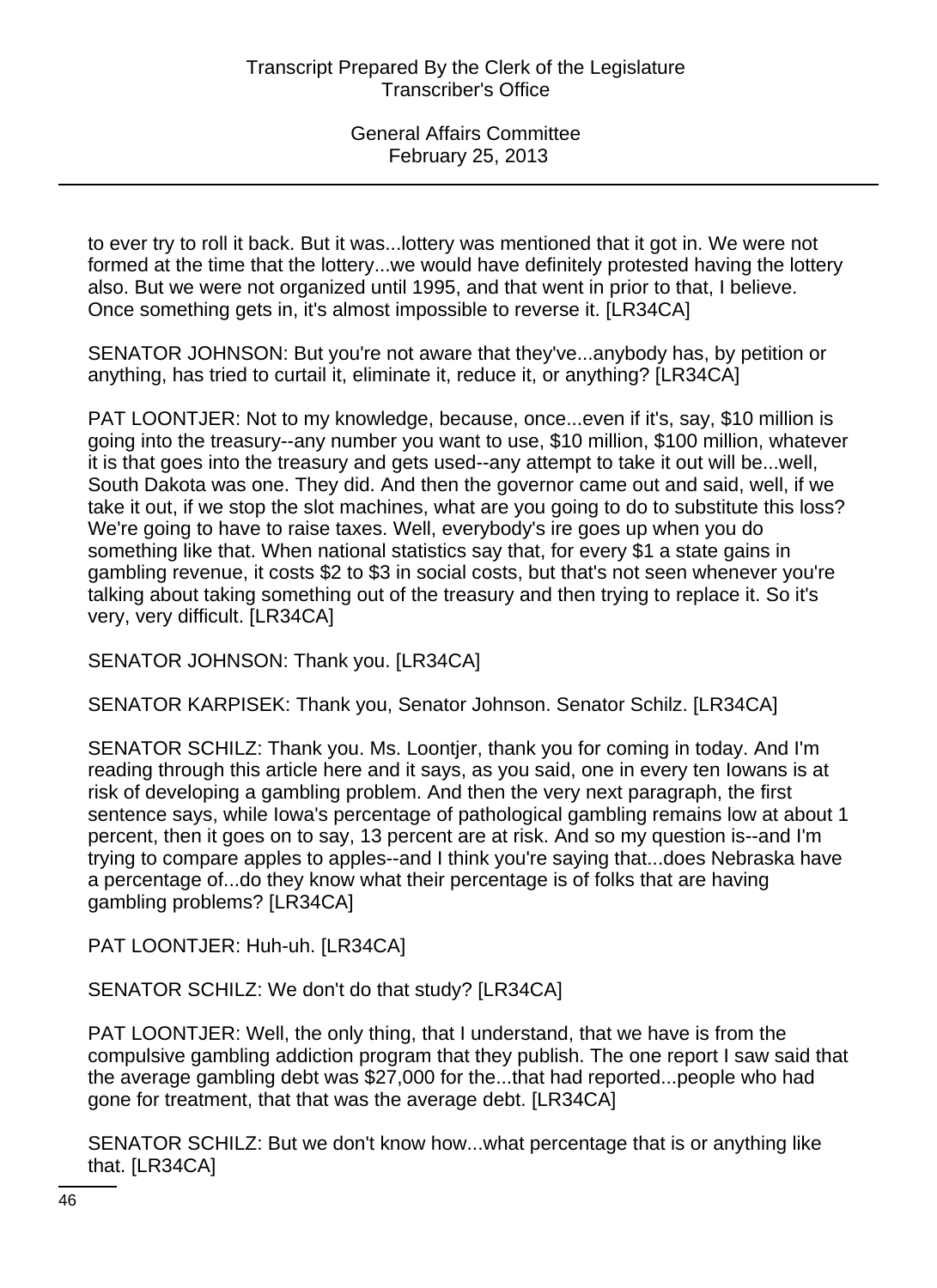to ever try to roll it back. But it was...lottery was mentioned that it got in. We were not formed at the time that the lottery...we would have definitely protested having the lottery also. But we were not organized until 1995, and that went in prior to that, I believe. Once something gets in, it's almost impossible to reverse it. [LR34CA]

SENATOR JOHNSON: But you're not aware that they've...anybody has, by petition or anything, has tried to curtail it, eliminate it, reduce it, or anything? [LR34CA]

PAT LOONTJER: Not to my knowledge, because, once...even if it's, say, $10 million is going into the treasury--any number you want to use, $10 million, $100 million, whatever it is that goes into the treasury and gets used--any attempt to take it out will be...well, South Dakota was one. They did. And then the governor came out and said, well, if we take it out, if we stop the slot machines, what are you going to do to substitute this loss? We're going to have to raise taxes. Well, everybody's ire goes up when you do something like that. When national statistics say that, for every $1 a state gains in gambling revenue, it costs $2 to $3 in social costs, but that's not seen whenever you're talking about taking something out of the treasury and then trying to replace it. So it's very, very difficult. [LR34CA]

SENATOR JOHNSON: Thank you. [LR34CA]

SENATOR KARPISEK: Thank you, Senator Johnson. Senator Schilz. [LR34CA]

SENATOR SCHILZ: Thank you. Ms. Loontjer, thank you for coming in today. And I'm reading through this article here and it says, as you said, one in every ten Iowans is at risk of developing a gambling problem. And then the very next paragraph, the first sentence says, while Iowa's percentage of pathological gambling remains low at about 1 percent, then it goes on to say, 13 percent are at risk. And so my question is--and I'm trying to compare apples to apples--and I think you're saying that...does Nebraska have a percentage of...do they know what their percentage is of folks that are having gambling problems? [LR34CA]

PAT LOONTJER: Huh-uh. [LR34CA]

SENATOR SCHILZ: We don't do that study? [LR34CA]

PAT LOONTJER: Well, the only thing, that I understand, that we have is from the compulsive gambling addiction program that they publish. The one report I saw said that the average gambling debt was $27,000 for the...that had reported...people who had gone for treatment, that that was the average debt. [LR34CA]

SENATOR SCHILZ: But we don't know how...what percentage that is or anything like that. [LR34CA]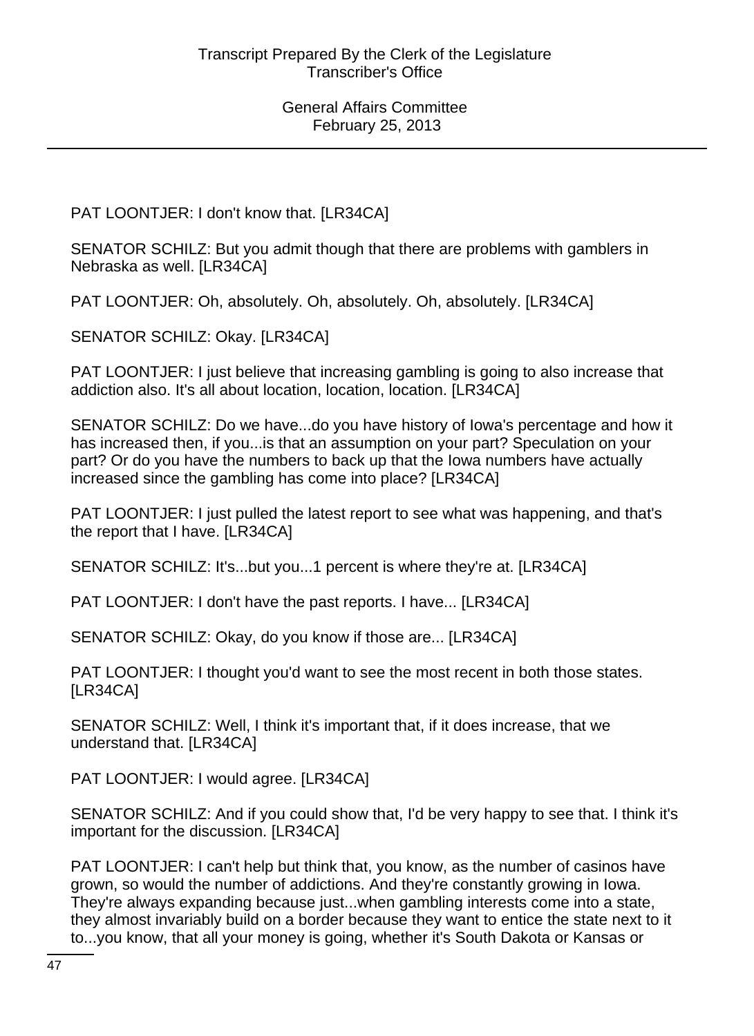PAT LOONTJER: I don't know that. [LR34CA]

SENATOR SCHILZ: But you admit though that there are problems with gamblers in Nebraska as well. [LR34CA]

PAT LOONTJER: Oh, absolutely. Oh, absolutely. Oh, absolutely. [LR34CA]

SENATOR SCHILZ: Okay. [LR34CA]

PAT LOONTJER: I just believe that increasing gambling is going to also increase that addiction also. It's all about location, location, location. [LR34CA]

SENATOR SCHILZ: Do we have...do you have history of Iowa's percentage and how it has increased then, if you...is that an assumption on your part? Speculation on your part? Or do you have the numbers to back up that the Iowa numbers have actually increased since the gambling has come into place? [LR34CA]

PAT LOONTJER: I just pulled the latest report to see what was happening, and that's the report that I have. [LR34CA]

SENATOR SCHILZ: It's...but you...1 percent is where they're at. [LR34CA]

PAT LOONTJER: I don't have the past reports. I have... [LR34CA]

SENATOR SCHILZ: Okay, do you know if those are... [LR34CA]

PAT LOONTJER: I thought you'd want to see the most recent in both those states. [LR34CA]

SENATOR SCHILZ: Well, I think it's important that, if it does increase, that we understand that. [LR34CA]

PAT LOONTJER: I would agree. [LR34CA]

SENATOR SCHILZ: And if you could show that, I'd be very happy to see that. I think it's important for the discussion. [LR34CA]

PAT LOONTJER: I can't help but think that, you know, as the number of casinos have grown, so would the number of addictions. And they're constantly growing in Iowa. They're always expanding because just...when gambling interests come into a state, they almost invariably build on a border because they want to entice the state next to it to...you know, that all your money is going, whether it's South Dakota or Kansas or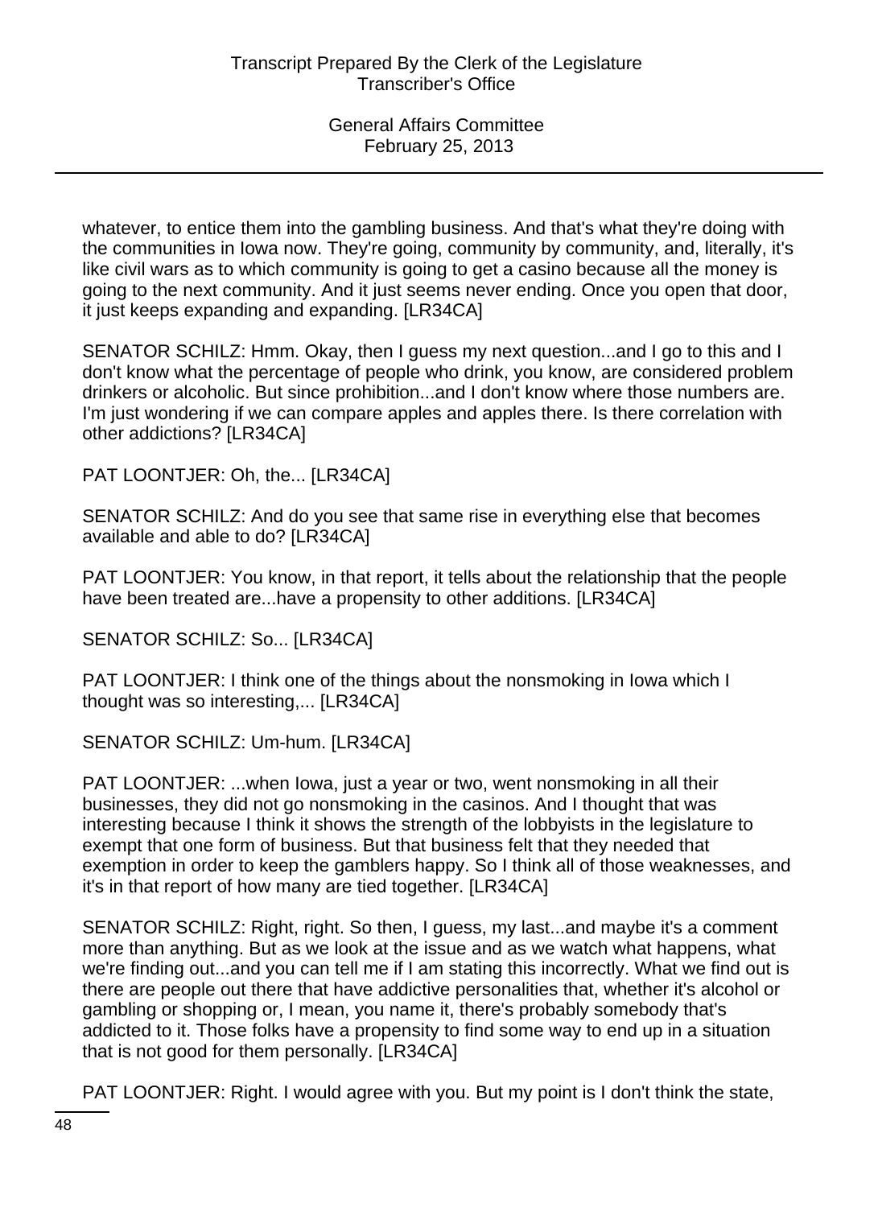whatever, to entice them into the gambling business. And that's what they're doing with the communities in Iowa now. They're going, community by community, and, literally, it's like civil wars as to which community is going to get a casino because all the money is going to the next community. And it just seems never ending. Once you open that door, it just keeps expanding and expanding. [LR34CA]

SENATOR SCHILZ: Hmm. Okay, then I guess my next question...and I go to this and I don't know what the percentage of people who drink, you know, are considered problem drinkers or alcoholic. But since prohibition...and I don't know where those numbers are. I'm just wondering if we can compare apples and apples there. Is there correlation with other addictions? [LR34CA]

PAT LOONTJER: Oh, the... [LR34CA]

SENATOR SCHILZ: And do you see that same rise in everything else that becomes available and able to do? [LR34CA]

PAT LOONTJER: You know, in that report, it tells about the relationship that the people have been treated are...have a propensity to other additions. [LR34CA]

SENATOR SCHILZ: So... [LR34CA]

PAT LOONTJER: I think one of the things about the nonsmoking in Iowa which I thought was so interesting,... [LR34CA]

SENATOR SCHILZ: Um-hum. [LR34CA]

PAT LOONTJER: ...when Iowa, just a year or two, went nonsmoking in all their businesses, they did not go nonsmoking in the casinos. And I thought that was interesting because I think it shows the strength of the lobbyists in the legislature to exempt that one form of business. But that business felt that they needed that exemption in order to keep the gamblers happy. So I think all of those weaknesses, and it's in that report of how many are tied together. [LR34CA]

SENATOR SCHILZ: Right, right. So then, I guess, my last...and maybe it's a comment more than anything. But as we look at the issue and as we watch what happens, what we're finding out...and you can tell me if I am stating this incorrectly. What we find out is there are people out there that have addictive personalities that, whether it's alcohol or gambling or shopping or, I mean, you name it, there's probably somebody that's addicted to it. Those folks have a propensity to find some way to end up in a situation that is not good for them personally. [LR34CA]

PAT LOONTJER: Right. I would agree with you. But my point is I don't think the state,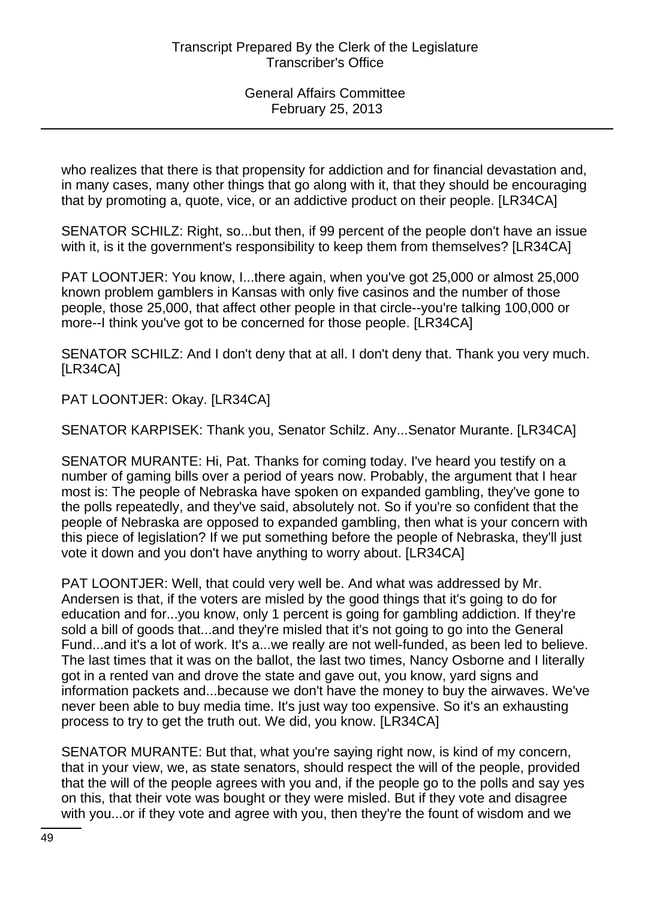who realizes that there is that propensity for addiction and for financial devastation and, in many cases, many other things that go along with it, that they should be encouraging that by promoting a, quote, vice, or an addictive product on their people. [LR34CA]

SENATOR SCHILZ: Right, so...but then, if 99 percent of the people don't have an issue with it, is it the government's responsibility to keep them from themselves? [LR34CA]

PAT LOONTJER: You know, I...there again, when you've got 25,000 or almost 25,000 known problem gamblers in Kansas with only five casinos and the number of those people, those 25,000, that affect other people in that circle--you're talking 100,000 or more--I think you've got to be concerned for those people. [LR34CA]

SENATOR SCHILZ: And I don't deny that at all. I don't deny that. Thank you very much. [LR34CA]

PAT LOONTJER: Okay. [LR34CA]

SENATOR KARPISEK: Thank you, Senator Schilz. Any...Senator Murante. [LR34CA]

SENATOR MURANTE: Hi, Pat. Thanks for coming today. I've heard you testify on a number of gaming bills over a period of years now. Probably, the argument that I hear most is: The people of Nebraska have spoken on expanded gambling, they've gone to the polls repeatedly, and they've said, absolutely not. So if you're so confident that the people of Nebraska are opposed to expanded gambling, then what is your concern with this piece of legislation? If we put something before the people of Nebraska, they'll just vote it down and you don't have anything to worry about. [LR34CA]

PAT LOONTJER: Well, that could very well be. And what was addressed by Mr. Andersen is that, if the voters are misled by the good things that it's going to do for education and for...you know, only 1 percent is going for gambling addiction. If they're sold a bill of goods that...and they're misled that it's not going to go into the General Fund...and it's a lot of work. It's a...we really are not well-funded, as been led to believe. The last times that it was on the ballot, the last two times, Nancy Osborne and I literally got in a rented van and drove the state and gave out, you know, yard signs and information packets and...because we don't have the money to buy the airwaves. We've never been able to buy media time. It's just way too expensive. So it's an exhausting process to try to get the truth out. We did, you know. [LR34CA]

SENATOR MURANTE: But that, what you're saying right now, is kind of my concern, that in your view, we, as state senators, should respect the will of the people, provided that the will of the people agrees with you and, if the people go to the polls and say yes on this, that their vote was bought or they were misled. But if they vote and disagree with you...or if they vote and agree with you, then they're the fount of wisdom and we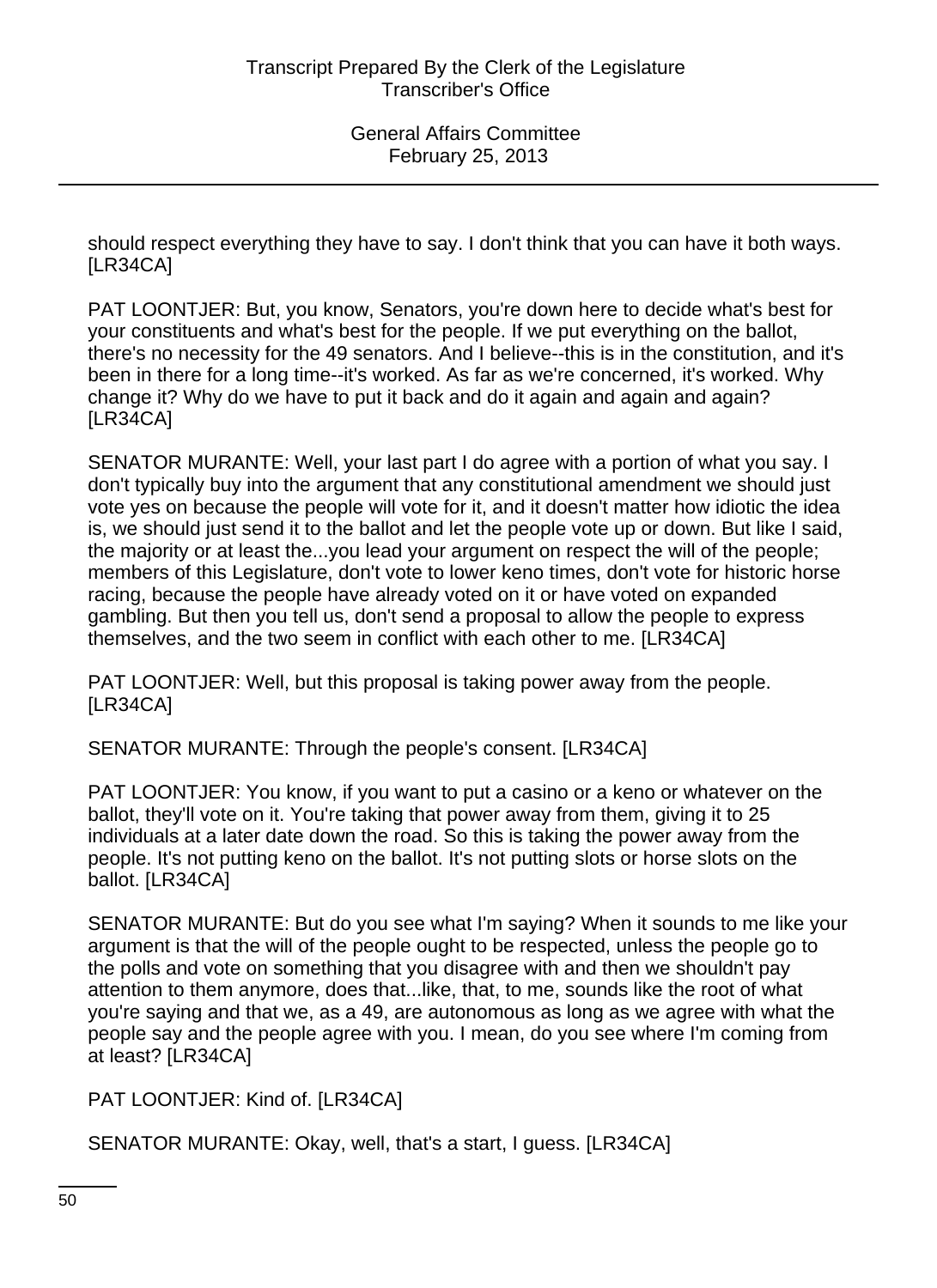should respect everything they have to say. I don't think that you can have it both ways. [LR34CA]

PAT LOONTJER: But, you know, Senators, you're down here to decide what's best for your constituents and what's best for the people. If we put everything on the ballot, there's no necessity for the 49 senators. And I believe--this is in the constitution, and it's been in there for a long time--it's worked. As far as we're concerned, it's worked. Why change it? Why do we have to put it back and do it again and again and again? [LR34CA]

SENATOR MURANTE: Well, your last part I do agree with a portion of what you say. I don't typically buy into the argument that any constitutional amendment we should just vote yes on because the people will vote for it, and it doesn't matter how idiotic the idea is, we should just send it to the ballot and let the people vote up or down. But like I said, the majority or at least the...you lead your argument on respect the will of the people; members of this Legislature, don't vote to lower keno times, don't vote for historic horse racing, because the people have already voted on it or have voted on expanded gambling. But then you tell us, don't send a proposal to allow the people to express themselves, and the two seem in conflict with each other to me. [LR34CA]

PAT LOONTJER: Well, but this proposal is taking power away from the people. [LR34CA]

SENATOR MURANTE: Through the people's consent. [LR34CA]

PAT LOONTJER: You know, if you want to put a casino or a keno or whatever on the ballot, they'll vote on it. You're taking that power away from them, giving it to 25 individuals at a later date down the road. So this is taking the power away from the people. It's not putting keno on the ballot. It's not putting slots or horse slots on the ballot. [LR34CA]

SENATOR MURANTE: But do you see what I'm saying? When it sounds to me like your argument is that the will of the people ought to be respected, unless the people go to the polls and vote on something that you disagree with and then we shouldn't pay attention to them anymore, does that...like, that, to me, sounds like the root of what you're saying and that we, as a 49, are autonomous as long as we agree with what the people say and the people agree with you. I mean, do you see where I'm coming from at least? [LR34CA]

PAT LOONTJER: Kind of. [LR34CA]

SENATOR MURANTE: Okay, well, that's a start, I guess. [LR34CA]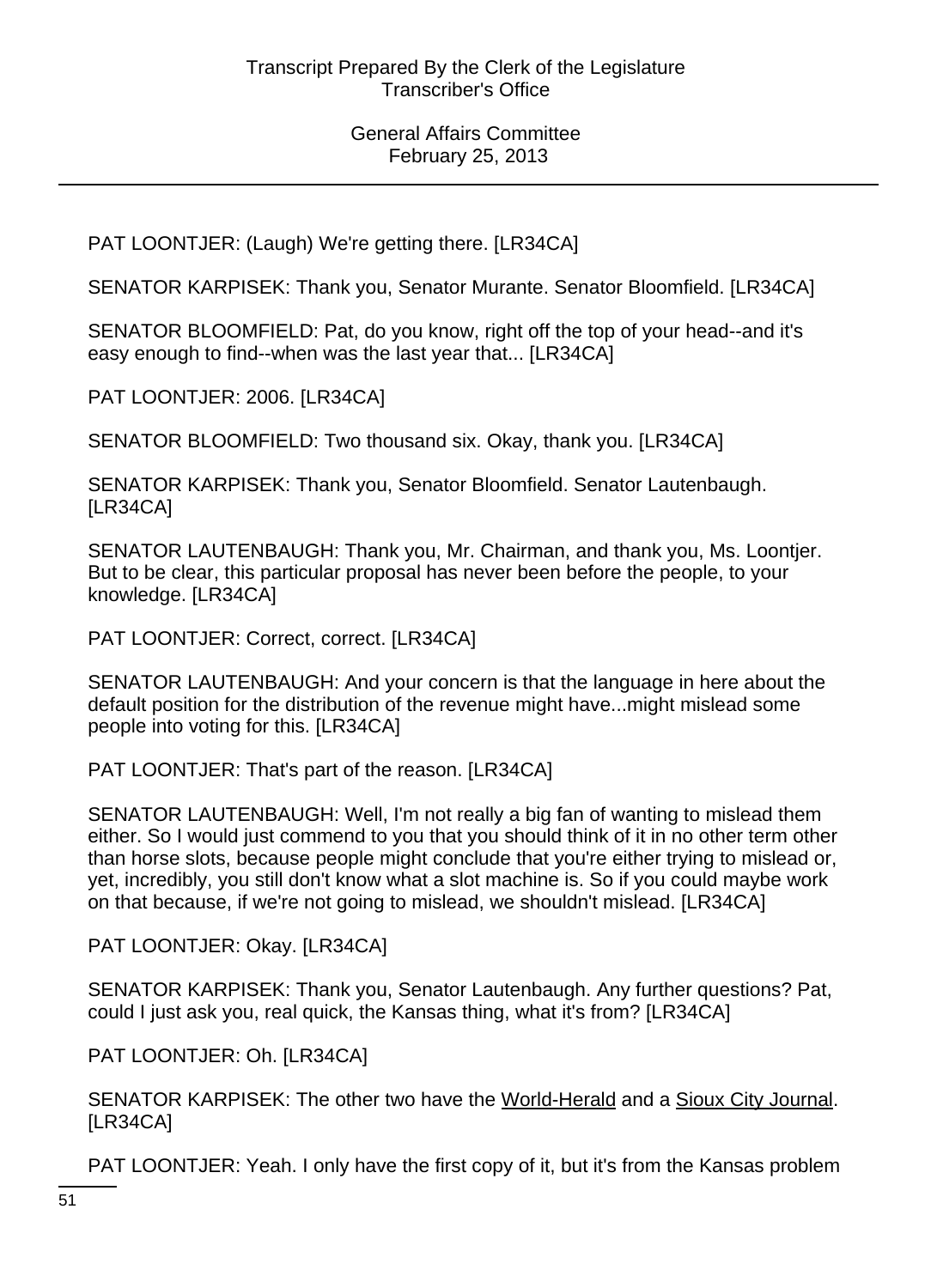PAT LOONTJER: (Laugh) We're getting there. [LR34CA]

SENATOR KARPISEK: Thank you, Senator Murante. Senator Bloomfield. [LR34CA]

SENATOR BLOOMFIELD: Pat, do you know, right off the top of your head--and it's easy enough to find--when was the last year that... [LR34CA]

PAT LOONTJER: 2006. [LR34CA]

SENATOR BLOOMFIELD: Two thousand six. Okay, thank you. [LR34CA]

SENATOR KARPISEK: Thank you, Senator Bloomfield. Senator Lautenbaugh. [LR34CA]

SENATOR LAUTENBAUGH: Thank you, Mr. Chairman, and thank you, Ms. Loontjer. But to be clear, this particular proposal has never been before the people, to your knowledge. [LR34CA]

PAT LOONTJER: Correct, correct. [LR34CA]

SENATOR LAUTENBAUGH: And your concern is that the language in here about the default position for the distribution of the revenue might have...might mislead some people into voting for this. [LR34CA]

PAT LOONTJER: That's part of the reason. [LR34CA]

SENATOR LAUTENBAUGH: Well, I'm not really a big fan of wanting to mislead them either. So I would just commend to you that you should think of it in no other term other than horse slots, because people might conclude that you're either trying to mislead or, yet, incredibly, you still don't know what a slot machine is. So if you could maybe work on that because, if we're not going to mislead, we shouldn't mislead. [LR34CA]

PAT LOONTJER: Okay. [LR34CA]

SENATOR KARPISEK: Thank you, Senator Lautenbaugh. Any further questions? Pat, could I just ask you, real quick, the Kansas thing, what it's from? [LR34CA]

PAT LOONTJER: Oh. [LR34CA]

SENATOR KARPISEK: The other two have the World-Herald and a Sioux City Journal. [LR34CA]

PAT LOONTJER: Yeah. I only have the first copy of it, but it's from the Kansas problem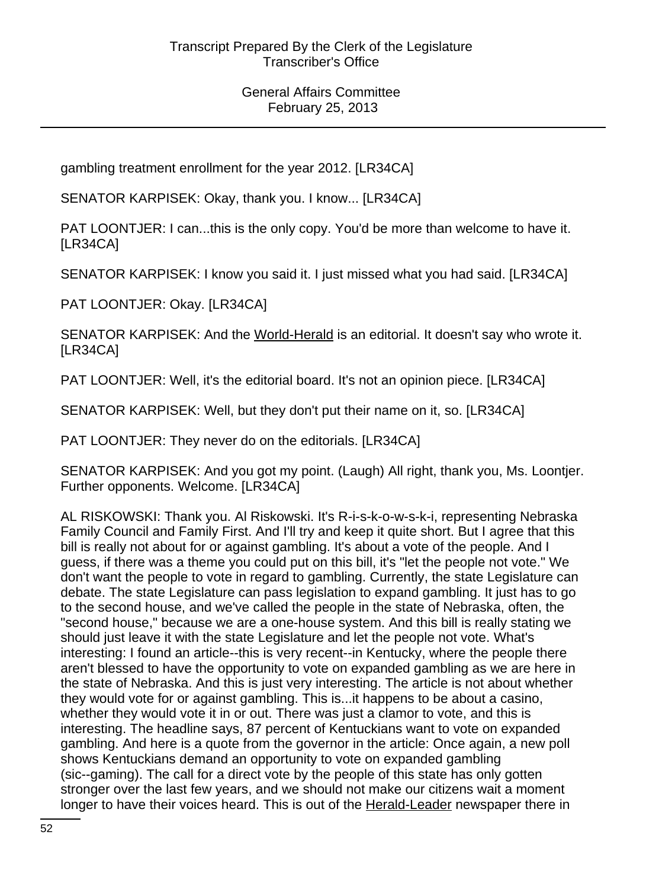gambling treatment enrollment for the year 2012. [LR34CA]

SENATOR KARPISEK: Okay, thank you. I know... [LR34CA]

PAT LOONTJER: I can...this is the only copy. You'd be more than welcome to have it. [LR34CA]

SENATOR KARPISEK: I know you said it. I just missed what you had said. [LR34CA]

PAT LOONTJER: Okay. [LR34CA]

SENATOR KARPISEK: And the World-Herald is an editorial. It doesn't say who wrote it. [LR34CA]

PAT LOONTJER: Well, it's the editorial board. It's not an opinion piece. [LR34CA]

SENATOR KARPISEK: Well, but they don't put their name on it, so. [LR34CA]

PAT LOONTJER: They never do on the editorials. [LR34CA]

SENATOR KARPISEK: And you got my point. (Laugh) All right, thank you, Ms. Loontjer. Further opponents. Welcome. [LR34CA]

AL RISKOWSKI: Thank you. Al Riskowski. It's R-i-s-k-o-w-s-k-i, representing Nebraska Family Council and Family First. And I'll try and keep it quite short. But I agree that this bill is really not about for or against gambling. It's about a vote of the people. And I guess, if there was a theme you could put on this bill, it's "let the people not vote." We don't want the people to vote in regard to gambling. Currently, the state Legislature can debate. The state Legislature can pass legislation to expand gambling. It just has to go to the second house, and we've called the people in the state of Nebraska, often, the "second house," because we are a one-house system. And this bill is really stating we should just leave it with the state Legislature and let the people not vote. What's interesting: I found an article--this is very recent--in Kentucky, where the people there aren't blessed to have the opportunity to vote on expanded gambling as we are here in the state of Nebraska. And this is just very interesting. The article is not about whether they would vote for or against gambling. This is...it happens to be about a casino, whether they would vote it in or out. There was just a clamor to vote, and this is interesting. The headline says, 87 percent of Kentuckians want to vote on expanded gambling. And here is a quote from the governor in the article: Once again, a new poll shows Kentuckians demand an opportunity to vote on expanded gambling (sic--gaming). The call for a direct vote by the people of this state has only gotten stronger over the last few years, and we should not make our citizens wait a moment longer to have their voices heard. This is out of the Herald-Leader newspaper there in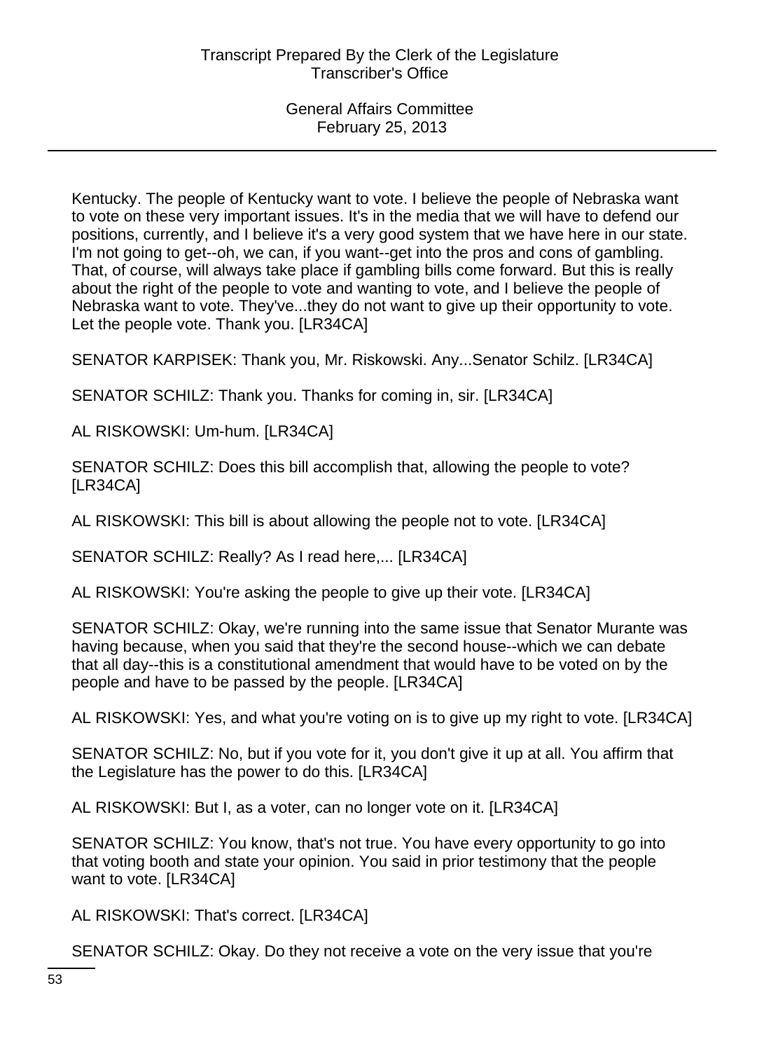Kentucky. The people of Kentucky want to vote. I believe the people of Nebraska want to vote on these very important issues. It's in the media that we will have to defend our positions, currently, and I believe it's a very good system that we have here in our state. I'm not going to get--oh, we can, if you want--get into the pros and cons of gambling. That, of course, will always take place if gambling bills come forward. But this is really about the right of the people to vote and wanting to vote, and I believe the people of Nebraska want to vote. They've...they do not want to give up their opportunity to vote. Let the people vote. Thank you. [LR34CA]

SENATOR KARPISEK: Thank you, Mr. Riskowski. Any...Senator Schilz. [LR34CA]

SENATOR SCHILZ: Thank you. Thanks for coming in, sir. [LR34CA]

AL RISKOWSKI: Um-hum. [LR34CA]

SENATOR SCHILZ: Does this bill accomplish that, allowing the people to vote? [LR34CA]

AL RISKOWSKI: This bill is about allowing the people not to vote. [LR34CA]

SENATOR SCHILZ: Really? As I read here,... [LR34CA]

AL RISKOWSKI: You're asking the people to give up their vote. [LR34CA]

SENATOR SCHILZ: Okay, we're running into the same issue that Senator Murante was having because, when you said that they're the second house--which we can debate that all day--this is a constitutional amendment that would have to be voted on by the people and have to be passed by the people. [LR34CA]

AL RISKOWSKI: Yes, and what you're voting on is to give up my right to vote. [LR34CA]

SENATOR SCHILZ: No, but if you vote for it, you don't give it up at all. You affirm that the Legislature has the power to do this. [LR34CA]

AL RISKOWSKI: But I, as a voter, can no longer vote on it. [LR34CA]

SENATOR SCHILZ: You know, that's not true. You have every opportunity to go into that voting booth and state your opinion. You said in prior testimony that the people want to vote. [LR34CA]

AL RISKOWSKI: That's correct. [LR34CA]

SENATOR SCHILZ: Okay. Do they not receive a vote on the very issue that you're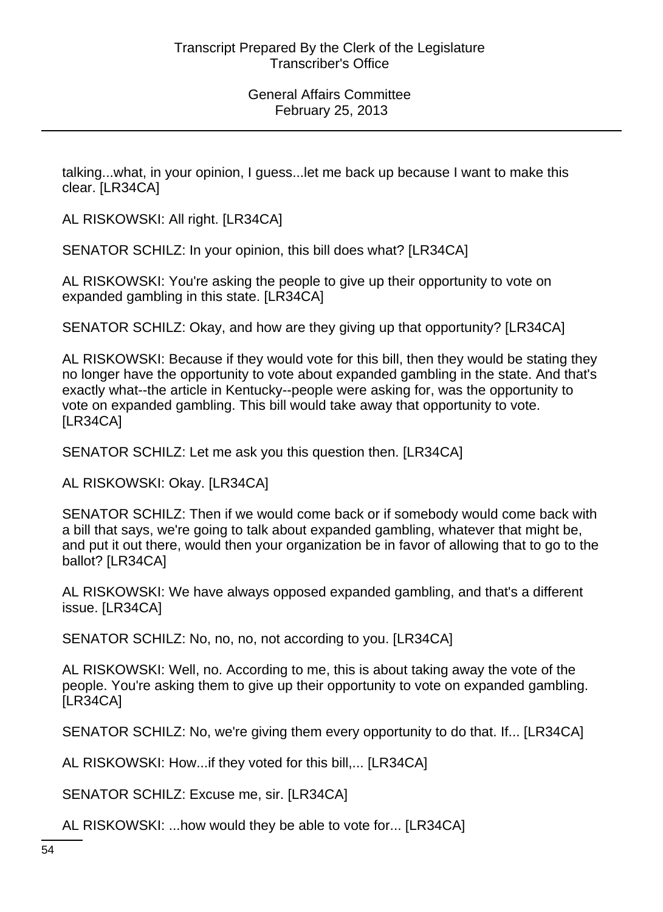talking...what, in your opinion, I guess...let me back up because I want to make this clear. [LR34CA]

AL RISKOWSKI: All right. [LR34CA]

SENATOR SCHILZ: In your opinion, this bill does what? [LR34CA]

AL RISKOWSKI: You're asking the people to give up their opportunity to vote on expanded gambling in this state. [LR34CA]

SENATOR SCHILZ: Okay, and how are they giving up that opportunity? [LR34CA]

AL RISKOWSKI: Because if they would vote for this bill, then they would be stating they no longer have the opportunity to vote about expanded gambling in the state. And that's exactly what--the article in Kentucky--people were asking for, was the opportunity to vote on expanded gambling. This bill would take away that opportunity to vote. [LR34CA]

SENATOR SCHILZ: Let me ask you this question then. [LR34CA]

AL RISKOWSKI: Okay. [LR34CA]

SENATOR SCHILZ: Then if we would come back or if somebody would come back with a bill that says, we're going to talk about expanded gambling, whatever that might be, and put it out there, would then your organization be in favor of allowing that to go to the ballot? [LR34CA]

AL RISKOWSKI: We have always opposed expanded gambling, and that's a different issue. [LR34CA]

SENATOR SCHILZ: No, no, no, not according to you. [LR34CA]

AL RISKOWSKI: Well, no. According to me, this is about taking away the vote of the people. You're asking them to give up their opportunity to vote on expanded gambling. [LR34CA]

SENATOR SCHILZ: No, we're giving them every opportunity to do that. If... [LR34CA]

AL RISKOWSKI: How...if they voted for this bill,... [LR34CA]

SENATOR SCHILZ: Excuse me, sir. [LR34CA]

AL RISKOWSKI: ...how would they be able to vote for... [LR34CA]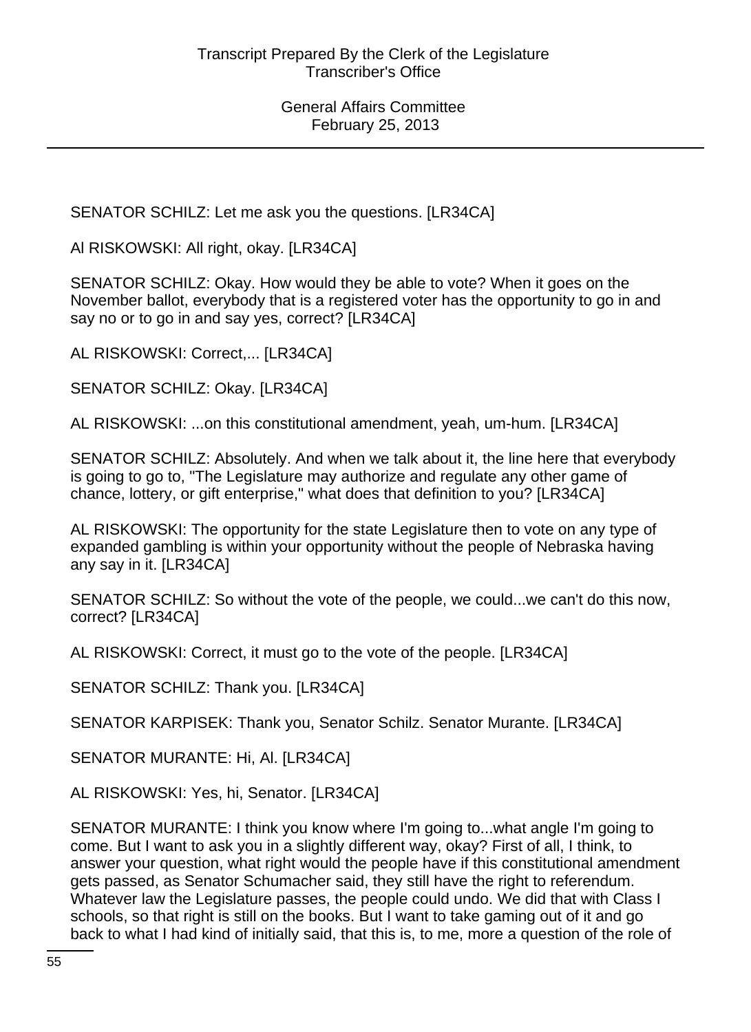SENATOR SCHILZ: Let me ask you the questions. [LR34CA]

Al RISKOWSKI: All right, okay. [LR34CA]

SENATOR SCHILZ: Okay. How would they be able to vote? When it goes on the November ballot, everybody that is a registered voter has the opportunity to go in and say no or to go in and say yes, correct? [LR34CA]

AL RISKOWSKI: Correct,... [LR34CA]

SENATOR SCHILZ: Okay. [LR34CA]

AL RISKOWSKI: ...on this constitutional amendment, yeah, um-hum. [LR34CA]

SENATOR SCHILZ: Absolutely. And when we talk about it, the line here that everybody is going to go to, "The Legislature may authorize and regulate any other game of chance, lottery, or gift enterprise," what does that definition to you? [LR34CA]

AL RISKOWSKI: The opportunity for the state Legislature then to vote on any type of expanded gambling is within your opportunity without the people of Nebraska having any say in it. [LR34CA]

SENATOR SCHILZ: So without the vote of the people, we could...we can't do this now, correct? [LR34CA]

AL RISKOWSKI: Correct, it must go to the vote of the people. [LR34CA]

SENATOR SCHILZ: Thank you. [LR34CA]

SENATOR KARPISEK: Thank you, Senator Schilz. Senator Murante. [LR34CA]

SENATOR MURANTE: Hi, Al. [LR34CA]

AL RISKOWSKI: Yes, hi, Senator. [LR34CA]

SENATOR MURANTE: I think you know where I'm going to...what angle I'm going to come. But I want to ask you in a slightly different way, okay? First of all, I think, to answer your question, what right would the people have if this constitutional amendment gets passed, as Senator Schumacher said, they still have the right to referendum. Whatever law the Legislature passes, the people could undo. We did that with Class I schools, so that right is still on the books. But I want to take gaming out of it and go back to what I had kind of initially said, that this is, to me, more a question of the role of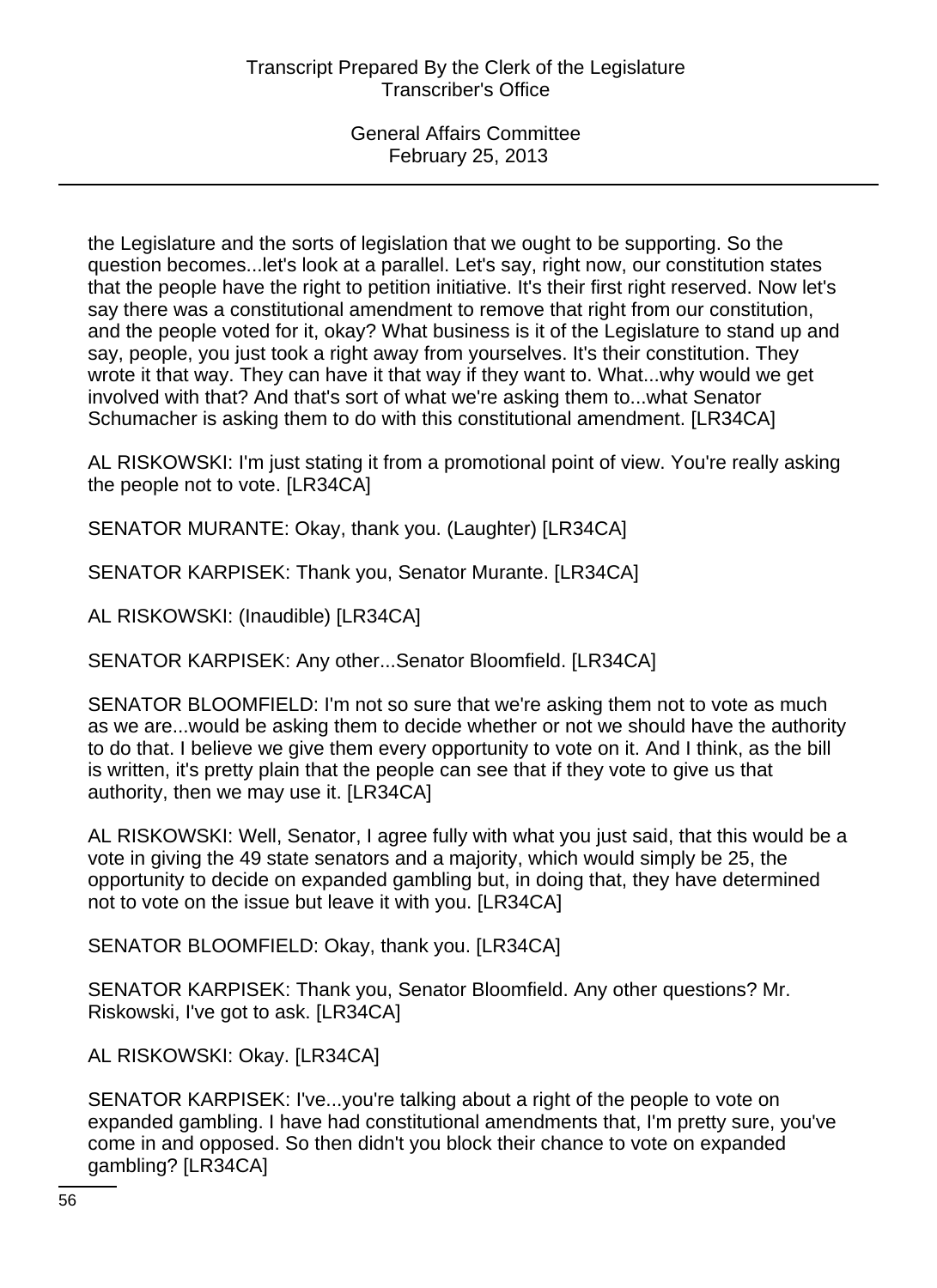the Legislature and the sorts of legislation that we ought to be supporting. So the question becomes...let's look at a parallel. Let's say, right now, our constitution states that the people have the right to petition initiative. It's their first right reserved. Now let's say there was a constitutional amendment to remove that right from our constitution, and the people voted for it, okay? What business is it of the Legislature to stand up and say, people, you just took a right away from yourselves. It's their constitution. They wrote it that way. They can have it that way if they want to. What...why would we get involved with that? And that's sort of what we're asking them to...what Senator Schumacher is asking them to do with this constitutional amendment. [LR34CA]

AL RISKOWSKI: I'm just stating it from a promotional point of view. You're really asking the people not to vote. [LR34CA]

SENATOR MURANTE: Okay, thank you. (Laughter) [LR34CA]

SENATOR KARPISEK: Thank you, Senator Murante. [LR34CA]

AL RISKOWSKI: (Inaudible) [LR34CA]

SENATOR KARPISEK: Any other...Senator Bloomfield. [LR34CA]

SENATOR BLOOMFIELD: I'm not so sure that we're asking them not to vote as much as we are...would be asking them to decide whether or not we should have the authority to do that. I believe we give them every opportunity to vote on it. And I think, as the bill is written, it's pretty plain that the people can see that if they vote to give us that authority, then we may use it. [LR34CA]

AL RISKOWSKI: Well, Senator, I agree fully with what you just said, that this would be a vote in giving the 49 state senators and a majority, which would simply be 25, the opportunity to decide on expanded gambling but, in doing that, they have determined not to vote on the issue but leave it with you. [LR34CA]

SENATOR BLOOMFIELD: Okay, thank you. [LR34CA]

SENATOR KARPISEK: Thank you, Senator Bloomfield. Any other questions? Mr. Riskowski, I've got to ask. [LR34CA]

AL RISKOWSKI: Okay. [LR34CA]

SENATOR KARPISEK: I've...you're talking about a right of the people to vote on expanded gambling. I have had constitutional amendments that, I'm pretty sure, you've come in and opposed. So then didn't you block their chance to vote on expanded gambling? [LR34CA]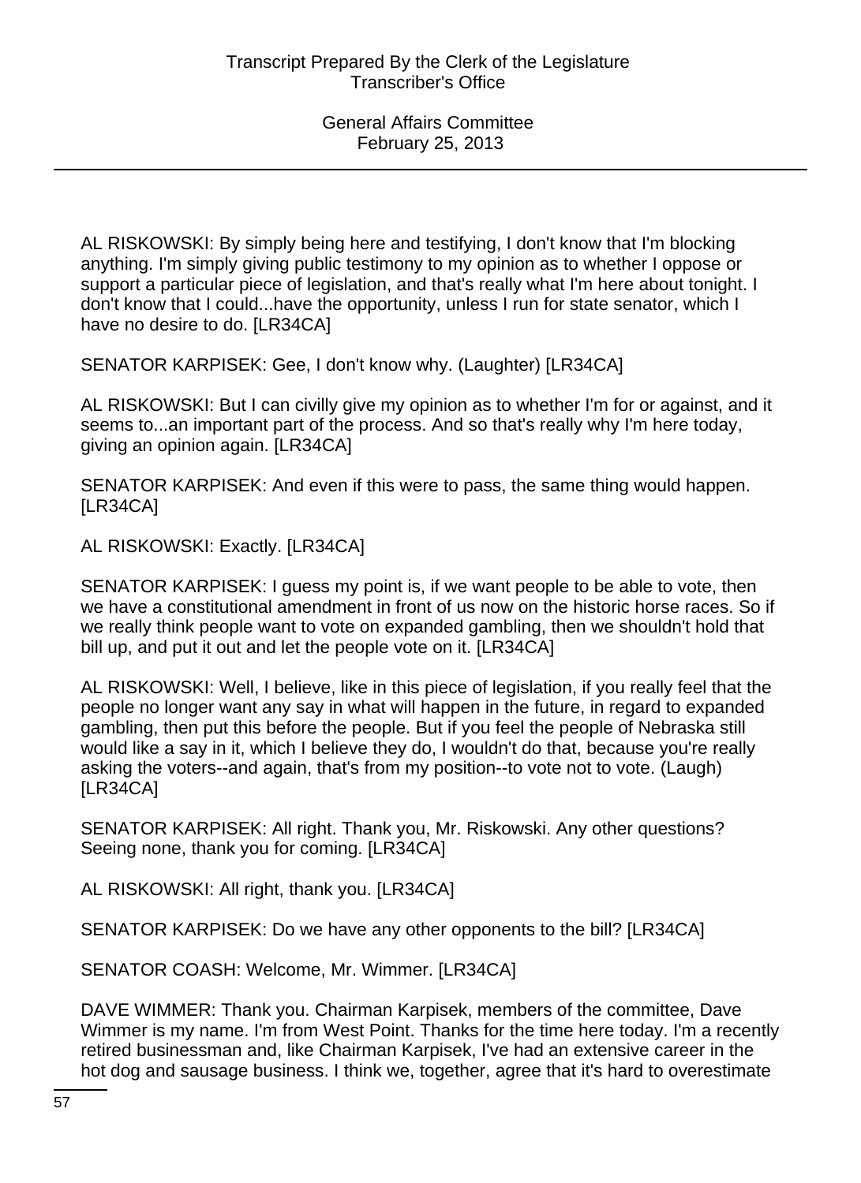AL RISKOWSKI: By simply being here and testifying, I don't know that I'm blocking anything. I'm simply giving public testimony to my opinion as to whether I oppose or support a particular piece of legislation, and that's really what I'm here about tonight. I don't know that I could...have the opportunity, unless I run for state senator, which I have no desire to do. [LR34CA]

SENATOR KARPISEK: Gee, I don't know why. (Laughter) [LR34CA]

AL RISKOWSKI: But I can civilly give my opinion as to whether I'm for or against, and it seems to...an important part of the process. And so that's really why I'm here today, giving an opinion again. [LR34CA]

SENATOR KARPISEK: And even if this were to pass, the same thing would happen. [LR34CA]

AL RISKOWSKI: Exactly. [LR34CA]

SENATOR KARPISEK: I guess my point is, if we want people to be able to vote, then we have a constitutional amendment in front of us now on the historic horse races. So if we really think people want to vote on expanded gambling, then we shouldn't hold that bill up, and put it out and let the people vote on it. [LR34CA]

AL RISKOWSKI: Well, I believe, like in this piece of legislation, if you really feel that the people no longer want any say in what will happen in the future, in regard to expanded gambling, then put this before the people. But if you feel the people of Nebraska still would like a say in it, which I believe they do, I wouldn't do that, because you're really asking the voters--and again, that's from my position--to vote not to vote. (Laugh) [LR34CA]

SENATOR KARPISEK: All right. Thank you, Mr. Riskowski. Any other questions? Seeing none, thank you for coming. [LR34CA]

AL RISKOWSKI: All right, thank you. [LR34CA]

SENATOR KARPISEK: Do we have any other opponents to the bill? [LR34CA]

SENATOR COASH: Welcome, Mr. Wimmer. [LR34CA]

DAVE WIMMER: Thank you. Chairman Karpisek, members of the committee, Dave Wimmer is my name. I'm from West Point. Thanks for the time here today. I'm a recently retired businessman and, like Chairman Karpisek, I've had an extensive career in the hot dog and sausage business. I think we, together, agree that it's hard to overestimate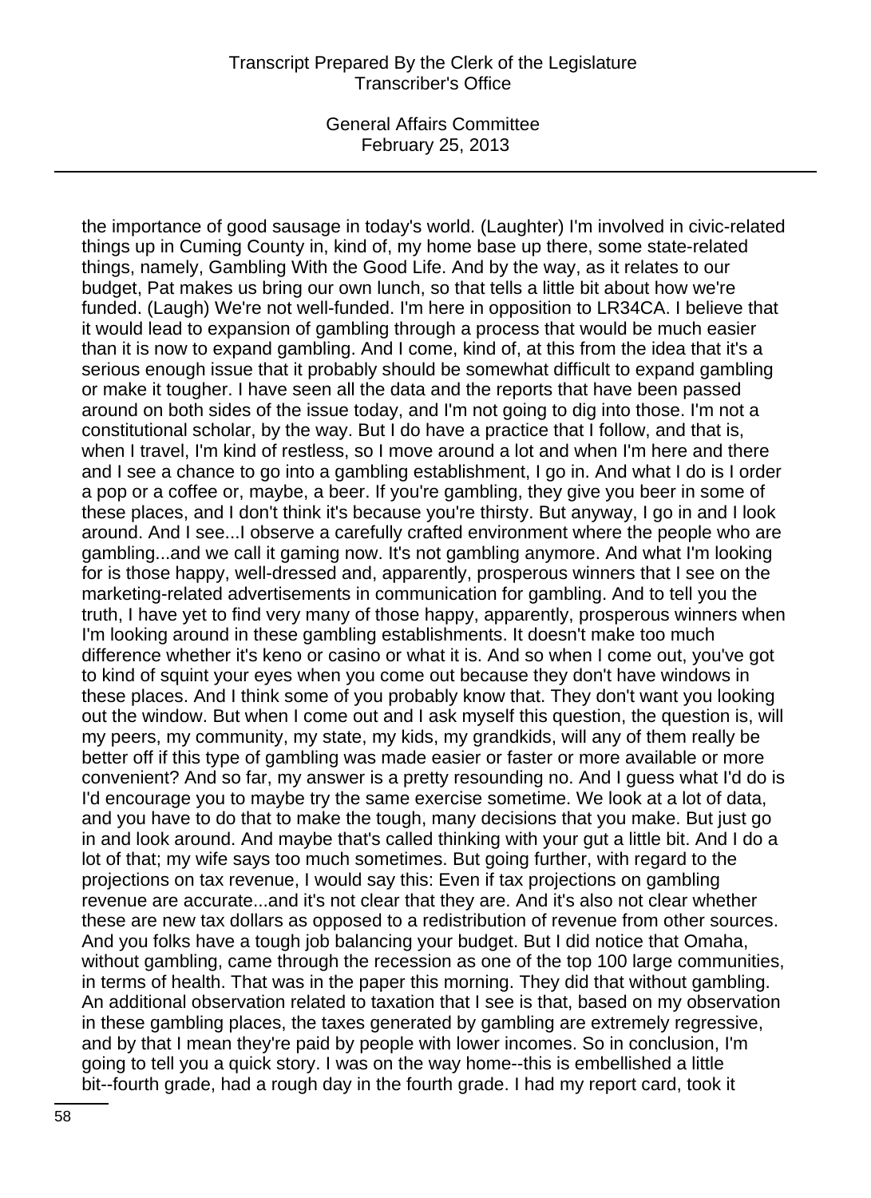the importance of good sausage in today's world. (Laughter) I'm involved in civic-related things up in Cuming County in, kind of, my home base up there, some state-related things, namely, Gambling With the Good Life. And by the way, as it relates to our budget, Pat makes us bring our own lunch, so that tells a little bit about how we're funded. (Laugh) We're not well-funded. I'm here in opposition to LR34CA. I believe that it would lead to expansion of gambling through a process that would be much easier than it is now to expand gambling. And I come, kind of, at this from the idea that it's a serious enough issue that it probably should be somewhat difficult to expand gambling or make it tougher. I have seen all the data and the reports that have been passed around on both sides of the issue today, and I'm not going to dig into those. I'm not a constitutional scholar, by the way. But I do have a practice that I follow, and that is, when I travel, I'm kind of restless, so I move around a lot and when I'm here and there and I see a chance to go into a gambling establishment, I go in. And what I do is I order a pop or a coffee or, maybe, a beer. If you're gambling, they give you beer in some of these places, and I don't think it's because you're thirsty. But anyway, I go in and I look around. And I see...I observe a carefully crafted environment where the people who are gambling...and we call it gaming now. It's not gambling anymore. And what I'm looking for is those happy, well-dressed and, apparently, prosperous winners that I see on the marketing-related advertisements in communication for gambling. And to tell you the truth, I have yet to find very many of those happy, apparently, prosperous winners when I'm looking around in these gambling establishments. It doesn't make too much difference whether it's keno or casino or what it is. And so when I come out, you've got to kind of squint your eyes when you come out because they don't have windows in these places. And I think some of you probably know that. They don't want you looking out the window. But when I come out and I ask myself this question, the question is, will my peers, my community, my state, my kids, my grandkids, will any of them really be better off if this type of gambling was made easier or faster or more available or more convenient? And so far, my answer is a pretty resounding no. And I guess what I'd do is I'd encourage you to maybe try the same exercise sometime. We look at a lot of data, and you have to do that to make the tough, many decisions that you make. But just go in and look around. And maybe that's called thinking with your gut a little bit. And I do a lot of that; my wife says too much sometimes. But going further, with regard to the projections on tax revenue, I would say this: Even if tax projections on gambling revenue are accurate...and it's not clear that they are. And it's also not clear whether these are new tax dollars as opposed to a redistribution of revenue from other sources. And you folks have a tough job balancing your budget. But I did notice that Omaha, without gambling, came through the recession as one of the top 100 large communities, in terms of health. That was in the paper this morning. They did that without gambling. An additional observation related to taxation that I see is that, based on my observation in these gambling places, the taxes generated by gambling are extremely regressive, and by that I mean they're paid by people with lower incomes. So in conclusion, I'm going to tell you a quick story. I was on the way home--this is embellished a little bit--fourth grade, had a rough day in the fourth grade. I had my report card, took it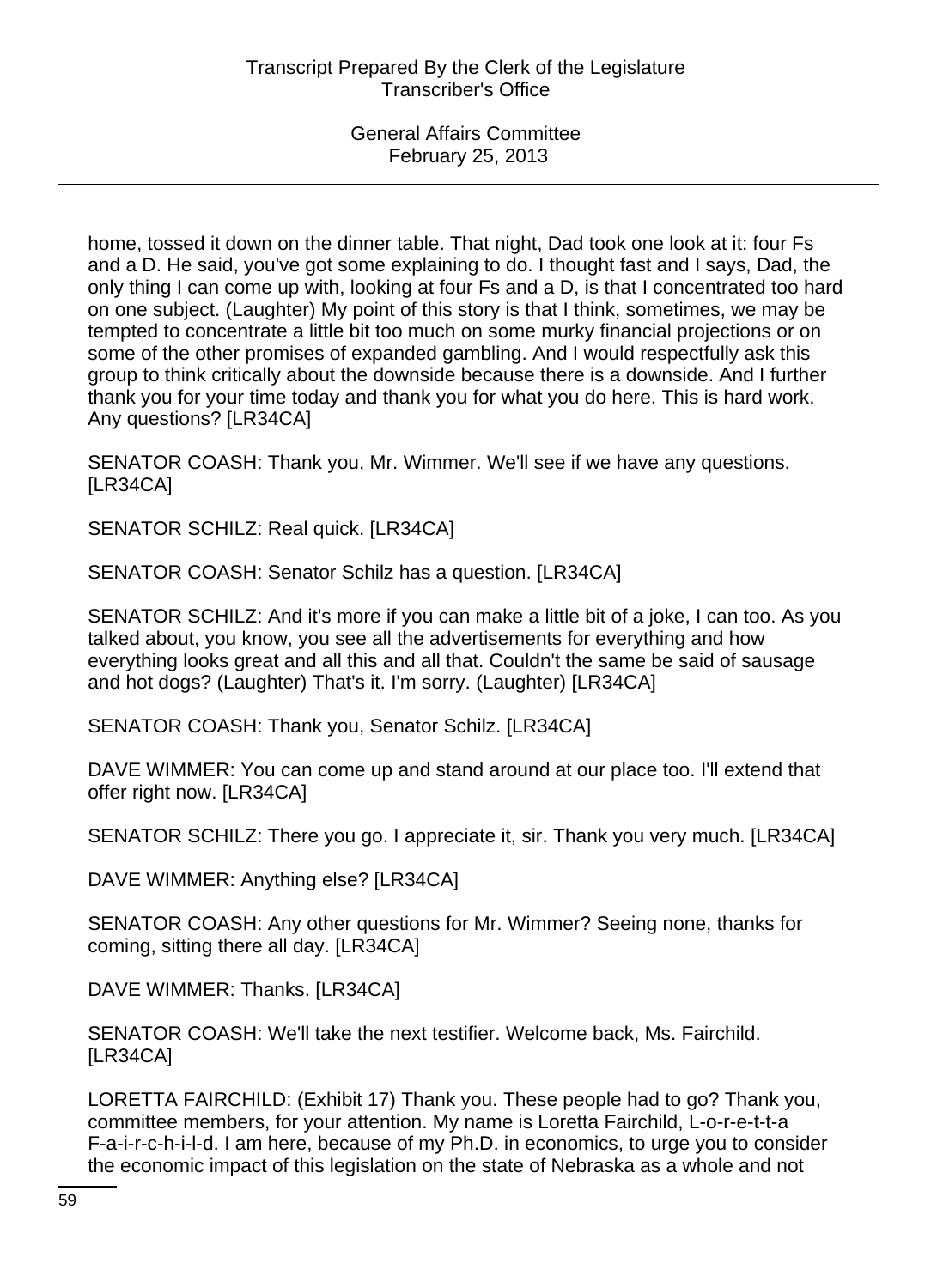home, tossed it down on the dinner table. That night, Dad took one look at it: four Fs and a D. He said, you've got some explaining to do. I thought fast and I says, Dad, the only thing I can come up with, looking at four Fs and a D, is that I concentrated too hard on one subject. (Laughter) My point of this story is that I think, sometimes, we may be tempted to concentrate a little bit too much on some murky financial projections or on some of the other promises of expanded gambling. And I would respectfully ask this group to think critically about the downside because there is a downside. And I further thank you for your time today and thank you for what you do here. This is hard work. Any questions? [LR34CA]

SENATOR COASH: Thank you, Mr. Wimmer. We'll see if we have any questions. [LR34CA]

SENATOR SCHILZ: Real quick. [LR34CA]

SENATOR COASH: Senator Schilz has a question. [LR34CA]

SENATOR SCHILZ: And it's more if you can make a little bit of a joke, I can too. As you talked about, you know, you see all the advertisements for everything and how everything looks great and all this and all that. Couldn't the same be said of sausage and hot dogs? (Laughter) That's it. I'm sorry. (Laughter) [LR34CA]

SENATOR COASH: Thank you, Senator Schilz. [LR34CA]

DAVE WIMMER: You can come up and stand around at our place too. I'll extend that offer right now. [LR34CA]

SENATOR SCHILZ: There you go. I appreciate it, sir. Thank you very much. [LR34CA]

DAVE WIMMER: Anything else? [LR34CA]

SENATOR COASH: Any other questions for Mr. Wimmer? Seeing none, thanks for coming, sitting there all day. [LR34CA]

DAVE WIMMER: Thanks. [LR34CA]

SENATOR COASH: We'll take the next testifier. Welcome back, Ms. Fairchild. [LR34CA]

LORETTA FAIRCHILD: (Exhibit 17) Thank you. These people had to go? Thank you, committee members, for your attention. My name is Loretta Fairchild, L-o-r-e-t-t-a F-a-i-r-c-h-i-l-d. I am here, because of my Ph.D. in economics, to urge you to consider the economic impact of this legislation on the state of Nebraska as a whole and not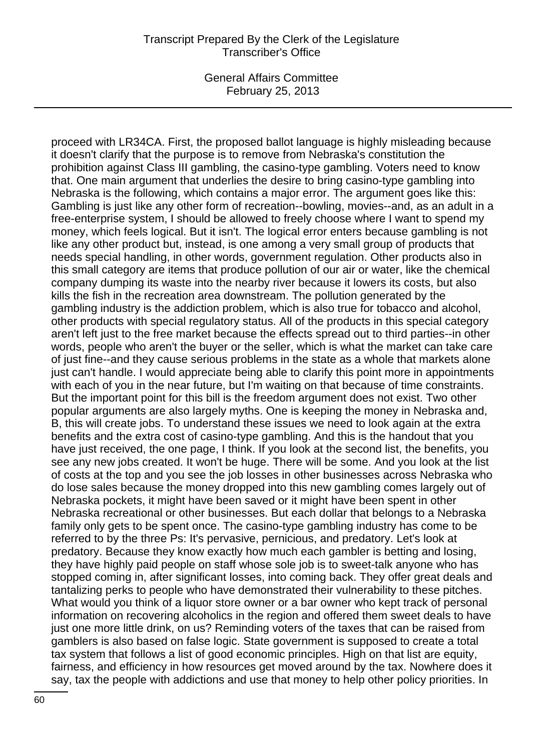proceed with LR34CA. First, the proposed ballot language is highly misleading because it doesn't clarify that the purpose is to remove from Nebraska's constitution the prohibition against Class III gambling, the casino-type gambling. Voters need to know that. One main argument that underlies the desire to bring casino-type gambling into Nebraska is the following, which contains a major error. The argument goes like this: Gambling is just like any other form of recreation--bowling, movies--and, as an adult in a free-enterprise system, I should be allowed to freely choose where I want to spend my money, which feels logical. But it isn't. The logical error enters because gambling is not like any other product but, instead, is one among a very small group of products that needs special handling, in other words, government regulation. Other products also in this small category are items that produce pollution of our air or water, like the chemical company dumping its waste into the nearby river because it lowers its costs, but also kills the fish in the recreation area downstream. The pollution generated by the gambling industry is the addiction problem, which is also true for tobacco and alcohol, other products with special regulatory status. All of the products in this special category aren't left just to the free market because the effects spread out to third parties--in other words, people who aren't the buyer or the seller, which is what the market can take care of just fine--and they cause serious problems in the state as a whole that markets alone just can't handle. I would appreciate being able to clarify this point more in appointments with each of you in the near future, but I'm waiting on that because of time constraints. But the important point for this bill is the freedom argument does not exist. Two other popular arguments are also largely myths. One is keeping the money in Nebraska and, B, this will create jobs. To understand these issues we need to look again at the extra benefits and the extra cost of casino-type gambling. And this is the handout that you have just received, the one page, I think. If you look at the second list, the benefits, you see any new jobs created. It won't be huge. There will be some. And you look at the list of costs at the top and you see the job losses in other businesses across Nebraska who do lose sales because the money dropped into this new gambling comes largely out of Nebraska pockets, it might have been saved or it might have been spent in other Nebraska recreational or other businesses. But each dollar that belongs to a Nebraska family only gets to be spent once. The casino-type gambling industry has come to be referred to by the three Ps: It's pervasive, pernicious, and predatory. Let's look at predatory. Because they know exactly how much each gambler is betting and losing, they have highly paid people on staff whose sole job is to sweet-talk anyone who has stopped coming in, after significant losses, into coming back. They offer great deals and tantalizing perks to people who have demonstrated their vulnerability to these pitches. What would you think of a liquor store owner or a bar owner who kept track of personal information on recovering alcoholics in the region and offered them sweet deals to have just one more little drink, on us? Reminding voters of the taxes that can be raised from gamblers is also based on false logic. State government is supposed to create a total tax system that follows a list of good economic principles. High on that list are equity, fairness, and efficiency in how resources get moved around by the tax. Nowhere does it say, tax the people with addictions and use that money to help other policy priorities. In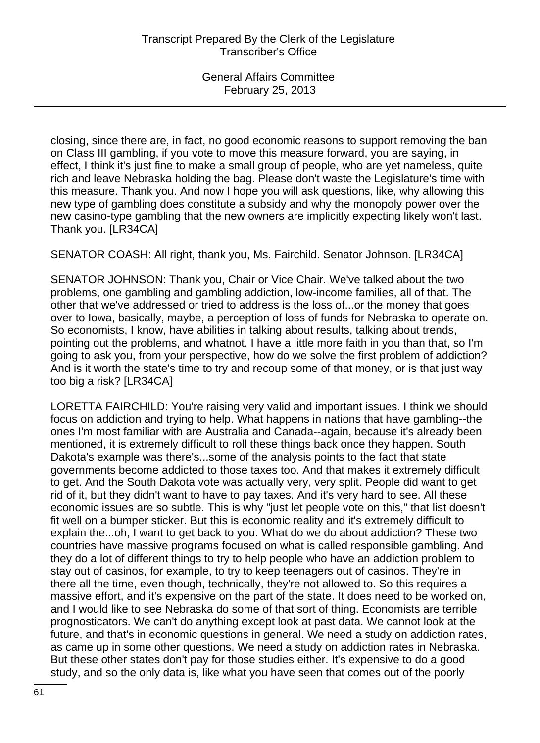closing, since there are, in fact, no good economic reasons to support removing the ban on Class III gambling, if you vote to move this measure forward, you are saying, in effect, I think it's just fine to make a small group of people, who are yet nameless, quite rich and leave Nebraska holding the bag. Please don't waste the Legislature's time with this measure. Thank you. And now I hope you will ask questions, like, why allowing this new type of gambling does constitute a subsidy and why the monopoly power over the new casino-type gambling that the new owners are implicitly expecting likely won't last. Thank you. [LR34CA]

SENATOR COASH: All right, thank you, Ms. Fairchild. Senator Johnson. [LR34CA]

SENATOR JOHNSON: Thank you, Chair or Vice Chair. We've talked about the two problems, one gambling and gambling addiction, low-income families, all of that. The other that we've addressed or tried to address is the loss of...or the money that goes over to Iowa, basically, maybe, a perception of loss of funds for Nebraska to operate on. So economists, I know, have abilities in talking about results, talking about trends, pointing out the problems, and whatnot. I have a little more faith in you than that, so I'm going to ask you, from your perspective, how do we solve the first problem of addiction? And is it worth the state's time to try and recoup some of that money, or is that just way too big a risk? [LR34CA]

LORETTA FAIRCHILD: You're raising very valid and important issues. I think we should focus on addiction and trying to help. What happens in nations that have gambling--the ones I'm most familiar with are Australia and Canada--again, because it's already been mentioned, it is extremely difficult to roll these things back once they happen. South Dakota's example was there's...some of the analysis points to the fact that state governments become addicted to those taxes too. And that makes it extremely difficult to get. And the South Dakota vote was actually very, very split. People did want to get rid of it, but they didn't want to have to pay taxes. And it's very hard to see. All these economic issues are so subtle. This is why "just let people vote on this," that list doesn't fit well on a bumper sticker. But this is economic reality and it's extremely difficult to explain the...oh, I want to get back to you. What do we do about addiction? These two countries have massive programs focused on what is called responsible gambling. And they do a lot of different things to try to help people who have an addiction problem to stay out of casinos, for example, to try to keep teenagers out of casinos. They're in there all the time, even though, technically, they're not allowed to. So this requires a massive effort, and it's expensive on the part of the state. It does need to be worked on, and I would like to see Nebraska do some of that sort of thing. Economists are terrible prognosticators. We can't do anything except look at past data. We cannot look at the future, and that's in economic questions in general. We need a study on addiction rates, as came up in some other questions. We need a study on addiction rates in Nebraska. But these other states don't pay for those studies either. It's expensive to do a good study, and so the only data is, like what you have seen that comes out of the poorly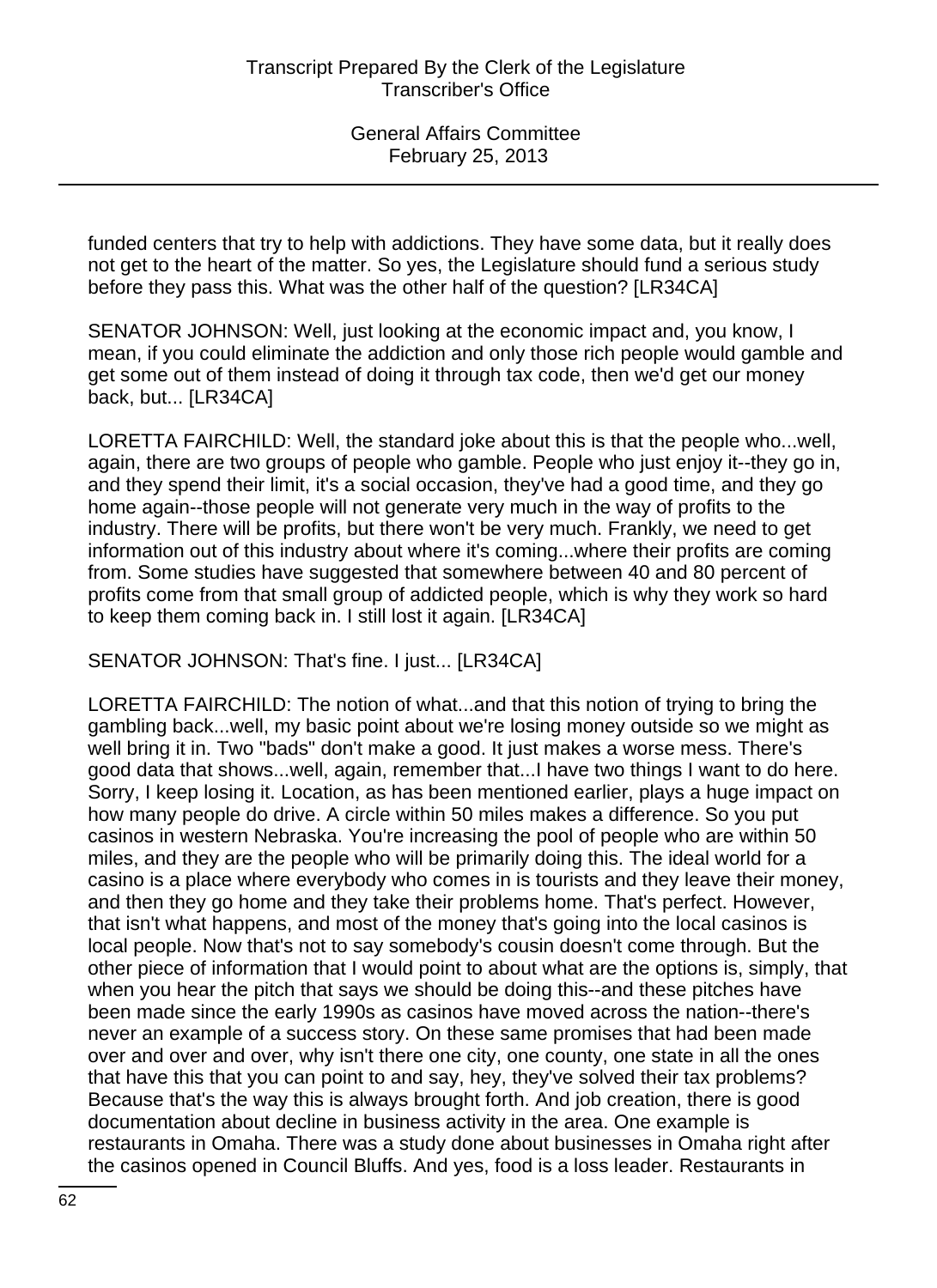funded centers that try to help with addictions. They have some data, but it really does not get to the heart of the matter. So yes, the Legislature should fund a serious study before they pass this. What was the other half of the question? [LR34CA]

SENATOR JOHNSON: Well, just looking at the economic impact and, you know, I mean, if you could eliminate the addiction and only those rich people would gamble and get some out of them instead of doing it through tax code, then we'd get our money back, but... [LR34CA]

LORETTA FAIRCHILD: Well, the standard joke about this is that the people who...well, again, there are two groups of people who gamble. People who just enjoy it--they go in, and they spend their limit, it's a social occasion, they've had a good time, and they go home again--those people will not generate very much in the way of profits to the industry. There will be profits, but there won't be very much. Frankly, we need to get information out of this industry about where it's coming...where their profits are coming from. Some studies have suggested that somewhere between 40 and 80 percent of profits come from that small group of addicted people, which is why they work so hard to keep them coming back in. I still lost it again. [LR34CA]

SENATOR JOHNSON: That's fine. I just... [LR34CA]

LORETTA FAIRCHILD: The notion of what...and that this notion of trying to bring the gambling back...well, my basic point about we're losing money outside so we might as well bring it in. Two "bads" don't make a good. It just makes a worse mess. There's good data that shows...well, again, remember that...I have two things I want to do here. Sorry, I keep losing it. Location, as has been mentioned earlier, plays a huge impact on how many people do drive. A circle within 50 miles makes a difference. So you put casinos in western Nebraska. You're increasing the pool of people who are within 50 miles, and they are the people who will be primarily doing this. The ideal world for a casino is a place where everybody who comes in is tourists and they leave their money, and then they go home and they take their problems home. That's perfect. However, that isn't what happens, and most of the money that's going into the local casinos is local people. Now that's not to say somebody's cousin doesn't come through. But the other piece of information that I would point to about what are the options is, simply, that when you hear the pitch that says we should be doing this--and these pitches have been made since the early 1990s as casinos have moved across the nation--there's never an example of a success story. On these same promises that had been made over and over and over, why isn't there one city, one county, one state in all the ones that have this that you can point to and say, hey, they've solved their tax problems? Because that's the way this is always brought forth. And job creation, there is good documentation about decline in business activity in the area. One example is restaurants in Omaha. There was a study done about businesses in Omaha right after the casinos opened in Council Bluffs. And yes, food is a loss leader. Restaurants in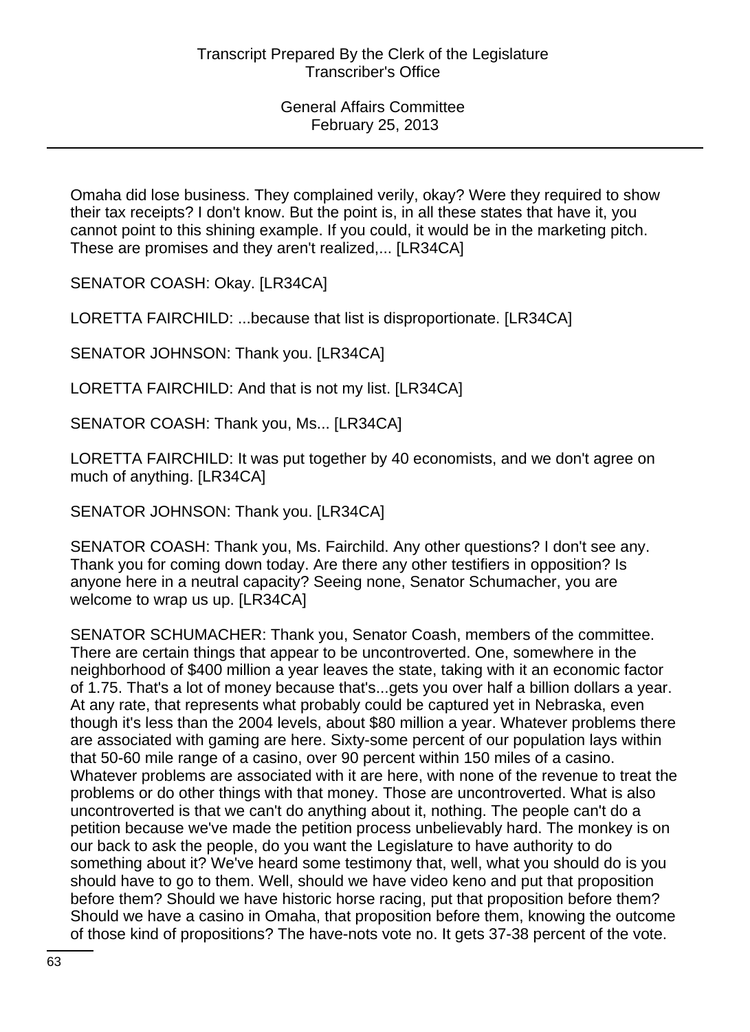Omaha did lose business. They complained verily, okay? Were they required to show their tax receipts? I don't know. But the point is, in all these states that have it, you cannot point to this shining example. If you could, it would be in the marketing pitch. These are promises and they aren't realized,... [LR34CA]

SENATOR COASH: Okay. [LR34CA]

LORETTA FAIRCHILD: ...because that list is disproportionate. [LR34CA]

SENATOR JOHNSON: Thank you. [LR34CA]

LORETTA FAIRCHILD: And that is not my list. [LR34CA]

SENATOR COASH: Thank you, Ms... [LR34CA]

LORETTA FAIRCHILD: It was put together by 40 economists, and we don't agree on much of anything. [LR34CA]

SENATOR JOHNSON: Thank you. [LR34CA]

SENATOR COASH: Thank you, Ms. Fairchild. Any other questions? I don't see any. Thank you for coming down today. Are there any other testifiers in opposition? Is anyone here in a neutral capacity? Seeing none, Senator Schumacher, you are welcome to wrap us up. [LR34CA]

SENATOR SCHUMACHER: Thank you, Senator Coash, members of the committee. There are certain things that appear to be uncontroverted. One, somewhere in the neighborhood of $400 million a year leaves the state, taking with it an economic factor of 1.75. That's a lot of money because that's...gets you over half a billion dollars a year. At any rate, that represents what probably could be captured yet in Nebraska, even though it's less than the 2004 levels, about $80 million a year. Whatever problems there are associated with gaming are here. Sixty-some percent of our population lays within that 50-60 mile range of a casino, over 90 percent within 150 miles of a casino. Whatever problems are associated with it are here, with none of the revenue to treat the problems or do other things with that money. Those are uncontroverted. What is also uncontroverted is that we can't do anything about it, nothing. The people can't do a petition because we've made the petition process unbelievably hard. The monkey is on our back to ask the people, do you want the Legislature to have authority to do something about it? We've heard some testimony that, well, what you should do is you should have to go to them. Well, should we have video keno and put that proposition before them? Should we have historic horse racing, put that proposition before them? Should we have a casino in Omaha, that proposition before them, knowing the outcome of those kind of propositions? The have-nots vote no. It gets 37-38 percent of the vote.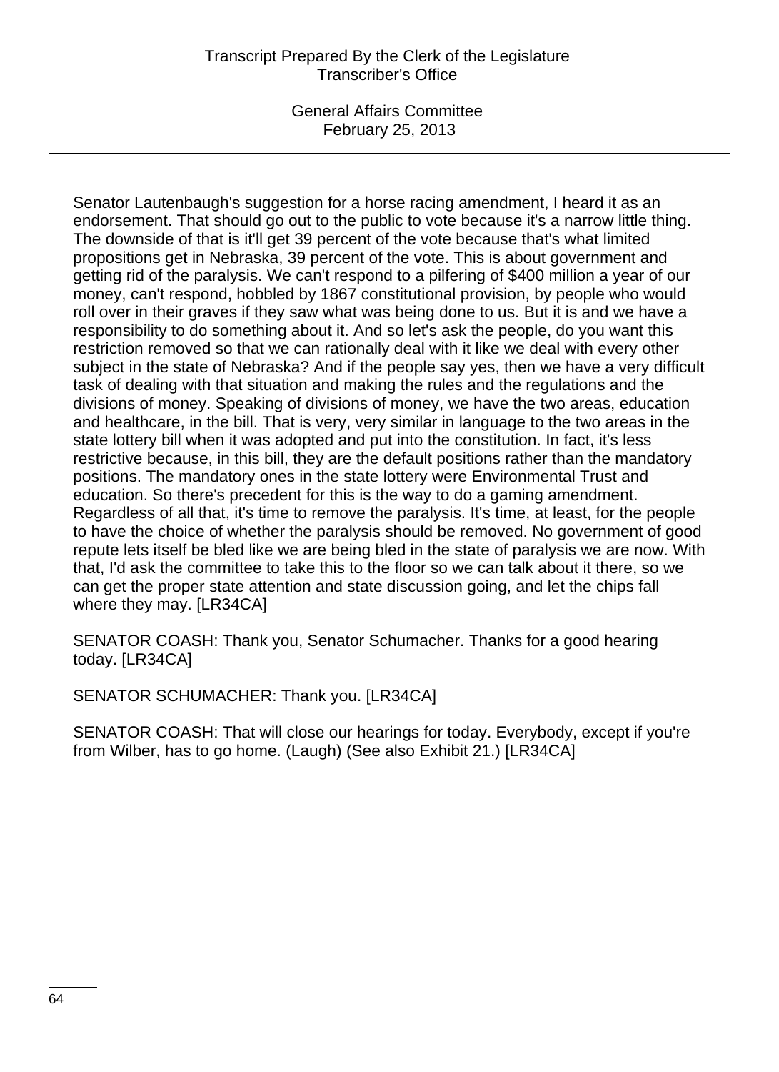Senator Lautenbaugh's suggestion for a horse racing amendment, I heard it as an endorsement. That should go out to the public to vote because it's a narrow little thing. The downside of that is it'll get 39 percent of the vote because that's what limited propositions get in Nebraska, 39 percent of the vote. This is about government and getting rid of the paralysis. We can't respond to a pilfering of $400 million a year of our money, can't respond, hobbled by 1867 constitutional provision, by people who would roll over in their graves if they saw what was being done to us. But it is and we have a responsibility to do something about it. And so let's ask the people, do you want this restriction removed so that we can rationally deal with it like we deal with every other subject in the state of Nebraska? And if the people say yes, then we have a very difficult task of dealing with that situation and making the rules and the regulations and the divisions of money. Speaking of divisions of money, we have the two areas, education and healthcare, in the bill. That is very, very similar in language to the two areas in the state lottery bill when it was adopted and put into the constitution. In fact, it's less restrictive because, in this bill, they are the default positions rather than the mandatory positions. The mandatory ones in the state lottery were Environmental Trust and education. So there's precedent for this is the way to do a gaming amendment. Regardless of all that, it's time to remove the paralysis. It's time, at least, for the people to have the choice of whether the paralysis should be removed. No government of good repute lets itself be bled like we are being bled in the state of paralysis we are now. With that, I'd ask the committee to take this to the floor so we can talk about it there, so we can get the proper state attention and state discussion going, and let the chips fall where they may. [LR34CA]

SENATOR COASH: Thank you, Senator Schumacher. Thanks for a good hearing today. [LR34CA]

SENATOR SCHUMACHER: Thank you. [LR34CA]

SENATOR COASH: That will close our hearings for today. Everybody, except if you're from Wilber, has to go home. (Laugh) (See also Exhibit 21.) [LR34CA]